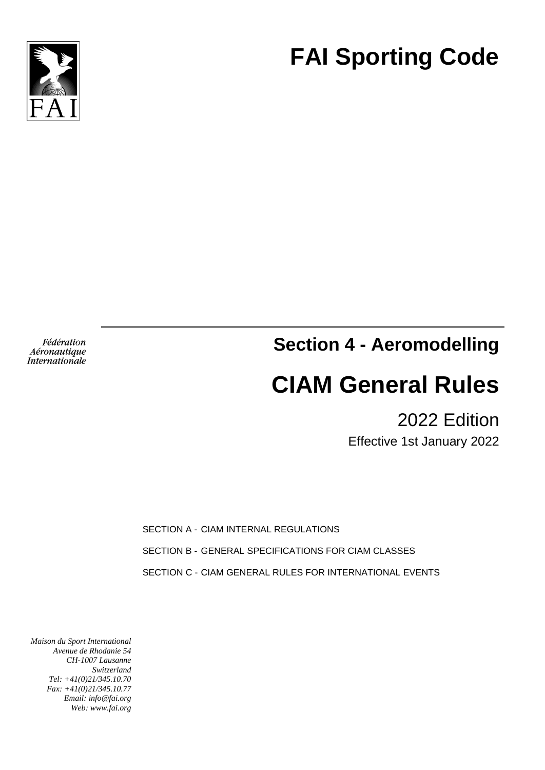FAI

# FAI Sporting Code

*Fédération Aéronautique Internationale*

## Section 4 - Aeromodelling

# CIAM General Rules

2022 Edition

Effective 1st January 2022

SECTION A - CIAM INTERNAL REGULATIONS

SECTION B - GENERAL SPECIFICATIONS FOR CIAM CLASSES

SECTION C - CIAM GENERAL RULES FOR INTERNATIONAL EVENTS

*Maison du Sport International*
*Avenue de Rhodanie 54*
*CH-1007 Lausanne*
*Switzerland*
*Tel: +41(0)21/345.10.70*
*Fax: +41(0)21/345.10.77*
*Email: info@fai.org*
*Web: www.fai.org*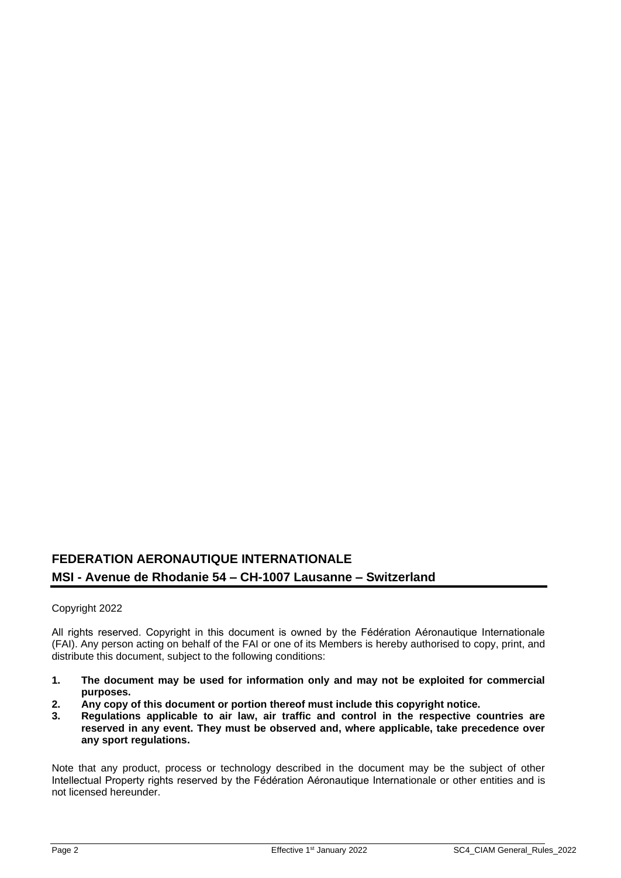## FEDERATION AERONAUTIQUE INTERNATIONALE

## MSI - Avenue de Rhodanie 54 – CH-1007 Lausanne – Switzerland

Copyright 2022

All rights reserved. Copyright in this document is owned by the Fédération Aéronautique Internationale (FAI). Any person acting on behalf of the FAI or one of its Members is hereby authorised to copy, print, and distribute this document, subject to the following conditions:

1. **The document may be used for information only and may not be exploited for commercial purposes.**
2. **Any copy of this document or portion thereof must include this copyright notice.**
3. **Regulations applicable to air law, air traffic and control in the respective countries are reserved in any event. They must be observed and, where applicable, take precedence over any sport regulations.**

Note that any product, process or technology described in the document may be the subject of other Intellectual Property rights reserved by the Fédération Aéronautique Internationale or other entities and is not licensed hereunder.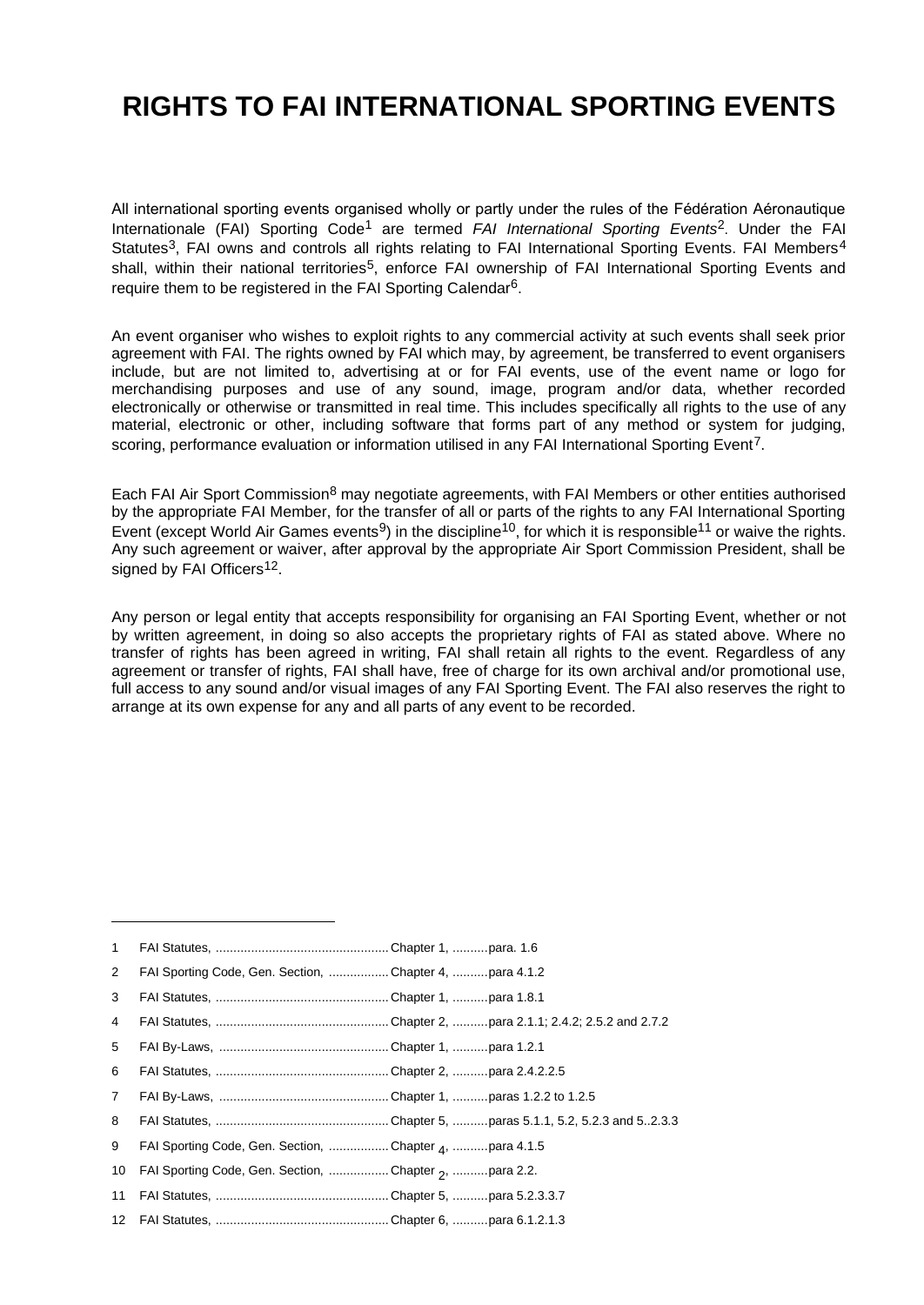# RIGHTS TO FAI INTERNATIONAL SPORTING EVENTS

All international sporting events organised wholly or partly under the rules of the Fédération Aéronautique Internationale (FAI) Sporting Code[1] are termed *FAI International Sporting Events*[2]. Under the FAI Statutes[3], FAI owns and controls all rights relating to FAI International Sporting Events. FAI Members[4] shall, within their national territories[5], enforce FAI ownership of FAI International Sporting Events and require them to be registered in the FAI Sporting Calendar[6].

An event organiser who wishes to exploit rights to any commercial activity at such events shall seek prior agreement with FAI. The rights owned by FAI which may, by agreement, be transferred to event organisers include, but are not limited to, advertising at or for FAI events, use of the event name or logo for merchandising purposes and use of any sound, image, program and/or data, whether recorded electronically or otherwise or transmitted in real time. This includes specifically all rights to the use of any material, electronic or other, including software that forms part of any method or system for judging, scoring, performance evaluation or information utilised in any FAI International Sporting Event[7].

Each FAI Air Sport Commission[8] may negotiate agreements, with FAI Members or other entities authorised by the appropriate FAI Member, for the transfer of all or parts of the rights to any FAI International Sporting Event (except World Air Games events[9]) in the discipline[10], for which it is responsible[11] or waive the rights. Any such agreement or waiver, after approval by the appropriate Air Sport Commission President, shall be signed by FAI Officers[12].

Any person or legal entity that accepts responsibility for organising an FAI Sporting Event, whether or not by written agreement, in doing so also accepts the proprietary rights of FAI as stated above. Where no transfer of rights has been agreed in writing, FAI shall retain all rights to the event. Regardless of any agreement or transfer of rights, FAI shall have, free of charge for its own archival and/or promotional use, full access to any sound and/or visual images of any FAI Sporting Event. The FAI also reserves the right to arrange at its own expense for any and all parts of any event to be recorded.

---

1 FAI Statutes, ................................................ Chapter 1, .......... para. 1.6

2 FAI Sporting Code, Gen. Section, ................. Chapter 4, .......... para 4.1.2

3 FAI Statutes, ................................................ Chapter 1, .......... para 1.8.1

4 FAI Statutes, ................................................ Chapter 2, .......... para 2.1.1; 2.4.2; 2.5.2 and 2.7.2

5 FAI By-Laws, ................................................ Chapter 1, .......... para 1.2.1

6 FAI Statutes, ................................................ Chapter 2, .......... para 2.4.2.2.5

7 FAI By-Laws, ................................................ Chapter 1, .......... paras 1.2.2 to 1.2.5

8 FAI Statutes, ................................................ Chapter 5, .......... paras 5.1.1, 5.2, 5.2.3 and 5..2.3.3

9 FAI Sporting Code, Gen. Section, ................. Chapter 4, .......... para 4.1.5

10 FAI Sporting Code, Gen. Section, ................. Chapter 2, .......... para 2.2.

11 FAI Statutes, ................................................ Chapter 5, .......... para 5.2.3.3.7

12 FAI Statutes, ................................................ Chapter 6, .......... para 6.1.2.1.3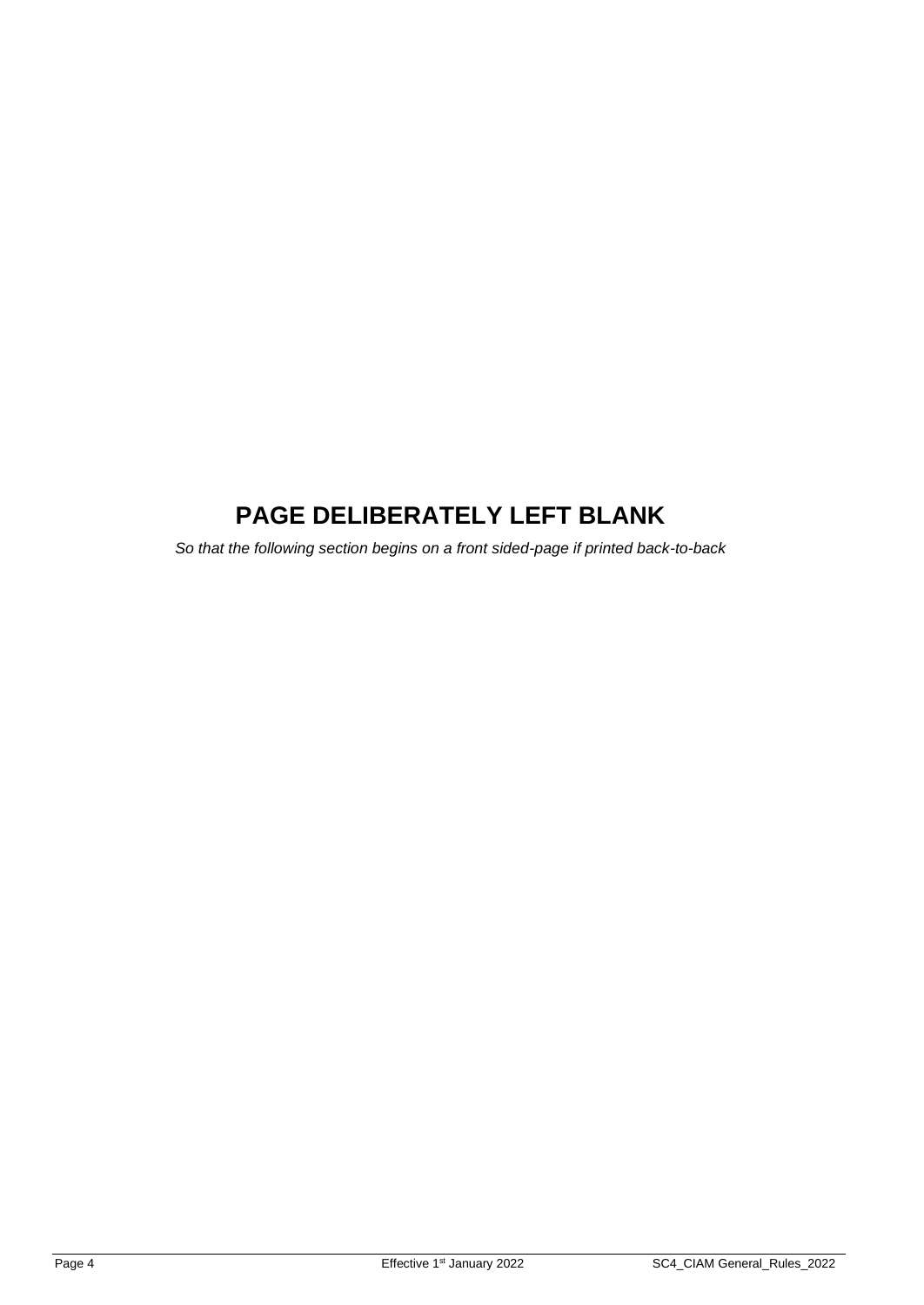**PAGE DELIBERATELY LEFT BLANK**

*So that the following section begins on a front sided-page if printed back-to-back*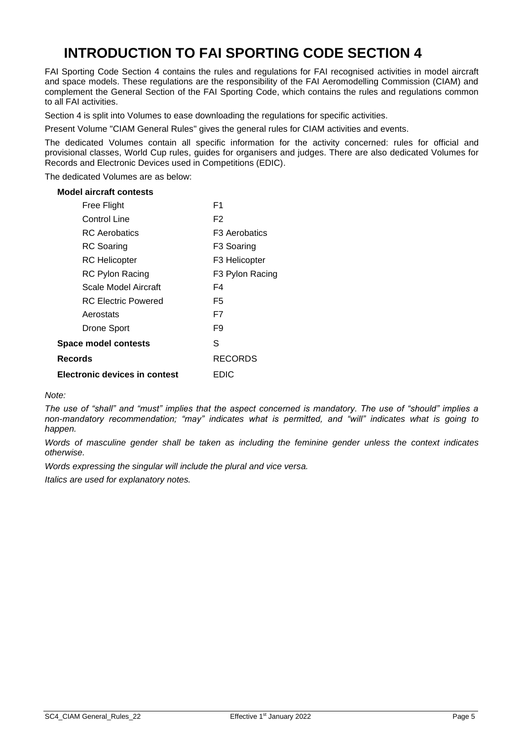# INTRODUCTION TO FAI SPORTING CODE SECTION 4

FAI Sporting Code Section 4 contains the rules and regulations for FAI recognised activities in model aircraft and space models. These regulations are the responsibility of the FAI Aeromodelling Commission (CIAM) and complement the General Section of the FAI Sporting Code, which contains the rules and regulations common to all FAI activities.

Section 4 is split into Volumes to ease downloading the regulations for specific activities.

Present Volume "CIAM General Rules" gives the general rules for CIAM activities and events.

The dedicated Volumes contain all specific information for the activity concerned: rules for official and provisional classes, World Cup rules, guides for organisers and judges. There are also dedicated Volumes for Records and Electronic Devices used in Competitions (EDIC).

The dedicated Volumes are as below:

| **Model aircraft contests** | |
|---|---|
| Free Flight | F1 |
| Control Line | F2 |
| RC Aerobatics | F3 Aerobatics |
| RC Soaring | F3 Soaring |
| RC Helicopter | F3 Helicopter |
| RC Pylon Racing | F3 Pylon Racing |
| Scale Model Aircraft | F4 |
| RC Electric Powered | F5 |
| Aerostats | F7 |
| Drone Sport | F9 |
| **Space model contests** | S |
| **Records** | RECORDS |
| **Electronic devices in contest** | EDIC |

*Note:*

*The use of "shall" and "must" implies that the aspect concerned is mandatory. The use of "should" implies a non-mandatory recommendation; "may" indicates what is permitted, and "will" indicates what is going to happen.*

*Words of masculine gender shall be taken as including the feminine gender unless the context indicates otherwise.*

*Words expressing the singular will include the plural and vice versa.*

*Italics are used for explanatory notes.*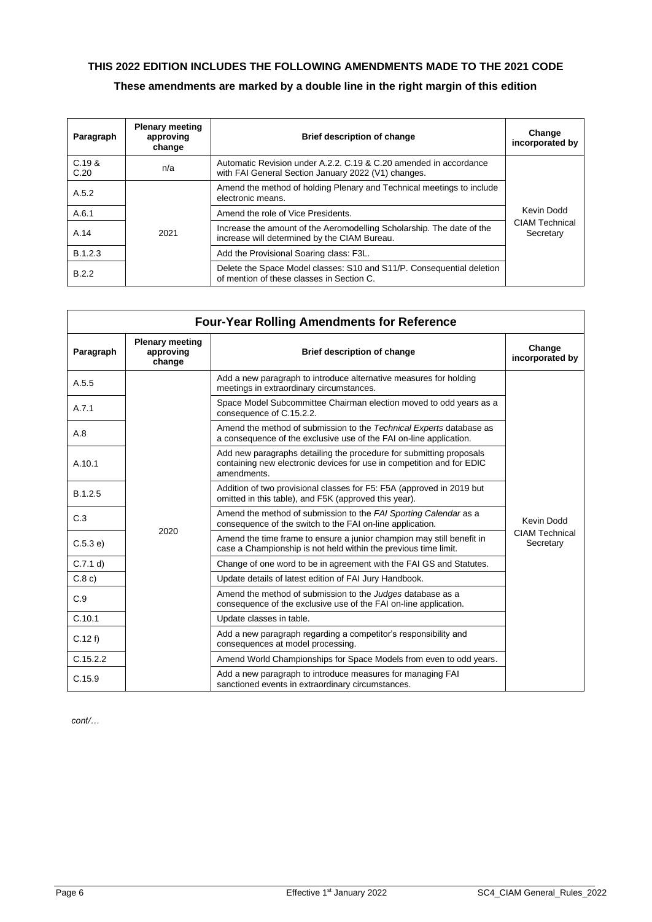**THIS 2022 EDITION INCLUDES THE FOLLOWING AMENDMENTS MADE TO THE 2021 CODE**

**These amendments are marked by a double line in the right margin of this edition**

| Paragraph | Plenary meeting approving change | Brief description of change | Change incorporated by |
|---|---|---|---|
| C.19 & C.20 | n/a | Automatic Revision under A.2.2. C.19 & C.20 amended in accordance with FAI General Section January 2022 (V1) changes. | Kevin Dodd CIAM Technical Secretary |
| A.5.2 | 2021 | Amend the method of holding Plenary and Technical meetings to include electronic means. | |
| A.6.1 | | Amend the role of Vice Presidents. | |
| A.14 | | Increase the amount of the Aeromodelling Scholarship. The date of the increase will determined by the CIAM Bureau. | |
| B.1.2.3 | | Add the Provisional Soaring class: F3L. | |
| B.2.2 | | Delete the Space Model classes: S10 and S11/P. Consequential deletion of mention of these classes in Section C. | |

| Four-Year Rolling Amendments for Reference | | | |
|---|---|---|---|
| **Paragraph** | **Plenary meeting approving change** | **Brief description of change** | **Change incorporated by** |
| A.5.5 | 2020 | Add a new paragraph to introduce alternative measures for holding meetings in extraordinary circumstances. | Kevin Dodd CIAM Technical Secretary |
| A.7.1 | | Space Model Subcommittee Chairman election moved to odd years as a consequence of C.15.2.2. | |
| A.8 | | Amend the method of submission to the *Technical Experts* database as a consequence of the exclusive use of the FAI on-line application. | |
| A.10.1 | | Add new paragraphs detailing the procedure for submitting proposals containing new electronic devices for use in competition and for EDIC amendments. | |
| B.1.2.5 | | Addition of two provisional classes for F5: F5A (approved in 2019 but omitted in this table), and F5K (approved this year). | |
| C.3 | | Amend the method of submission to the *FAI Sporting Calendar* as a consequence of the switch to the FAI on-line application. | |
| C.5.3 e) | | Amend the time frame to ensure a junior champion may still benefit in case a Championship is not held within the previous time limit. | |
| C.7.1 d) | | Change of one word to be in agreement with the FAI GS and Statutes. | |
| C.8 c) | | Update details of latest edition of FAI Jury Handbook. | |
| C.9 | | Amend the method of submission to the *Judges* database as a consequence of the exclusive use of the FAI on-line application. | |
| C.10.1 | | Update classes in table. | |
| C.12 f) | | Add a new paragraph regarding a competitor's responsibility and consequences at model processing. | |
| C.15.2.2 | | Amend World Championships for Space Models from even to odd years. | |
| C.15.9 | | Add a new paragraph to introduce measures for managing FAI sanctioned events in extraordinary circumstances. | |

*cont/…*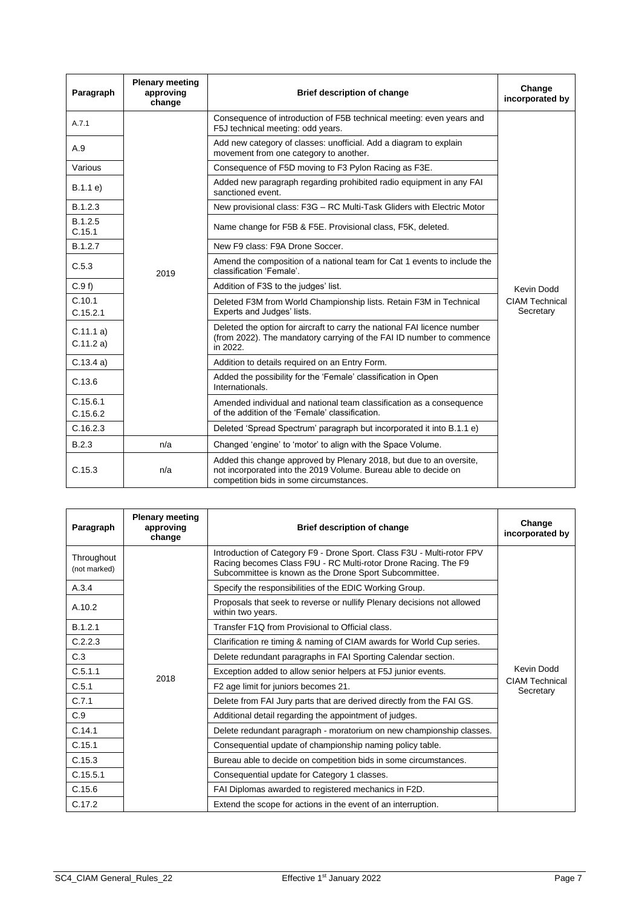| Paragraph | Plenary meeting approving change | Brief description of change | Change incorporated by |
|---|---|---|---|
| A.7.1 | 2019 | Consequence of introduction of F5B technical meeting: even years and F5J technical meeting: odd years. | Kevin Dodd CIAM Technical Secretary |
| A.9 | | Add new category of classes: unofficial. Add a diagram to explain movement from one category to another. | |
| Various | | Consequence of F5D moving to F3 Pylon Racing as F3E. | |
| B.1.1 e) | | Added new paragraph regarding prohibited radio equipment in any FAI sanctioned event. | |
| B.1.2.3 | | New provisional class: F3G – RC Multi-Task Gliders with Electric Motor | |
| B.1.2.5 C.15.1 | | Name change for F5B & F5E. Provisional class, F5K, deleted. | |
| B.1.2.7 | | New F9 class: F9A Drone Soccer. | |
| C.5.3 | | Amend the composition of a national team for Cat 1 events to include the classification 'Female'. | |
| C.9 f) | | Addition of F3S to the judges' list. | |
| C.10.1 C.15.2.1 | | Deleted F3M from World Championship lists. Retain F3M in Technical Experts and Judges' lists. | |
| C.11.1 a) C.11.2 a) | | Deleted the option for aircraft to carry the national FAI licence number (from 2022). The mandatory carrying of the FAI ID number to commence in 2022. | |
| C.13.4 a) | | Addition to details required on an Entry Form. | |
| C.13.6 | | Added the possibility for the 'Female' classification in Open Internationals. | |
| C.15.6.1 C.15.6.2 | | Amended individual and national team classification as a consequence of the addition of the 'Female' classification. | |
| C.16.2.3 | | Deleted 'Spread Spectrum' paragraph but incorporated it into B.1.1 e) | |
| B.2.3 | n/a | Changed 'engine' to 'motor' to align with the Space Volume. | |
| C.15.3 | n/a | Added this change approved by Plenary 2018, but due to an oversite, not incorporated into the 2019 Volume. Bureau able to decide on competition bids in some circumstances. | |

| Paragraph | Plenary meeting approving change | Brief description of change | Change incorporated by |
|---|---|---|---|
| Throughout (not marked) | 2018 | Introduction of Category F9 - Drone Sport. Class F3U - Multi-rotor FPV Racing becomes Class F9U - RC Multi-rotor Drone Racing. The F9 Subcommittee is known as the Drone Sport Subcommittee. | Kevin Dodd CIAM Technical Secretary |
| A.3.4 | | Specify the responsibilities of the EDIC Working Group. | |
| A.10.2 | | Proposals that seek to reverse or nullify Plenary decisions not allowed within two years. | |
| B.1.2.1 | | Transfer F1Q from Provisional to Official class. | |
| C.2.2.3 | | Clarification re timing & naming of CIAM awards for World Cup series. | |
| C.3 | | Delete redundant paragraphs in FAI Sporting Calendar section. | |
| C.5.1.1 | | Exception added to allow senior helpers at F5J junior events. | |
| C.5.1 | | F2 age limit for juniors becomes 21. | |
| C.7.1 | | Delete from FAI Jury parts that are derived directly from the FAI GS. | |
| C.9 | | Additional detail regarding the appointment of judges. | |
| C.14.1 | | Delete redundant paragraph - moratorium on new championship classes. | |
| C.15.1 | | Consequential update of championship naming policy table. | |
| C.15.3 | | Bureau able to decide on competition bids in some circumstances. | |
| C.15.5.1 | | Consequential update for Category 1 classes. | |
| C.15.6 | | FAI Diplomas awarded to registered mechanics in F2D. | |
| C.17.2 | | Extend the scope for actions in the event of an interruption. | |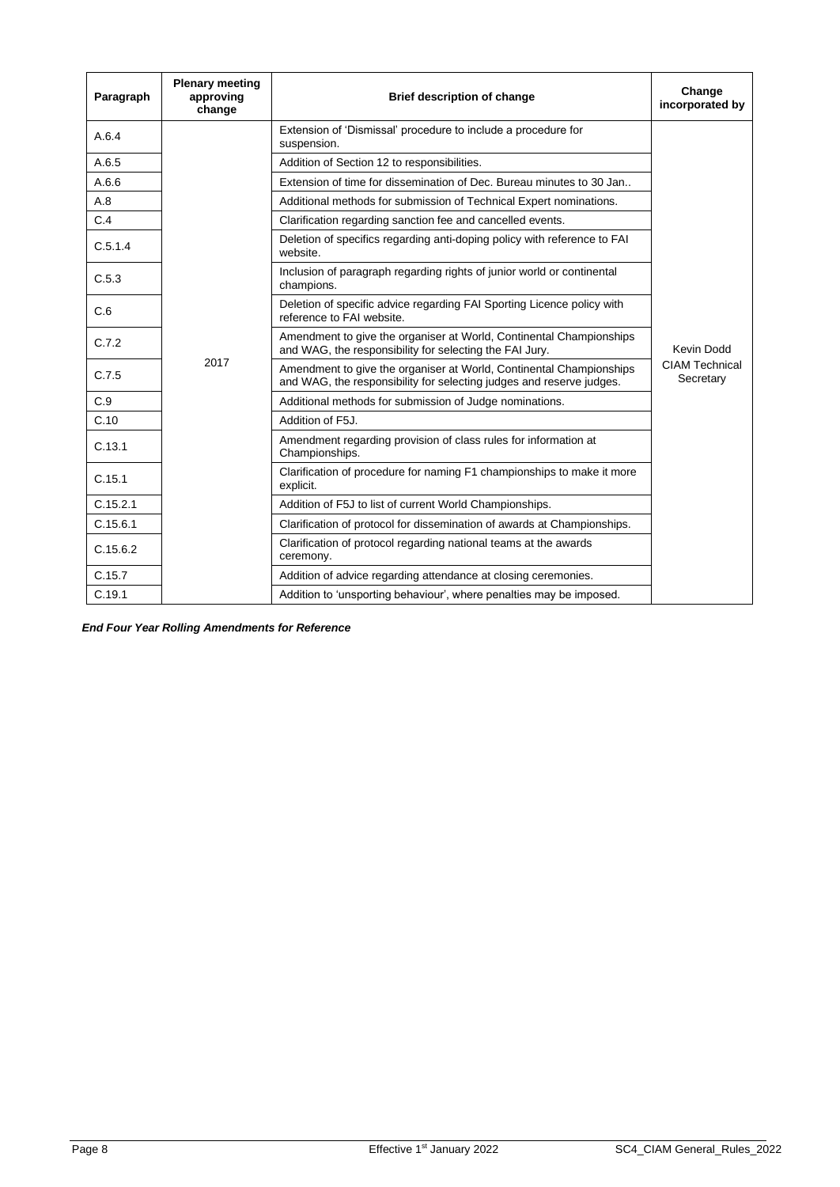| Paragraph | Plenary meeting approving change | Brief description of change | Change incorporated by |
|---|---|---|---|
| A.6.4 | 2017 | Extension of 'Dismissal' procedure to include a procedure for suspension. | Kevin Dodd CIAM Technical Secretary |
| A.6.5 | | Addition of Section 12 to responsibilities. | |
| A.6.6 | | Extension of time for dissemination of Dec. Bureau minutes to 30 Jan.. | |
| A.8 | | Additional methods for submission of Technical Expert nominations. | |
| C.4 | | Clarification regarding sanction fee and cancelled events. | |
| C.5.1.4 | | Deletion of specifics regarding anti-doping policy with reference to FAI website. | |
| C.5.3 | | Inclusion of paragraph regarding rights of junior world or continental champions. | |
| C.6 | | Deletion of specific advice regarding FAI Sporting Licence policy with reference to FAI website. | |
| C.7.2 | | Amendment to give the organiser at World, Continental Championships and WAG, the responsibility for selecting the FAI Jury. | |
| C.7.5 | | Amendment to give the organiser at World, Continental Championships and WAG, the responsibility for selecting judges and reserve judges. | |
| C.9 | | Additional methods for submission of Judge nominations. | |
| C.10 | | Addition of F5J. | |
| C.13.1 | | Amendment regarding provision of class rules for information at Championships. | |
| C.15.1 | | Clarification of procedure for naming F1 championships to make it more explicit. | |
| C.15.2.1 | | Addition of F5J to list of current World Championships. | |
| C.15.6.1 | | Clarification of protocol for dissemination of awards at Championships. | |
| C.15.6.2 | | Clarification of protocol regarding national teams at the awards ceremony. | |
| C.15.7 | | Addition of advice regarding attendance at closing ceremonies. | |
| C.19.1 | | Addition to 'unsporting behaviour', where penalties may be imposed. | |

***End Four Year Rolling Amendments for Reference***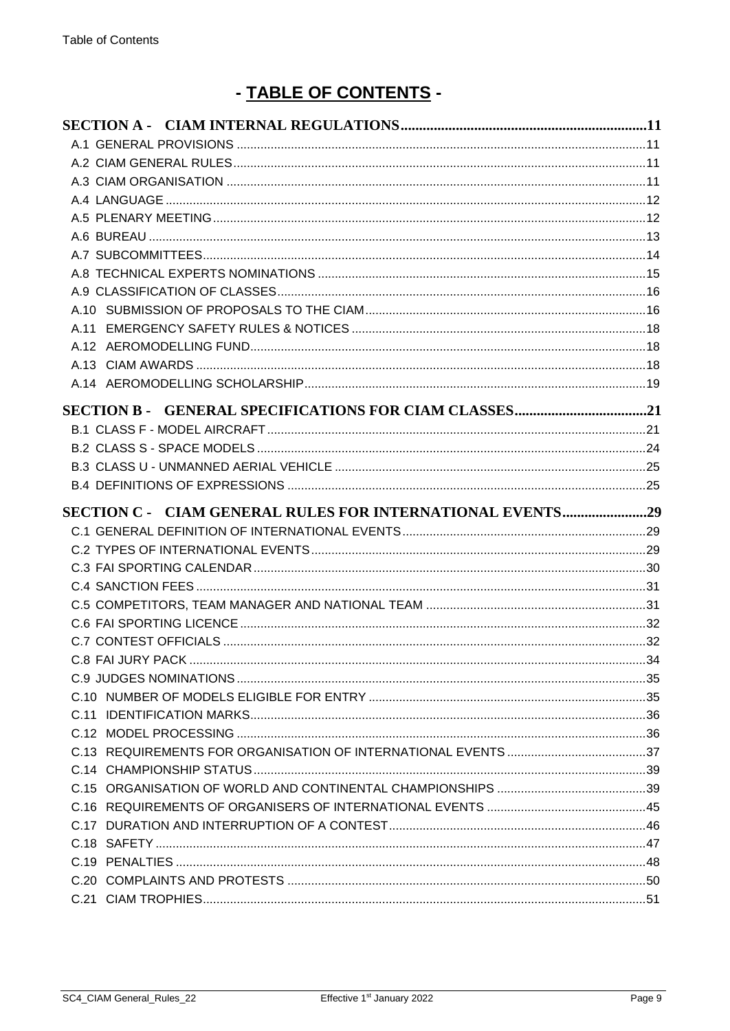# - TABLE OF CONTENTS -

**SECTION A - CIAM INTERNAL REGULATIONS** ..... 11

A.1 GENERAL PROVISIONS ..... 11
A.2 CIAM GENERAL RULES ..... 11
A.3 CIAM ORGANISATION ..... 11
A.4 LANGUAGE ..... 12
A.5 PLENARY MEETING ..... 12
A.6 BUREAU ..... 13
A.7 SUBCOMMITTEES ..... 14
A.8 TECHNICAL EXPERTS NOMINATIONS ..... 15
A.9 CLASSIFICATION OF CLASSES ..... 16
A.10 SUBMISSION OF PROPOSALS TO THE CIAM ..... 16
A.11 EMERGENCY SAFETY RULES & NOTICES ..... 18
A.12 AEROMODELLING FUND ..... 18
A.13 CIAM AWARDS ..... 18
A.14 AEROMODELLING SCHOLARSHIP ..... 19

**SECTION B - GENERAL SPECIFICATIONS FOR CIAM CLASSES** ..... 21

B.1 CLASS F - MODEL AIRCRAFT ..... 21
B.2 CLASS S - SPACE MODELS ..... 24
B.3 CLASS U - UNMANNED AERIAL VEHICLE ..... 25
B.4 DEFINITIONS OF EXPRESSIONS ..... 25

**SECTION C - CIAM GENERAL RULES FOR INTERNATIONAL EVENTS** ..... 29

C.1 GENERAL DEFINITION OF INTERNATIONAL EVENTS ..... 29
C.2 TYPES OF INTERNATIONAL EVENTS ..... 29
C.3 FAI SPORTING CALENDAR ..... 30
C.4 SANCTION FEES ..... 31
C.5 COMPETITORS, TEAM MANAGER AND NATIONAL TEAM ..... 31
C.6 FAI SPORTING LICENCE ..... 32
C.7 CONTEST OFFICIALS ..... 32
C.8 FAI JURY PACK ..... 34
C.9 JUDGES NOMINATIONS ..... 35
C.10 NUMBER OF MODELS ELIGIBLE FOR ENTRY ..... 35
C.11 IDENTIFICATION MARKS ..... 36
C.12 MODEL PROCESSING ..... 36
C.13 REQUIREMENTS FOR ORGANISATION OF INTERNATIONAL EVENTS ..... 37
C.14 CHAMPIONSHIP STATUS ..... 39
C.15 ORGANISATION OF WORLD AND CONTINENTAL CHAMPIONSHIPS ..... 39
C.16 REQUIREMENTS OF ORGANISERS OF INTERNATIONAL EVENTS ..... 45
C.17 DURATION AND INTERRUPTION OF A CONTEST ..... 46
C.18 SAFETY ..... 47
C.19 PENALTIES ..... 48
C.20 COMPLAINTS AND PROTESTS ..... 50
C.21 CIAM TROPHIES ..... 51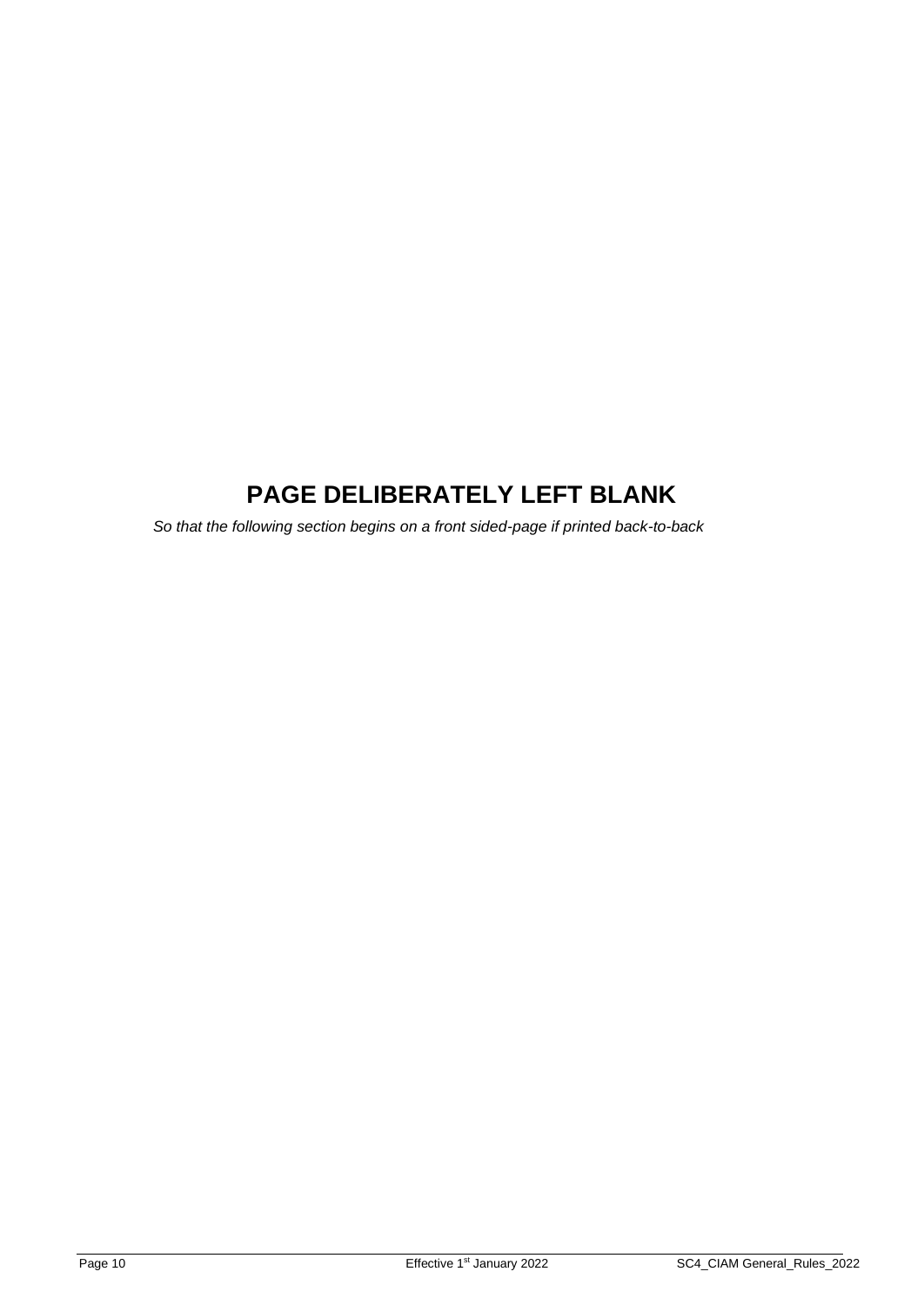**PAGE DELIBERATELY LEFT BLANK**

*So that the following section begins on a front sided-page if printed back-to-back*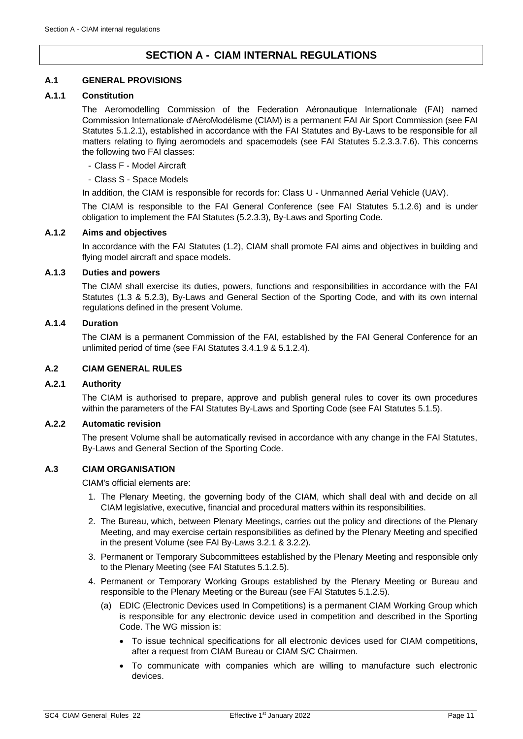# SECTION A - CIAM INTERNAL REGULATIONS

## A.1 GENERAL PROVISIONS

### A.1.1 Constitution

The Aeromodelling Commission of the Federation Aéronautique Internationale (FAI) named Commission Internationale d'AéroModélisme (CIAM) is a permanent FAI Air Sport Commission (see FAI Statutes 5.1.2.1), established in accordance with the FAI Statutes and By-Laws to be responsible for all matters relating to flying aeromodels and spacemodels (see FAI Statutes 5.2.3.3.7.6). This concerns the following two FAI classes:

- Class F - Model Aircraft
- Class S - Space Models

In addition, the CIAM is responsible for records for: Class U - Unmanned Aerial Vehicle (UAV).

The CIAM is responsible to the FAI General Conference (see FAI Statutes 5.1.2.6) and is under obligation to implement the FAI Statutes (5.2.3.3), By-Laws and Sporting Code.

### A.1.2 Aims and objectives

In accordance with the FAI Statutes (1.2), CIAM shall promote FAI aims and objectives in building and flying model aircraft and space models.

### A.1.3 Duties and powers

The CIAM shall exercise its duties, powers, functions and responsibilities in accordance with the FAI Statutes (1.3 & 5.2.3), By-Laws and General Section of the Sporting Code, and with its own internal regulations defined in the present Volume.

### A.1.4 Duration

The CIAM is a permanent Commission of the FAI, established by the FAI General Conference for an unlimited period of time (see FAI Statutes 3.4.1.9 & 5.1.2.4).

## A.2 CIAM GENERAL RULES

### A.2.1 Authority

The CIAM is authorised to prepare, approve and publish general rules to cover its own procedures within the parameters of the FAI Statutes By-Laws and Sporting Code (see FAI Statutes 5.1.5).

### A.2.2 Automatic revision

The present Volume shall be automatically revised in accordance with any change in the FAI Statutes, By-Laws and General Section of the Sporting Code.

## A.3 CIAM ORGANISATION

CIAM's official elements are:

1. The Plenary Meeting, the governing body of the CIAM, which shall deal with and decide on all CIAM legislative, executive, financial and procedural matters within its responsibilities.
2. The Bureau, which, between Plenary Meetings, carries out the policy and directions of the Plenary Meeting, and may exercise certain responsibilities as defined by the Plenary Meeting and specified in the present Volume (see FAI By-Laws 3.2.1 & 3.2.2).
3. Permanent or Temporary Subcommittees established by the Plenary Meeting and responsible only to the Plenary Meeting (see FAI Statutes 5.1.2.5).
4. Permanent or Temporary Working Groups established by the Plenary Meeting or Bureau and responsible to the Plenary Meeting or the Bureau (see FAI Statutes 5.1.2.5).
   (a) EDIC (Electronic Devices used In Competitions) is a permanent CIAM Working Group which is responsible for any electronic device used in competition and described in the Sporting Code. The WG mission is:
   - To issue technical specifications for all electronic devices used for CIAM competitions, after a request from CIAM Bureau or CIAM S/C Chairmen.
   - To communicate with companies which are willing to manufacture such electronic devices.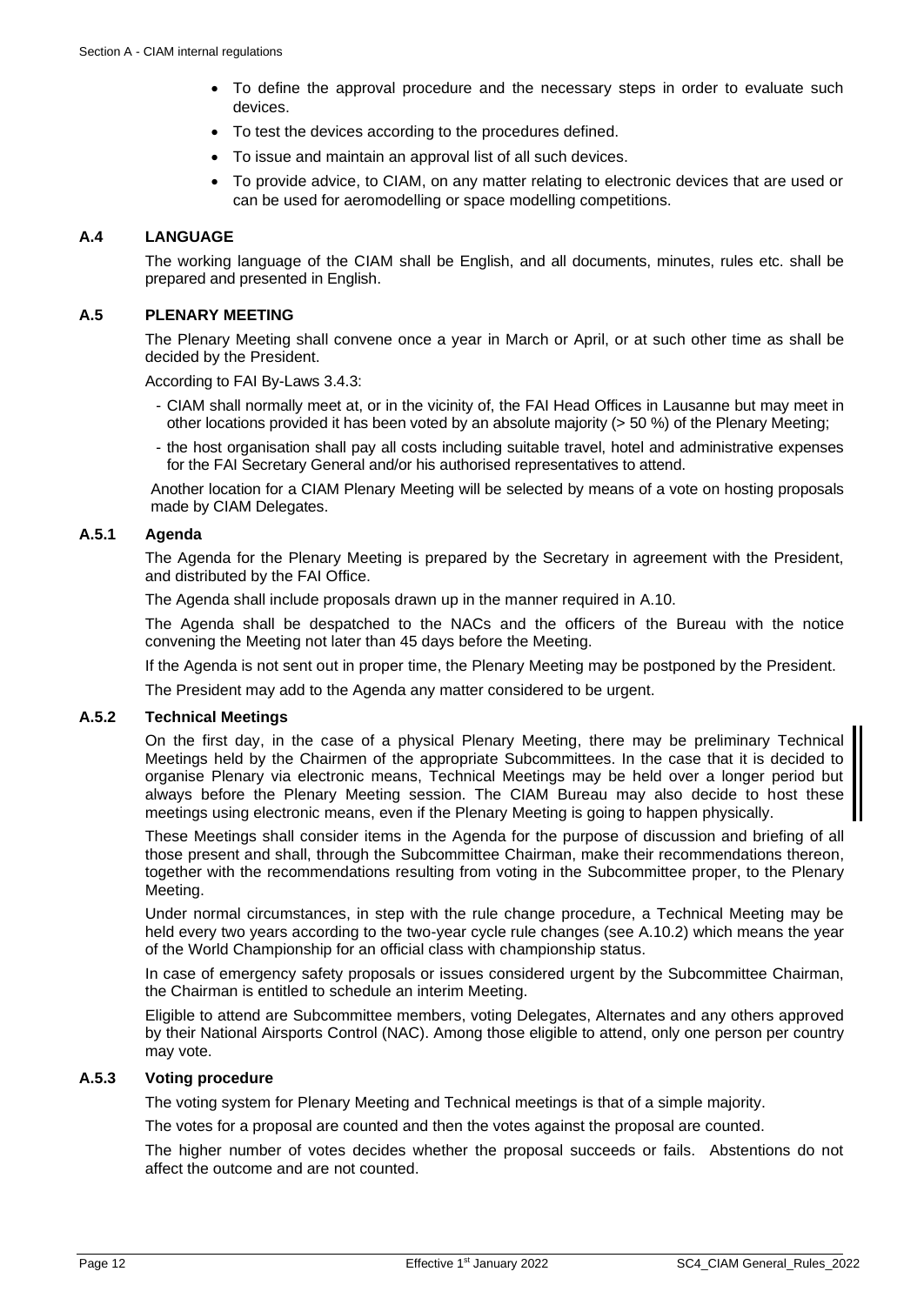- To define the approval procedure and the necessary steps in order to evaluate such devices.
- To test the devices according to the procedures defined.
- To issue and maintain an approval list of all such devices.
- To provide advice, to CIAM, on any matter relating to electronic devices that are used or can be used for aeromodelling or space modelling competitions.

## A.4 LANGUAGE

The working language of the CIAM shall be English, and all documents, minutes, rules etc. shall be prepared and presented in English.

## A.5 PLENARY MEETING

The Plenary Meeting shall convene once a year in March or April, or at such other time as shall be decided by the President.

According to FAI By-Laws 3.4.3:

- CIAM shall normally meet at, or in the vicinity of, the FAI Head Offices in Lausanne but may meet in other locations provided it has been voted by an absolute majority (> 50 %) of the Plenary Meeting;
- the host organisation shall pay all costs including suitable travel, hotel and administrative expenses for the FAI Secretary General and/or his authorised representatives to attend.

Another location for a CIAM Plenary Meeting will be selected by means of a vote on hosting proposals made by CIAM Delegates.

### A.5.1 Agenda

The Agenda for the Plenary Meeting is prepared by the Secretary in agreement with the President, and distributed by the FAI Office.

The Agenda shall include proposals drawn up in the manner required in A.10.

The Agenda shall be despatched to the NACs and the officers of the Bureau with the notice convening the Meeting not later than 45 days before the Meeting.

If the Agenda is not sent out in proper time, the Plenary Meeting may be postponed by the President.

The President may add to the Agenda any matter considered to be urgent.

### A.5.2 Technical Meetings

On the first day, in the case of a physical Plenary Meeting, there may be preliminary Technical Meetings held by the Chairmen of the appropriate Subcommittees. In the case that it is decided to organise Plenary via electronic means, Technical Meetings may be held over a longer period but always before the Plenary Meeting session. The CIAM Bureau may also decide to host these meetings using electronic means, even if the Plenary Meeting is going to happen physically.

These Meetings shall consider items in the Agenda for the purpose of discussion and briefing of all those present and shall, through the Subcommittee Chairman, make their recommendations thereon, together with the recommendations resulting from voting in the Subcommittee proper, to the Plenary Meeting.

Under normal circumstances, in step with the rule change procedure, a Technical Meeting may be held every two years according to the two-year cycle rule changes (see A.10.2) which means the year of the World Championship for an official class with championship status.

In case of emergency safety proposals or issues considered urgent by the Subcommittee Chairman, the Chairman is entitled to schedule an interim Meeting.

Eligible to attend are Subcommittee members, voting Delegates, Alternates and any others approved by their National Airsports Control (NAC). Among those eligible to attend, only one person per country may vote.

### A.5.3 Voting procedure

The voting system for Plenary Meeting and Technical meetings is that of a simple majority.

The votes for a proposal are counted and then the votes against the proposal are counted.

The higher number of votes decides whether the proposal succeeds or fails. Abstentions do not affect the outcome and are not counted.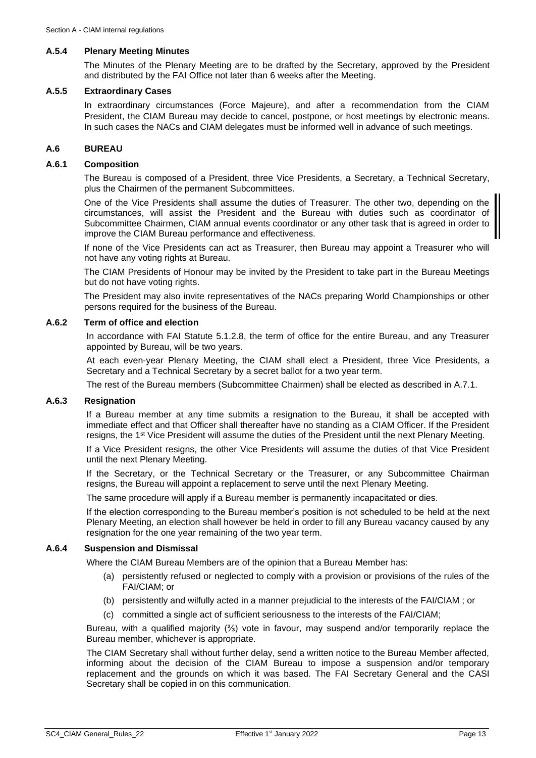### A.5.4 Plenary Meeting Minutes

The Minutes of the Plenary Meeting are to be drafted by the Secretary, approved by the President and distributed by the FAI Office not later than 6 weeks after the Meeting.

### A.5.5 Extraordinary Cases

In extraordinary circumstances (Force Majeure), and after a recommendation from the CIAM President, the CIAM Bureau may decide to cancel, postpone, or host meetings by electronic means. In such cases the NACs and CIAM delegates must be informed well in advance of such meetings.

## A.6 BUREAU

### A.6.1 Composition

The Bureau is composed of a President, three Vice Presidents, a Secretary, a Technical Secretary, plus the Chairmen of the permanent Subcommittees.

One of the Vice Presidents shall assume the duties of Treasurer. The other two, depending on the circumstances, will assist the President and the Bureau with duties such as coordinator of Subcommittee Chairmen, CIAM annual events coordinator or any other task that is agreed in order to improve the CIAM Bureau performance and effectiveness.

If none of the Vice Presidents can act as Treasurer, then Bureau may appoint a Treasurer who will not have any voting rights at Bureau.

The CIAM Presidents of Honour may be invited by the President to take part in the Bureau Meetings but do not have voting rights.

The President may also invite representatives of the NACs preparing World Championships or other persons required for the business of the Bureau.

### A.6.2 Term of office and election

In accordance with FAI Statute 5.1.2.8, the term of office for the entire Bureau, and any Treasurer appointed by Bureau, will be two years.

At each even-year Plenary Meeting, the CIAM shall elect a President, three Vice Presidents, a Secretary and a Technical Secretary by a secret ballot for a two year term.

The rest of the Bureau members (Subcommittee Chairmen) shall be elected as described in A.7.1.

### A.6.3 Resignation

If a Bureau member at any time submits a resignation to the Bureau, it shall be accepted with immediate effect and that Officer shall thereafter have no standing as a CIAM Officer. If the President resigns, the 1st Vice President will assume the duties of the President until the next Plenary Meeting.

If a Vice President resigns, the other Vice Presidents will assume the duties of that Vice President until the next Plenary Meeting.

If the Secretary, or the Technical Secretary or the Treasurer, or any Subcommittee Chairman resigns, the Bureau will appoint a replacement to serve until the next Plenary Meeting.

The same procedure will apply if a Bureau member is permanently incapacitated or dies.

If the election corresponding to the Bureau member's position is not scheduled to be held at the next Plenary Meeting, an election shall however be held in order to fill any Bureau vacancy caused by any resignation for the one year remaining of the two year term.

### A.6.4 Suspension and Dismissal

Where the CIAM Bureau Members are of the opinion that a Bureau Member has:

(a) persistently refused or neglected to comply with a provision or provisions of the rules of the FAI/CIAM; or

(b) persistently and wilfully acted in a manner prejudicial to the interests of the FAI/CIAM ; or

(c) committed a single act of sufficient seriousness to the interests of the FAI/CIAM;

Bureau, with a qualified majority (⅔) vote in favour, may suspend and/or temporarily replace the Bureau member, whichever is appropriate.

The CIAM Secretary shall without further delay, send a written notice to the Bureau Member affected, informing about the decision of the CIAM Bureau to impose a suspension and/or temporary replacement and the grounds on which it was based. The FAI Secretary General and the CASI Secretary shall be copied in on this communication.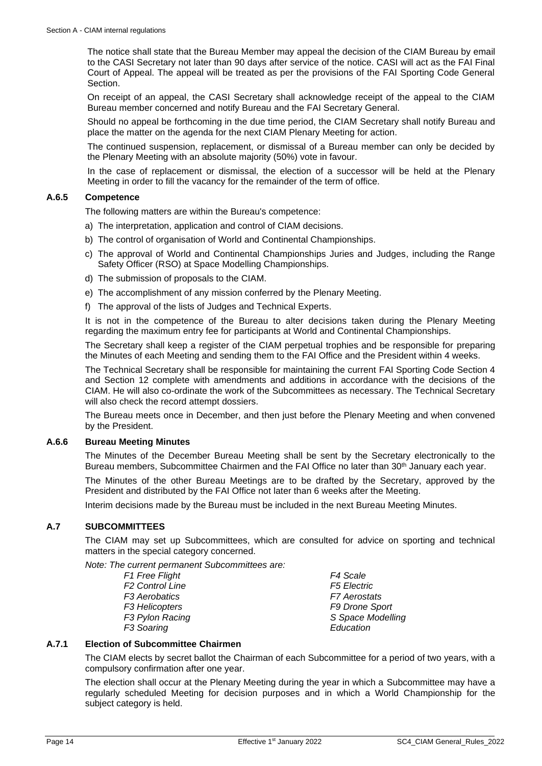The notice shall state that the Bureau Member may appeal the decision of the CIAM Bureau by email to the CASI Secretary not later than 90 days after service of the notice. CASI will act as the FAI Final Court of Appeal. The appeal will be treated as per the provisions of the FAI Sporting Code General Section.

On receipt of an appeal, the CASI Secretary shall acknowledge receipt of the appeal to the CIAM Bureau member concerned and notify Bureau and the FAI Secretary General.

Should no appeal be forthcoming in the due time period, the CIAM Secretary shall notify Bureau and place the matter on the agenda for the next CIAM Plenary Meeting for action.

The continued suspension, replacement, or dismissal of a Bureau member can only be decided by the Plenary Meeting with an absolute majority (50%) vote in favour.

In the case of replacement or dismissal, the election of a successor will be held at the Plenary Meeting in order to fill the vacancy for the remainder of the term of office.

### A.6.5 Competence

The following matters are within the Bureau's competence:

a) The interpretation, application and control of CIAM decisions.
b) The control of organisation of World and Continental Championships.
c) The approval of World and Continental Championships Juries and Judges, including the Range Safety Officer (RSO) at Space Modelling Championships.
d) The submission of proposals to the CIAM.
e) The accomplishment of any mission conferred by the Plenary Meeting.
f) The approval of the lists of Judges and Technical Experts.

It is not in the competence of the Bureau to alter decisions taken during the Plenary Meeting regarding the maximum entry fee for participants at World and Continental Championships.

The Secretary shall keep a register of the CIAM perpetual trophies and be responsible for preparing the Minutes of each Meeting and sending them to the FAI Office and the President within 4 weeks.

The Technical Secretary shall be responsible for maintaining the current FAI Sporting Code Section 4 and Section 12 complete with amendments and additions in accordance with the decisions of the CIAM. He will also co-ordinate the work of the Subcommittees as necessary. The Technical Secretary will also check the record attempt dossiers.

The Bureau meets once in December, and then just before the Plenary Meeting and when convened by the President.

### A.6.6 Bureau Meeting Minutes

The Minutes of the December Bureau Meeting shall be sent by the Secretary electronically to the Bureau members, Subcommittee Chairmen and the FAI Office no later than 30th January each year.

The Minutes of the other Bureau Meetings are to be drafted by the Secretary, approved by the President and distributed by the FAI Office not later than 6 weeks after the Meeting.

Interim decisions made by the Bureau must be included in the next Bureau Meeting Minutes.

## A.7 SUBCOMMITTEES

The CIAM may set up Subcommittees, which are consulted for advice on sporting and technical matters in the special category concerned.

*Note: The current permanent Subcommittees are:*

*F1 Free Flight*
*F2 Control Line*
*F3 Aerobatics*
*F3 Helicopters*
*F3 Pylon Racing*
*F3 Soaring*
*F4 Scale*
*F5 Electric*
*F7 Aerostats*
*F9 Drone Sport*
*S Space Modelling*
*Education*

### A.7.1 Election of Subcommittee Chairmen

The CIAM elects by secret ballot the Chairman of each Subcommittee for a period of two years, with a compulsory confirmation after one year.

The election shall occur at the Plenary Meeting during the year in which a Subcommittee may have a regularly scheduled Meeting for decision purposes and in which a World Championship for the subject category is held.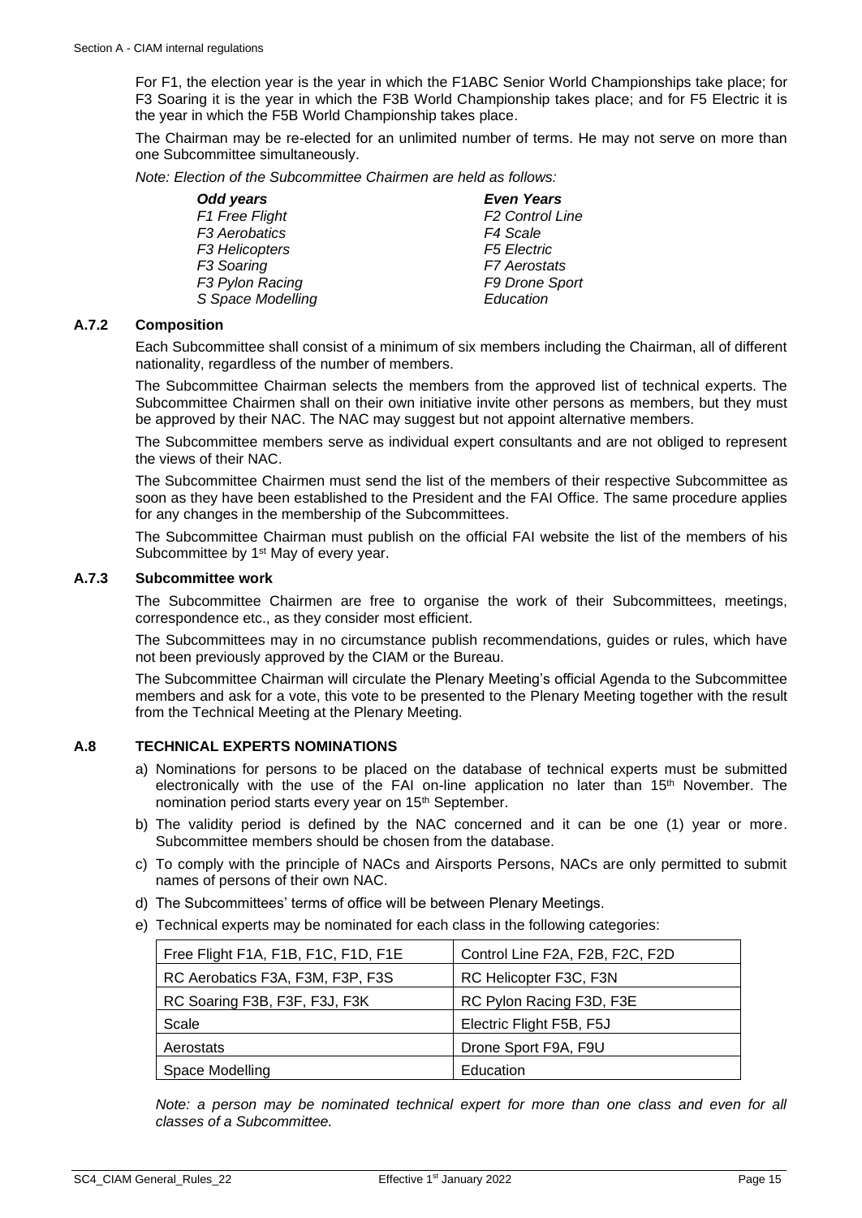For F1, the election year is the year in which the F1ABC Senior World Championships take place; for F3 Soaring it is the year in which the F3B World Championship takes place; and for F5 Electric it is the year in which the F5B World Championship takes place.

The Chairman may be re-elected for an unlimited number of terms. He may not serve on more than one Subcommittee simultaneously.

*Note: Election of the Subcommittee Chairmen are held as follows:*

| ***Odd years*** | ***Even Years*** |
|---|---|
| *F1 Free Flight* | *F2 Control Line* |
| *F3 Aerobatics* | *F4 Scale* |
| *F3 Helicopters* | *F5 Electric* |
| *F3 Soaring* | *F7 Aerostats* |
| *F3 Pylon Racing* | *F9 Drone Sport* |
| *S Space Modelling* | *Education* |

### A.7.2 Composition

Each Subcommittee shall consist of a minimum of six members including the Chairman, all of different nationality, regardless of the number of members.

The Subcommittee Chairman selects the members from the approved list of technical experts. The Subcommittee Chairmen shall on their own initiative invite other persons as members, but they must be approved by their NAC. The NAC may suggest but not appoint alternative members.

The Subcommittee members serve as individual expert consultants and are not obliged to represent the views of their NAC.

The Subcommittee Chairmen must send the list of the members of their respective Subcommittee as soon as they have been established to the President and the FAI Office. The same procedure applies for any changes in the membership of the Subcommittees.

The Subcommittee Chairman must publish on the official FAI website the list of the members of his Subcommittee by 1st May of every year.

### A.7.3 Subcommittee work

The Subcommittee Chairmen are free to organise the work of their Subcommittees, meetings, correspondence etc., as they consider most efficient.

The Subcommittees may in no circumstance publish recommendations, guides or rules, which have not been previously approved by the CIAM or the Bureau.

The Subcommittee Chairman will circulate the Plenary Meeting's official Agenda to the Subcommittee members and ask for a vote, this vote to be presented to the Plenary Meeting together with the result from the Technical Meeting at the Plenary Meeting.

## A.8 TECHNICAL EXPERTS NOMINATIONS

a) Nominations for persons to be placed on the database of technical experts must be submitted electronically with the use of the FAI on-line application no later than 15th November. The nomination period starts every year on 15th September.

b) The validity period is defined by the NAC concerned and it can be one (1) year or more. Subcommittee members should be chosen from the database.

c) To comply with the principle of NACs and Airsports Persons, NACs are only permitted to submit names of persons of their own NAC.

d) The Subcommittees' terms of office will be between Plenary Meetings.

e) Technical experts may be nominated for each class in the following categories:

| Free Flight F1A, F1B, F1C, F1D, F1E | Control Line F2A, F2B, F2C, F2D |
|---|---|
| RC Aerobatics F3A, F3M, F3P, F3S | RC Helicopter F3C, F3N |
| RC Soaring F3B, F3F, F3J, F3K | RC Pylon Racing F3D, F3E |
| Scale | Electric Flight F5B, F5J |
| Aerostats | Drone Sport F9A, F9U |
| Space Modelling | Education |

*Note: a person may be nominated technical expert for more than one class and even for all classes of a Subcommittee.*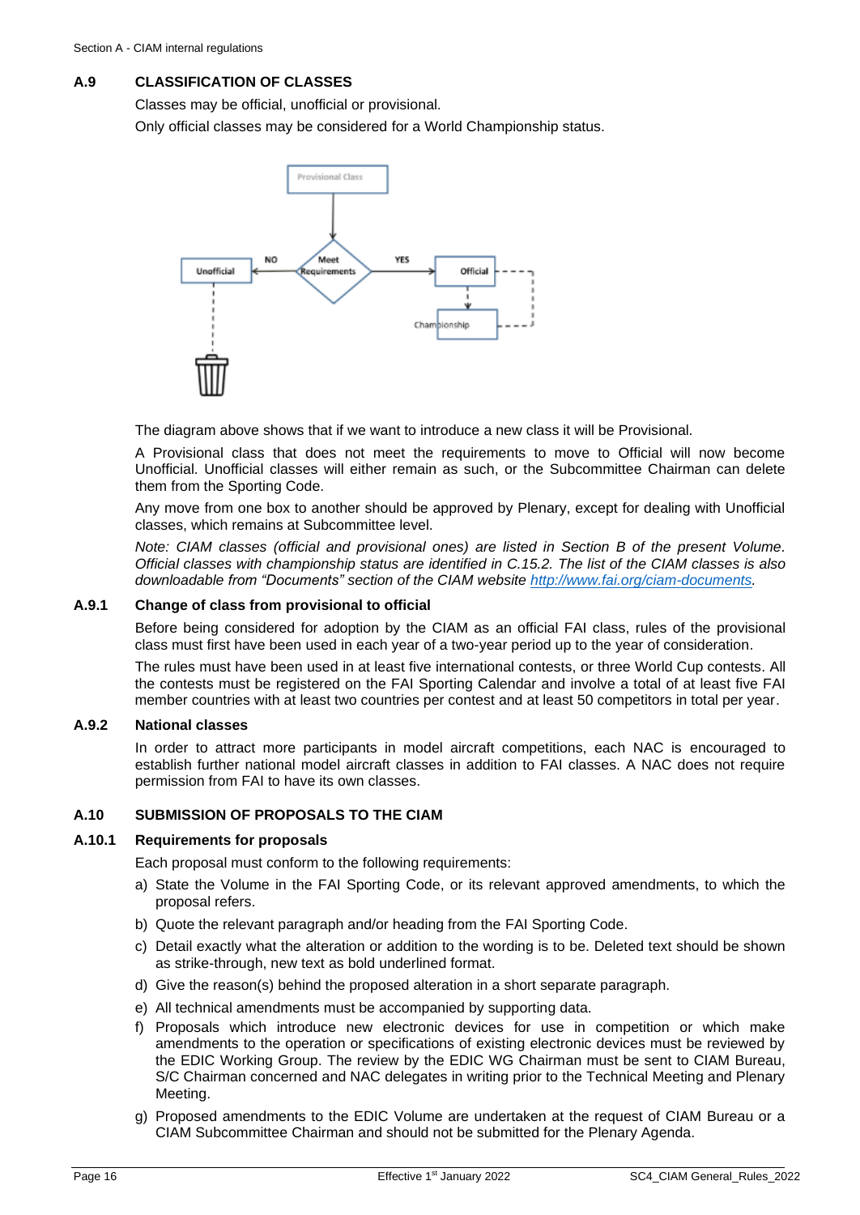### A.9 CLASSIFICATION OF CLASSES

Classes may be official, unofficial or provisional.

Only official classes may be considered for a World Championship status.

The diagram above shows that if we want to introduce a new class it will be Provisional.

A Provisional class that does not meet the requirements to move to Official will now become Unofficial. Unofficial classes will either remain as such, or the Subcommittee Chairman can delete them from the Sporting Code.

Any move from one box to another should be approved by Plenary, except for dealing with Unofficial classes, which remains at Subcommittee level.

*Note: CIAM classes (official and provisional ones) are listed in Section B of the present Volume. Official classes with championship status are identified in C.15.2. The list of the CIAM classes is also downloadable from "Documents" section of the CIAM website [http://www.fai.org/ciam-documents](http://www.fai.org/ciam-documents).*

#### A.9.1 Change of class from provisional to official

Before being considered for adoption by the CIAM as an official FAI class, rules of the provisional class must first have been used in each year of a two-year period up to the year of consideration.

The rules must have been used in at least five international contests, or three World Cup contests. All the contests must be registered on the FAI Sporting Calendar and involve a total of at least five FAI member countries with at least two countries per contest and at least 50 competitors in total per year.

#### A.9.2 National classes

In order to attract more participants in model aircraft competitions, each NAC is encouraged to establish further national model aircraft classes in addition to FAI classes. A NAC does not require permission from FAI to have its own classes.

### A.10 SUBMISSION OF PROPOSALS TO THE CIAM

#### A.10.1 Requirements for proposals

Each proposal must conform to the following requirements:

a) State the Volume in the FAI Sporting Code, or its relevant approved amendments, to which the proposal refers.

b) Quote the relevant paragraph and/or heading from the FAI Sporting Code.

c) Detail exactly what the alteration or addition to the wording is to be. Deleted text should be shown as strike-through, new text as bold underlined format.

d) Give the reason(s) behind the proposed alteration in a short separate paragraph.

e) All technical amendments must be accompanied by supporting data.

f) Proposals which introduce new electronic devices for use in competition or which make amendments to the operation or specifications of existing electronic devices must be reviewed by the EDIC Working Group. The review by the EDIC WG Chairman must be sent to CIAM Bureau, S/C Chairman concerned and NAC delegates in writing prior to the Technical Meeting and Plenary Meeting.

g) Proposed amendments to the EDIC Volume are undertaken at the request of CIAM Bureau or a CIAM Subcommittee Chairman and should not be submitted for the Plenary Agenda.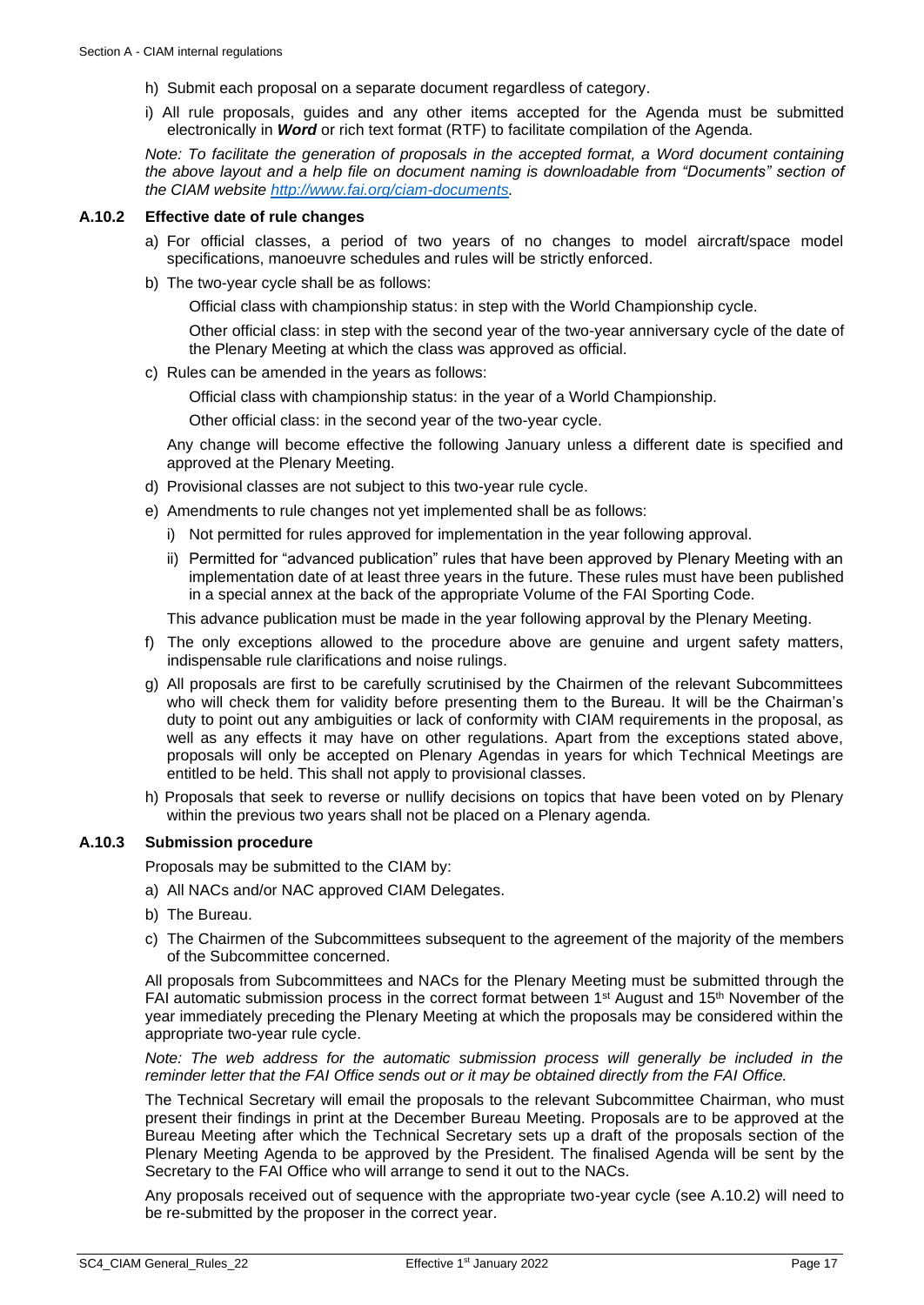h) Submit each proposal on a separate document regardless of category.

i) All rule proposals, guides and any other items accepted for the Agenda must be submitted electronically in ***Word*** or rich text format (RTF) to facilitate compilation of the Agenda.

*Note: To facilitate the generation of proposals in the accepted format, a Word document containing the above layout and a help file on document naming is downloadable from "Documents" section of the CIAM website [http://www.fai.org/ciam-documents](http://www.fai.org/ciam-documents).*

### A.10.2 Effective date of rule changes

a) For official classes, a period of two years of no changes to model aircraft/space model specifications, manoeuvre schedules and rules will be strictly enforced.

b) The two-year cycle shall be as follows:

Official class with championship status: in step with the World Championship cycle.

Other official class: in step with the second year of the two-year anniversary cycle of the date of the Plenary Meeting at which the class was approved as official.

c) Rules can be amended in the years as follows:

Official class with championship status: in the year of a World Championship.

Other official class: in the second year of the two-year cycle.

Any change will become effective the following January unless a different date is specified and approved at the Plenary Meeting.

d) Provisional classes are not subject to this two-year rule cycle.

e) Amendments to rule changes not yet implemented shall be as follows:

i) Not permitted for rules approved for implementation in the year following approval.

ii) Permitted for "advanced publication" rules that have been approved by Plenary Meeting with an implementation date of at least three years in the future. These rules must have been published in a special annex at the back of the appropriate Volume of the FAI Sporting Code.

This advance publication must be made in the year following approval by the Plenary Meeting.

f) The only exceptions allowed to the procedure above are genuine and urgent safety matters, indispensable rule clarifications and noise rulings.

g) All proposals are first to be carefully scrutinised by the Chairmen of the relevant Subcommittees who will check them for validity before presenting them to the Bureau. It will be the Chairman's duty to point out any ambiguities or lack of conformity with CIAM requirements in the proposal, as well as any effects it may have on other regulations. Apart from the exceptions stated above, proposals will only be accepted on Plenary Agendas in years for which Technical Meetings are entitled to be held. This shall not apply to provisional classes.

h) Proposals that seek to reverse or nullify decisions on topics that have been voted on by Plenary within the previous two years shall not be placed on a Plenary agenda.

### A.10.3 Submission procedure

Proposals may be submitted to the CIAM by:

a) All NACs and/or NAC approved CIAM Delegates.

b) The Bureau.

c) The Chairmen of the Subcommittees subsequent to the agreement of the majority of the members of the Subcommittee concerned.

All proposals from Subcommittees and NACs for the Plenary Meeting must be submitted through the FAI automatic submission process in the correct format between 1st August and 15th November of the year immediately preceding the Plenary Meeting at which the proposals may be considered within the appropriate two-year rule cycle.

*Note: The web address for the automatic submission process will generally be included in the reminder letter that the FAI Office sends out or it may be obtained directly from the FAI Office.*

The Technical Secretary will email the proposals to the relevant Subcommittee Chairman, who must present their findings in print at the December Bureau Meeting. Proposals are to be approved at the Bureau Meeting after which the Technical Secretary sets up a draft of the proposals section of the Plenary Meeting Agenda to be approved by the President. The finalised Agenda will be sent by the Secretary to the FAI Office who will arrange to send it out to the NACs.

Any proposals received out of sequence with the appropriate two-year cycle (see A.10.2) will need to be re-submitted by the proposer in the correct year.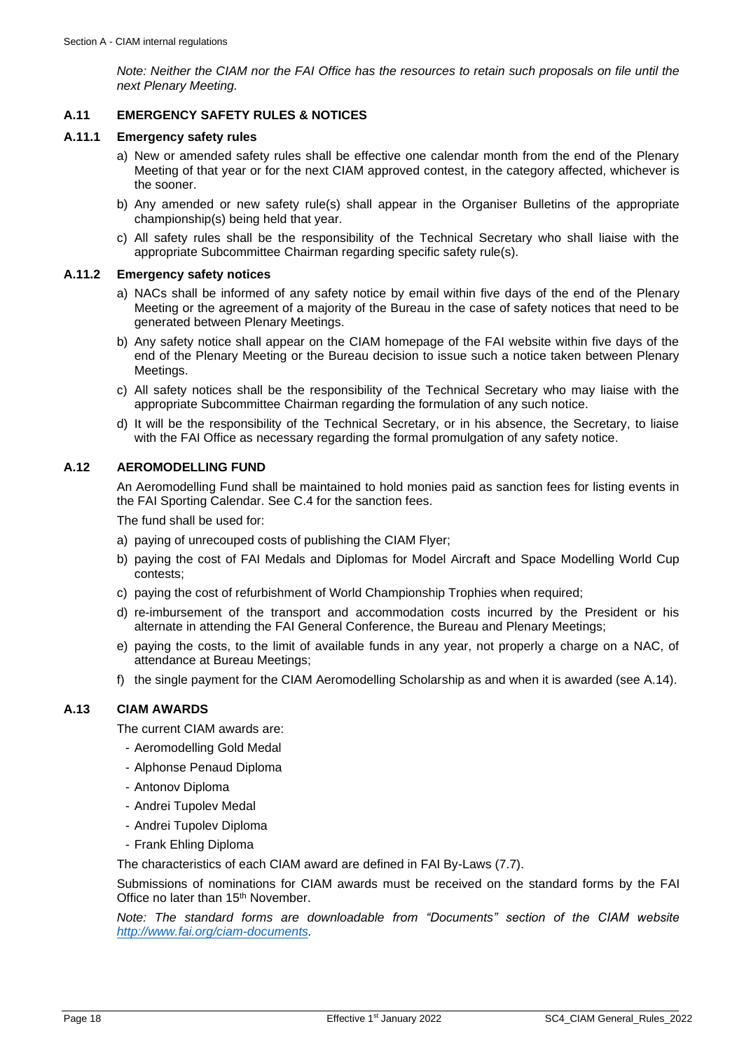*Note: Neither the CIAM nor the FAI Office has the resources to retain such proposals on file until the next Plenary Meeting.*

## A.11 EMERGENCY SAFETY RULES & NOTICES

### A.11.1 Emergency safety rules

a) New or amended safety rules shall be effective one calendar month from the end of the Plenary Meeting of that year or for the next CIAM approved contest, in the category affected, whichever is the sooner.

b) Any amended or new safety rule(s) shall appear in the Organiser Bulletins of the appropriate championship(s) being held that year.

c) All safety rules shall be the responsibility of the Technical Secretary who shall liaise with the appropriate Subcommittee Chairman regarding specific safety rule(s).

### A.11.2 Emergency safety notices

a) NACs shall be informed of any safety notice by email within five days of the end of the Plenary Meeting or the agreement of a majority of the Bureau in the case of safety notices that need to be generated between Plenary Meetings.

b) Any safety notice shall appear on the CIAM homepage of the FAI website within five days of the end of the Plenary Meeting or the Bureau decision to issue such a notice taken between Plenary Meetings.

c) All safety notices shall be the responsibility of the Technical Secretary who may liaise with the appropriate Subcommittee Chairman regarding the formulation of any such notice.

d) It will be the responsibility of the Technical Secretary, or in his absence, the Secretary, to liaise with the FAI Office as necessary regarding the formal promulgation of any safety notice.

## A.12 AEROMODELLING FUND

An Aeromodelling Fund shall be maintained to hold monies paid as sanction fees for listing events in the FAI Sporting Calendar. See C.4 for the sanction fees.

The fund shall be used for:

a) paying of unrecouped costs of publishing the CIAM Flyer;

b) paying the cost of FAI Medals and Diplomas for Model Aircraft and Space Modelling World Cup contests;

c) paying the cost of refurbishment of World Championship Trophies when required;

d) re-imbursement of the transport and accommodation costs incurred by the President or his alternate in attending the FAI General Conference, the Bureau and Plenary Meetings;

e) paying the costs, to the limit of available funds in any year, not properly a charge on a NAC, of attendance at Bureau Meetings;

f) the single payment for the CIAM Aeromodelling Scholarship as and when it is awarded (see A.14).

## A.13 CIAM AWARDS

The current CIAM awards are:

- Aeromodelling Gold Medal
- Alphonse Penaud Diploma
- Antonov Diploma
- Andrei Tupolev Medal
- Andrei Tupolev Diploma
- Frank Ehling Diploma

The characteristics of each CIAM award are defined in FAI By-Laws (7.7).

Submissions of nominations for CIAM awards must be received on the standard forms by the FAI Office no later than 15th November.

*Note: The standard forms are downloadable from "Documents" section of the CIAM website [http://www.fai.org/ciam-documents](http://www.fai.org/ciam-documents).*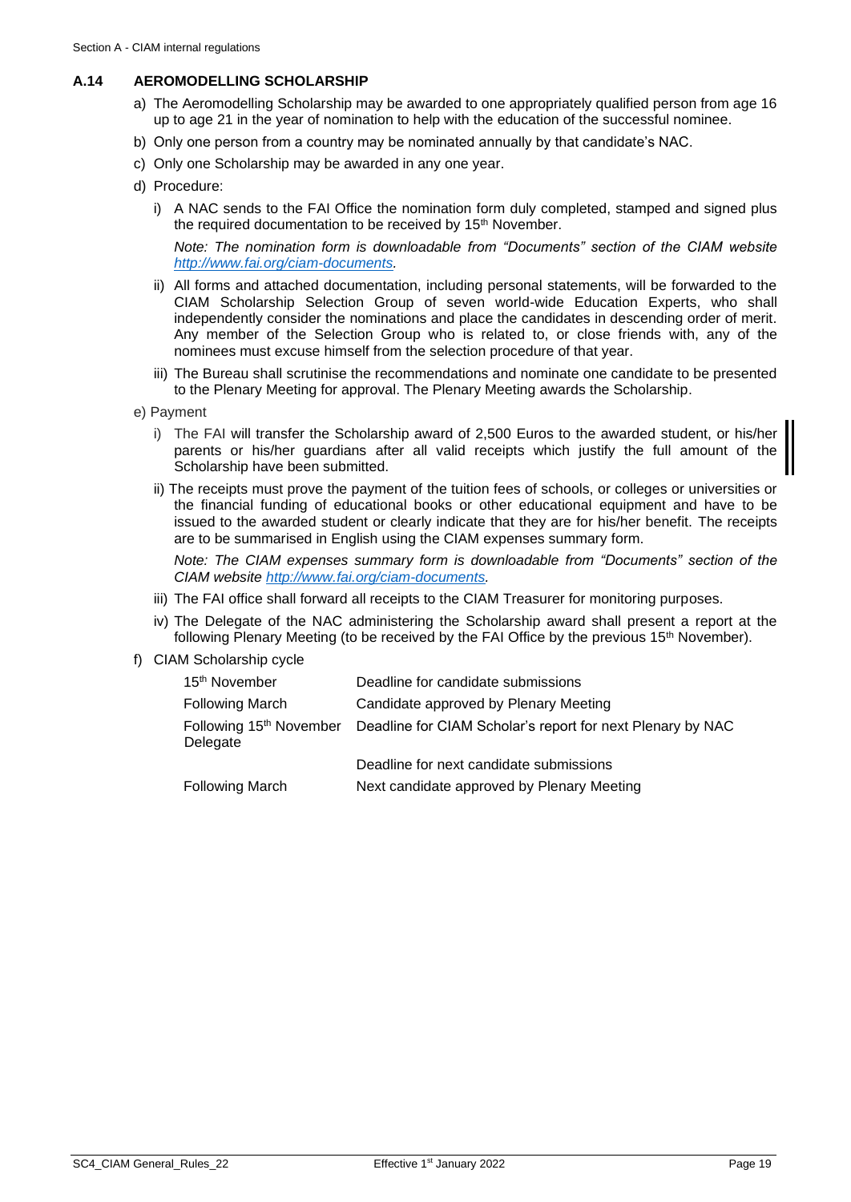## A.14 AEROMODELLING SCHOLARSHIP

a) The Aeromodelling Scholarship may be awarded to one appropriately qualified person from age 16 up to age 21 in the year of nomination to help with the education of the successful nominee.

b) Only one person from a country may be nominated annually by that candidate's NAC.

c) Only one Scholarship may be awarded in any one year.

d) Procedure:

   i) A NAC sends to the FAI Office the nomination form duly completed, stamped and signed plus the required documentation to be received by 15th November.

   *Note: The nomination form is downloadable from "Documents" section of the CIAM website [http://www.fai.org/ciam-documents](http://www.fai.org/ciam-documents).*

   ii) All forms and attached documentation, including personal statements, will be forwarded to the CIAM Scholarship Selection Group of seven world-wide Education Experts, who shall independently consider the nominations and place the candidates in descending order of merit. Any member of the Selection Group who is related to, or close friends with, any of the nominees must excuse himself from the selection procedure of that year.

   iii) The Bureau shall scrutinise the recommendations and nominate one candidate to be presented to the Plenary Meeting for approval. The Plenary Meeting awards the Scholarship.

e) Payment

   i) The FAI will transfer the Scholarship award of 2,500 Euros to the awarded student, or his/her parents or his/her guardians after all valid receipts which justify the full amount of the Scholarship have been submitted.

   ii) The receipts must prove the payment of the tuition fees of schools, or colleges or universities or the financial funding of educational books or other educational equipment and have to be issued to the awarded student or clearly indicate that they are for his/her benefit. The receipts are to be summarised in English using the CIAM expenses summary form.

   *Note: The CIAM expenses summary form is downloadable from "Documents" section of the CIAM website [http://www.fai.org/ciam-documents](http://www.fai.org/ciam-documents).*

   iii) The FAI office shall forward all receipts to the CIAM Treasurer for monitoring purposes.

   iv) The Delegate of the NAC administering the Scholarship award shall present a report at the following Plenary Meeting (to be received by the FAI Office by the previous 15th November).

f) CIAM Scholarship cycle

| | |
|---|---|
| 15th November | Deadline for candidate submissions |
| Following March | Candidate approved by Plenary Meeting |
| Following 15th November | Deadline for CIAM Scholar's report for next Plenary by NAC Delegate |
| | Deadline for next candidate submissions |
| Following March | Next candidate approved by Plenary Meeting |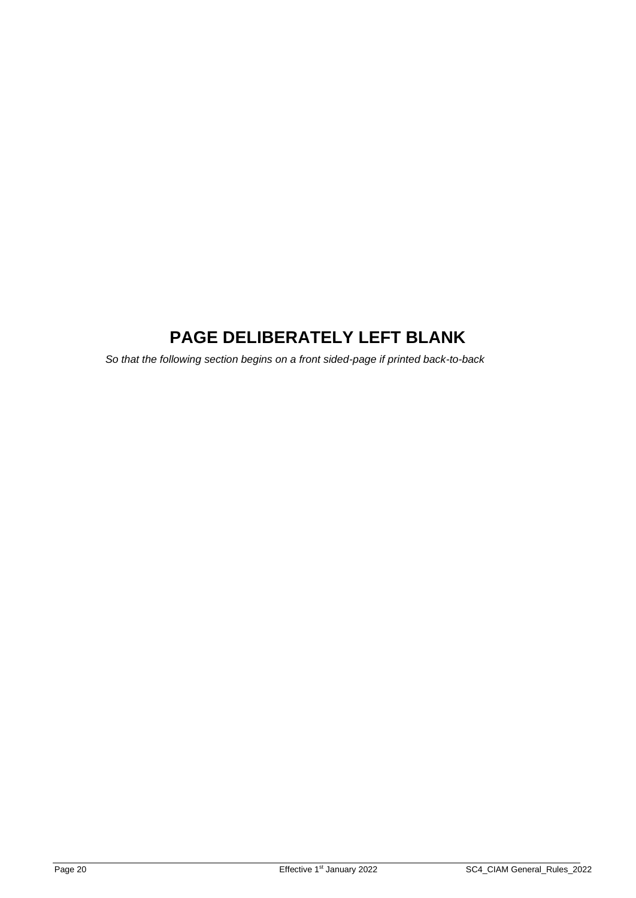# PAGE DELIBERATELY LEFT BLANK

*So that the following section begins on a front sided-page if printed back-to-back*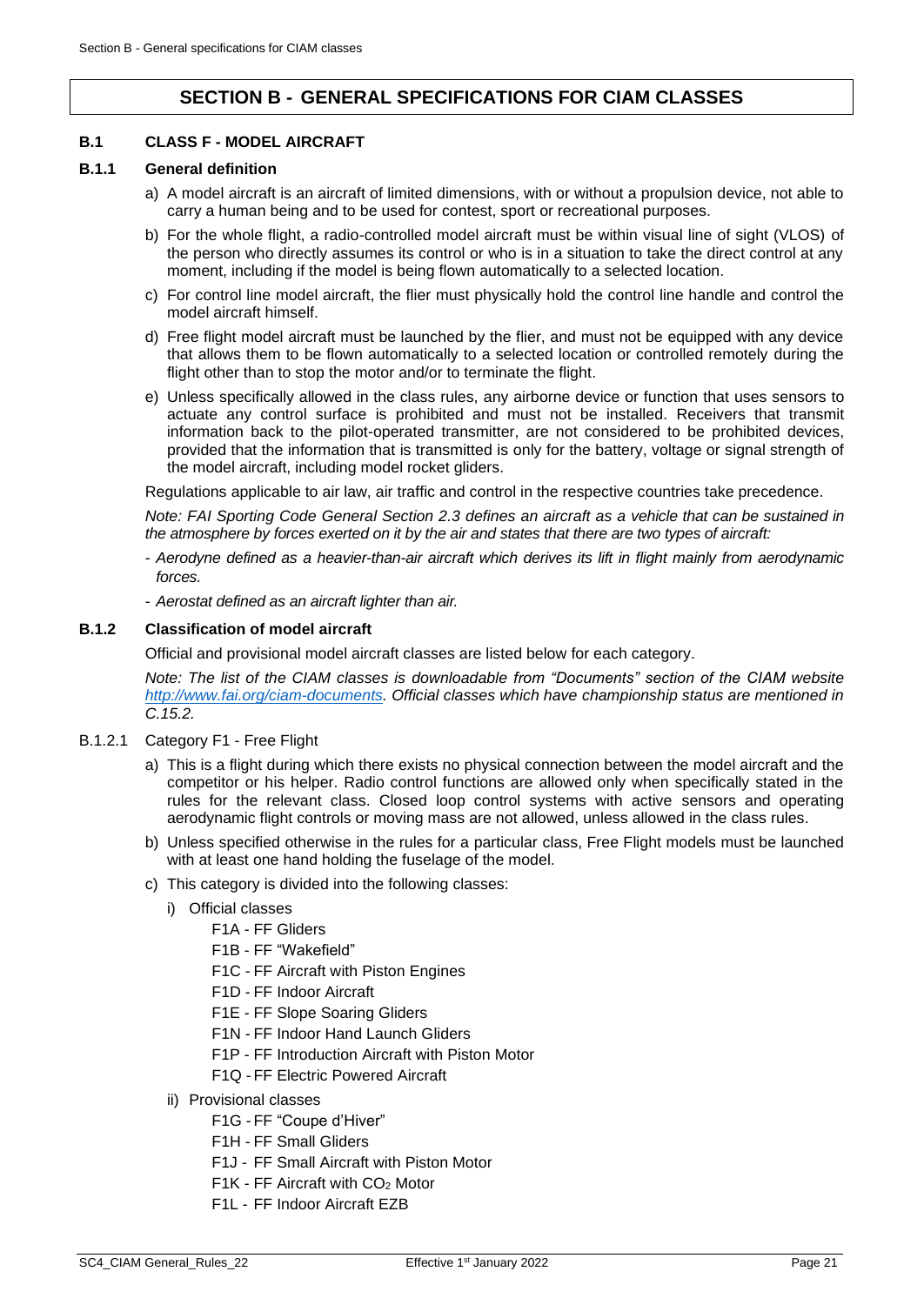# SECTION B - GENERAL SPECIFICATIONS FOR CIAM CLASSES

## B.1 CLASS F - MODEL AIRCRAFT

### B.1.1 General definition

a) A model aircraft is an aircraft of limited dimensions, with or without a propulsion device, not able to carry a human being and to be used for contest, sport or recreational purposes.

b) For the whole flight, a radio-controlled model aircraft must be within visual line of sight (VLOS) of the person who directly assumes its control or who is in a situation to take the direct control at any moment, including if the model is being flown automatically to a selected location.

c) For control line model aircraft, the flier must physically hold the control line handle and control the model aircraft himself.

d) Free flight model aircraft must be launched by the flier, and must not be equipped with any device that allows them to be flown automatically to a selected location or controlled remotely during the flight other than to stop the motor and/or to terminate the flight.

e) Unless specifically allowed in the class rules, any airborne device or function that uses sensors to actuate any control surface is prohibited and must not be installed. Receivers that transmit information back to the pilot-operated transmitter, are not considered to be prohibited devices, provided that the information that is transmitted is only for the battery, voltage or signal strength of the model aircraft, including model rocket gliders.

Regulations applicable to air law, air traffic and control in the respective countries take precedence.

*Note: FAI Sporting Code General Section 2.3 defines an aircraft as a vehicle that can be sustained in the atmosphere by forces exerted on it by the air and states that there are two types of aircraft:*

- *Aerodyne defined as a heavier-than-air aircraft which derives its lift in flight mainly from aerodynamic forces.*
- *Aerostat defined as an aircraft lighter than air.*

### B.1.2 Classification of model aircraft

Official and provisional model aircraft classes are listed below for each category.

*Note: The list of the CIAM classes is downloadable from "Documents" section of the CIAM website [http://www.fai.org/ciam-documents](http://www.fai.org/ciam-documents). Official classes which have championship status are mentioned in C.15.2.*

B.1.2.1 Category F1 - Free Flight

a) This is a flight during which there exists no physical connection between the model aircraft and the competitor or his helper. Radio control functions are allowed only when specifically stated in the rules for the relevant class. Closed loop control systems with active sensors and operating aerodynamic flight controls or moving mass are not allowed, unless allowed in the class rules.

b) Unless specified otherwise in the rules for a particular class, Free Flight models must be launched with at least one hand holding the fuselage of the model.

c) This category is divided into the following classes:

i) Official classes

- F1A - FF Gliders
- F1B - FF "Wakefield"
- F1C - FF Aircraft with Piston Engines
- F1D - FF Indoor Aircraft
- F1E - FF Slope Soaring Gliders
- F1N - FF Indoor Hand Launch Gliders
- F1P - FF Introduction Aircraft with Piston Motor
- F1Q - FF Electric Powered Aircraft

ii) Provisional classes

- F1G - FF "Coupe d'Hiver"
- F1H - FF Small Gliders
- F1J - FF Small Aircraft with Piston Motor
- F1K - FF Aircraft with $CO_2$ Motor
- F1L - FF Indoor Aircraft EZB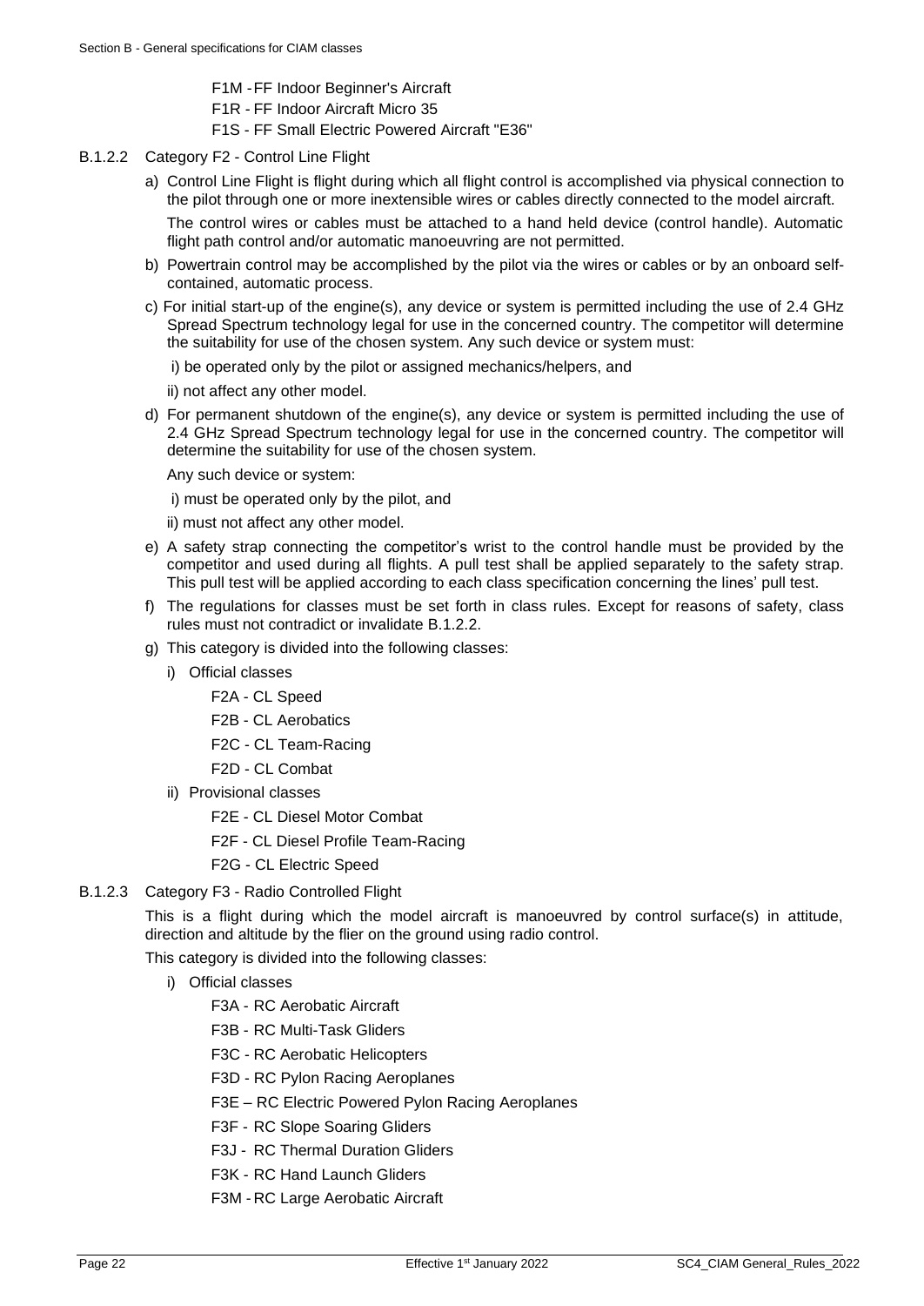F1M - FF Indoor Beginner's Aircraft

F1R - FF Indoor Aircraft Micro 35

F1S - FF Small Electric Powered Aircraft "E36"

B.1.2.2 Category F2 - Control Line Flight

a) Control Line Flight is flight during which all flight control is accomplished via physical connection to the pilot through one or more inextensible wires or cables directly connected to the model aircraft.

The control wires or cables must be attached to a hand held device (control handle). Automatic flight path control and/or automatic manoeuvring are not permitted.

b) Powertrain control may be accomplished by the pilot via the wires or cables or by an onboard self-contained, automatic process.

c) For initial start-up of the engine(s), any device or system is permitted including the use of 2.4 GHz Spread Spectrum technology legal for use in the concerned country. The competitor will determine the suitability for use of the chosen system. Any such device or system must:

i) be operated only by the pilot or assigned mechanics/helpers, and

ii) not affect any other model.

d) For permanent shutdown of the engine(s), any device or system is permitted including the use of 2.4 GHz Spread Spectrum technology legal for use in the concerned country. The competitor will determine the suitability for use of the chosen system.

Any such device or system:

i) must be operated only by the pilot, and

ii) must not affect any other model.

e) A safety strap connecting the competitor's wrist to the control handle must be provided by the competitor and used during all flights. A pull test shall be applied separately to the safety strap. This pull test will be applied according to each class specification concerning the lines' pull test.

f) The regulations for classes must be set forth in class rules. Except for reasons of safety, class rules must not contradict or invalidate B.1.2.2.

g) This category is divided into the following classes:

i) Official classes

F2A - CL Speed

F2B - CL Aerobatics

F2C - CL Team-Racing

F2D - CL Combat

ii) Provisional classes

F2E - CL Diesel Motor Combat

F2F - CL Diesel Profile Team-Racing

F2G - CL Electric Speed

B.1.2.3 Category F3 - Radio Controlled Flight

This is a flight during which the model aircraft is manoeuvred by control surface(s) in attitude, direction and altitude by the flier on the ground using radio control.

This category is divided into the following classes:

i) Official classes

F3A - RC Aerobatic Aircraft

F3B - RC Multi-Task Gliders

F3C - RC Aerobatic Helicopters

F3D - RC Pylon Racing Aeroplanes

F3E – RC Electric Powered Pylon Racing Aeroplanes

F3F - RC Slope Soaring Gliders

F3J - RC Thermal Duration Gliders

F3K - RC Hand Launch Gliders

F3M - RC Large Aerobatic Aircraft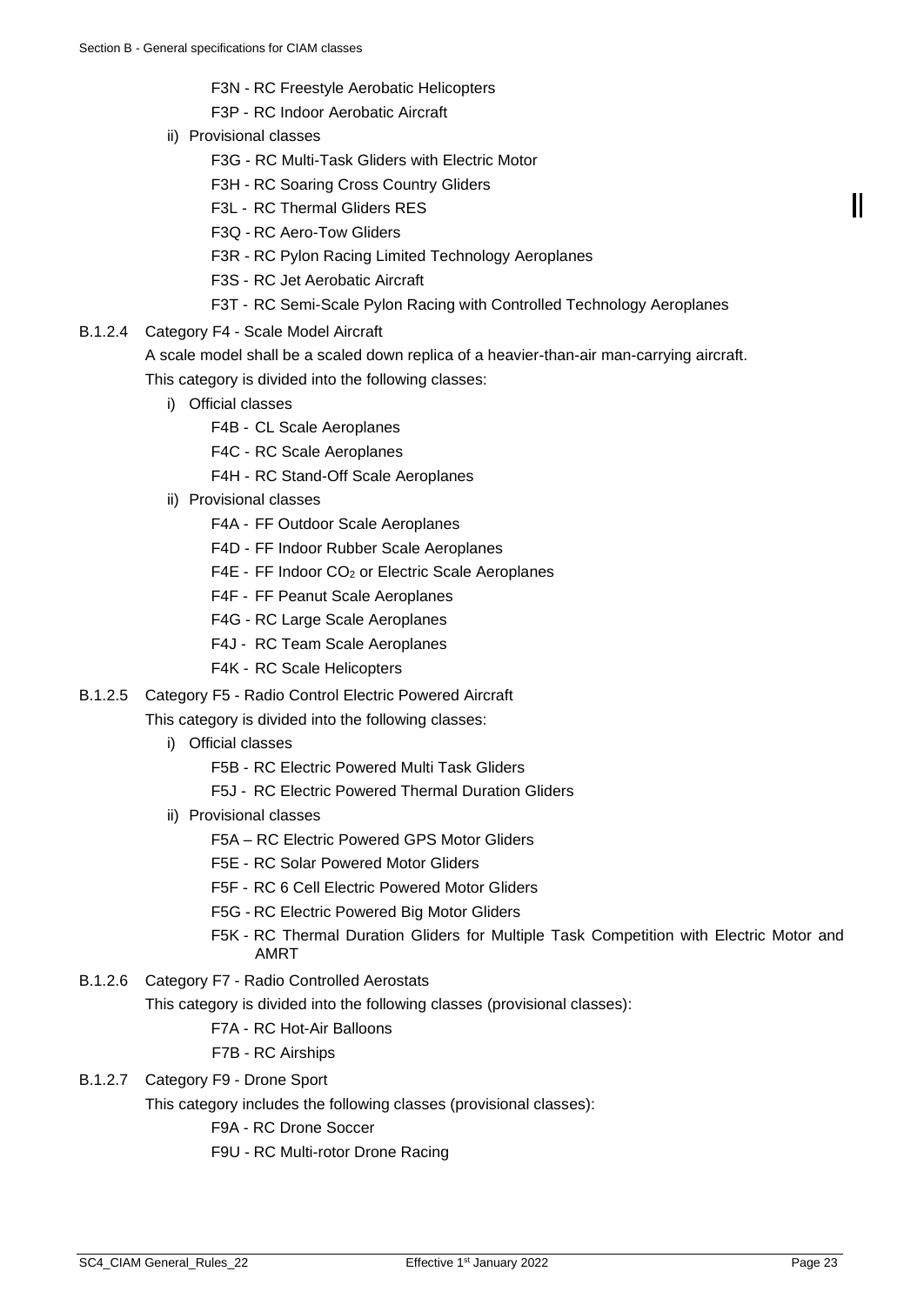F3N - RC Freestyle Aerobatic Helicopters

F3P - RC Indoor Aerobatic Aircraft

ii) Provisional classes

F3G - RC Multi-Task Gliders with Electric Motor

F3H - RC Soaring Cross Country Gliders

F3L - RC Thermal Gliders RES

F3Q - RC Aero-Tow Gliders

F3R - RC Pylon Racing Limited Technology Aeroplanes

F3S - RC Jet Aerobatic Aircraft

F3T - RC Semi-Scale Pylon Racing with Controlled Technology Aeroplanes

B.1.2.4 Category F4 - Scale Model Aircraft

A scale model shall be a scaled down replica of a heavier-than-air man-carrying aircraft.

This category is divided into the following classes:

i) Official classes

F4B - CL Scale Aeroplanes

F4C - RC Scale Aeroplanes

F4H - RC Stand-Off Scale Aeroplanes

ii) Provisional classes

F4A - FF Outdoor Scale Aeroplanes

F4D - FF Indoor Rubber Scale Aeroplanes

F4E - FF Indoor $CO_2$ or Electric Scale Aeroplanes

F4F - FF Peanut Scale Aeroplanes

F4G - RC Large Scale Aeroplanes

F4J - RC Team Scale Aeroplanes

F4K - RC Scale Helicopters

B.1.2.5 Category F5 - Radio Control Electric Powered Aircraft

This category is divided into the following classes:

i) Official classes

F5B - RC Electric Powered Multi Task Gliders

F5J - RC Electric Powered Thermal Duration Gliders

ii) Provisional classes

F5A – RC Electric Powered GPS Motor Gliders

F5E - RC Solar Powered Motor Gliders

F5F - RC 6 Cell Electric Powered Motor Gliders

F5G - RC Electric Powered Big Motor Gliders

F5K - RC Thermal Duration Gliders for Multiple Task Competition with Electric Motor and AMRT

B.1.2.6 Category F7 - Radio Controlled Aerostats

This category is divided into the following classes (provisional classes):

F7A - RC Hot-Air Balloons

F7B - RC Airships

B.1.2.7 Category F9 - Drone Sport

This category includes the following classes (provisional classes):

F9A - RC Drone Soccer

F9U - RC Multi-rotor Drone Racing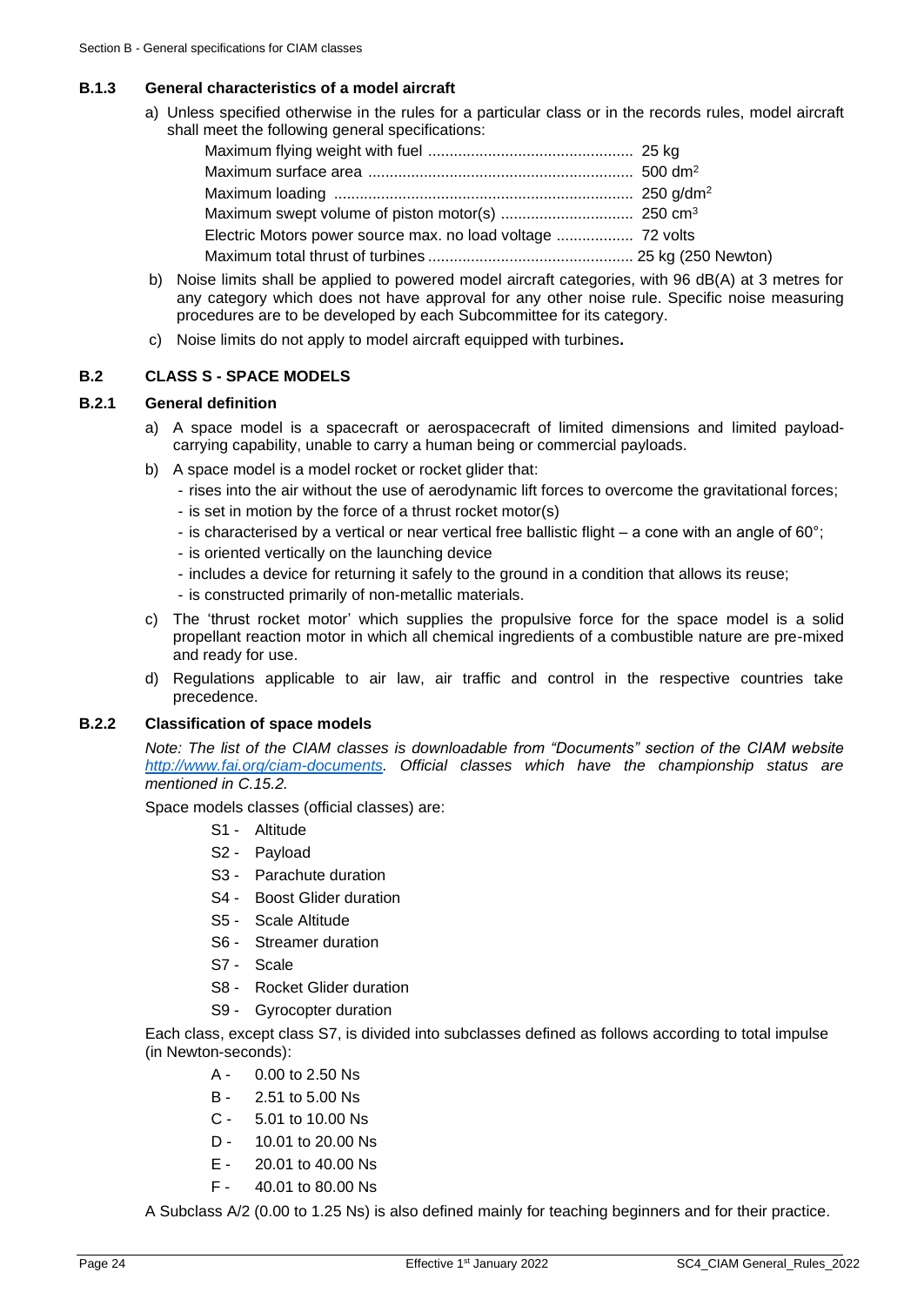### B.1.3 General characteristics of a model aircraft

a) Unless specified otherwise in the rules for a particular class or in the records rules, model aircraft shall meet the following general specifications:

   Maximum flying weight with fuel ................................................ 25 kg
   Maximum surface area ............................................................. 500 $dm^2$
   Maximum loading ..................................................................... 250 $g/dm^2$
   Maximum swept volume of piston motor(s) ............................... 250 $cm^3$
   Electric Motors power source max. no load voltage .................. 72 volts
   Maximum total thrust of turbines ................................................ 25 kg (250 Newton)

b) Noise limits shall be applied to powered model aircraft categories, with 96 dB(A) at 3 metres for any category which does not have approval for any other noise rule. Specific noise measuring procedures are to be developed by each Subcommittee for its category.

c) Noise limits do not apply to model aircraft equipped with turbines**.**

## B.2 CLASS S - SPACE MODELS

### B.2.1 General definition

a) A space model is a spacecraft or aerospacecraft of limited dimensions and limited payload-carrying capability, unable to carry a human being or commercial payloads.

b) A space model is a model rocket or rocket glider that:
   - rises into the air without the use of aerodynamic lift forces to overcome the gravitational forces;
   - is set in motion by the force of a thrust rocket motor(s)
   - is characterised by a vertical or near vertical free ballistic flight – a cone with an angle of 60°;
   - is oriented vertically on the launching device
   - includes a device for returning it safely to the ground in a condition that allows its reuse;
   - is constructed primarily of non-metallic materials.

c) The 'thrust rocket motor' which supplies the propulsive force for the space model is a solid propellant reaction motor in which all chemical ingredients of a combustible nature are pre-mixed and ready for use.

d) Regulations applicable to air law, air traffic and control in the respective countries take precedence.

### B.2.2 Classification of space models

*Note: The list of the CIAM classes is downloadable from "Documents" section of the CIAM website [http://www.fai.org/ciam-documents](http://www.fai.org/ciam-documents). Official classes which have the championship status are mentioned in C.15.2.*

Space models classes (official classes) are:

- S1 - Altitude
- S2 - Payload
- S3 - Parachute duration
- S4 - Boost Glider duration
- S5 - Scale Altitude
- S6 - Streamer duration
- S7 - Scale
- S8 - Rocket Glider duration
- S9 - Gyrocopter duration

Each class, except class S7, is divided into subclasses defined as follows according to total impulse (in Newton-seconds):

- A - 0.00 to 2.50 Ns
- B - 2.51 to 5.00 Ns
- C - 5.01 to 10.00 Ns
- D - 10.01 to 20.00 Ns
- E - 20.01 to 40.00 Ns
- F - 40.01 to 80.00 Ns

A Subclass A/2 (0.00 to 1.25 Ns) is also defined mainly for teaching beginners and for their practice.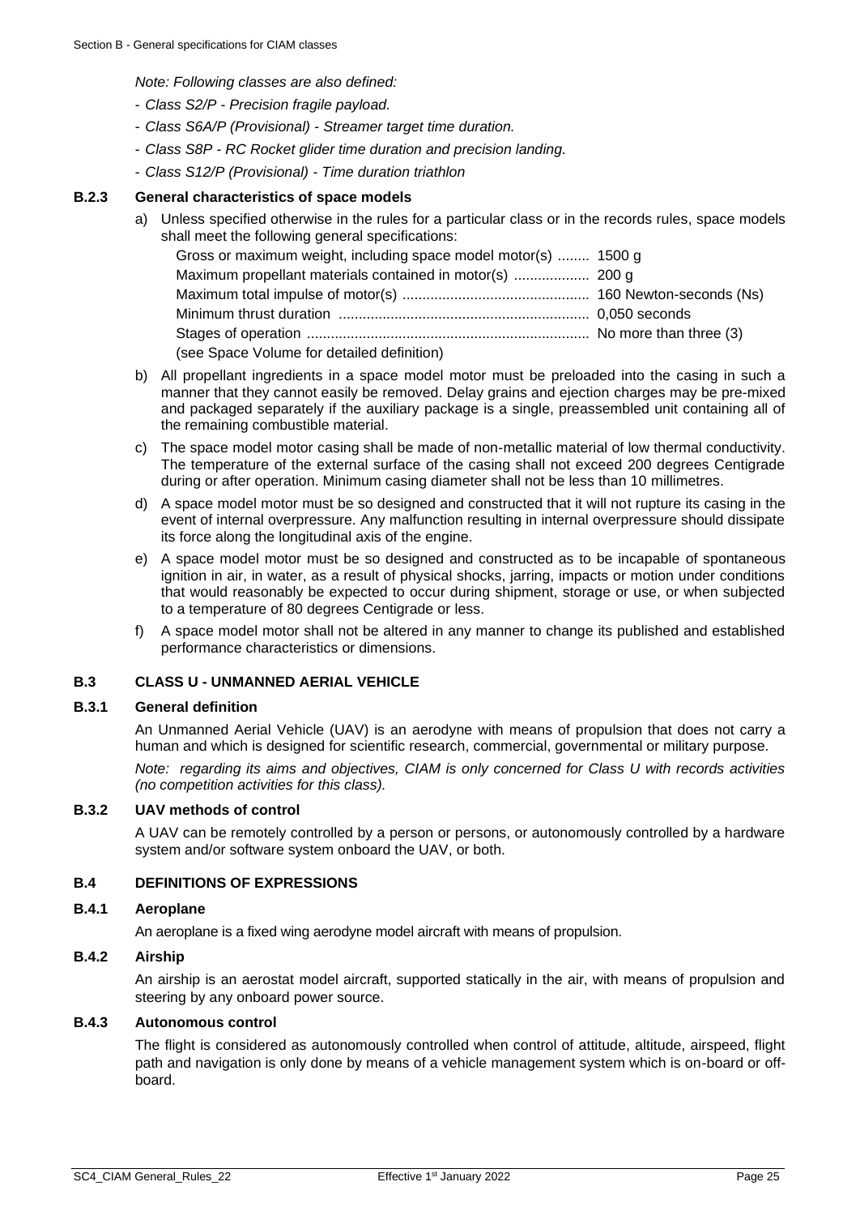*Note: Following classes are also defined:*

- *Class S2/P - Precision fragile payload.*
- *Class S6A/P (Provisional) - Streamer target time duration.*
- *Class S8P - RC Rocket glider time duration and precision landing.*
- *Class S12/P (Provisional) - Time duration triathlon*

### B.2.3 General characteristics of space models

a) Unless specified otherwise in the rules for a particular class or in the records rules, space models shall meet the following general specifications:

Gross or maximum weight, including space model motor(s) ........ 1500 g
Maximum propellant materials contained in motor(s) .................. 200 g
Maximum total impulse of motor(s) .............................................. 160 Newton-seconds (Ns)
Minimum thrust duration .............................................................. 0,050 seconds
Stages of operation ...................................................................... No more than three (3)
(see Space Volume for detailed definition)

b) All propellant ingredients in a space model motor must be preloaded into the casing in such a manner that they cannot easily be removed. Delay grains and ejection charges may be pre-mixed and packaged separately if the auxiliary package is a single, preassembled unit containing all of the remaining combustible material.

c) The space model motor casing shall be made of non-metallic material of low thermal conductivity. The temperature of the external surface of the casing shall not exceed 200 degrees Centigrade during or after operation. Minimum casing diameter shall not be less than 10 millimetres.

d) A space model motor must be so designed and constructed that it will not rupture its casing in the event of internal overpressure. Any malfunction resulting in internal overpressure should dissipate its force along the longitudinal axis of the engine.

e) A space model motor must be so designed and constructed as to be incapable of spontaneous ignition in air, in water, as a result of physical shocks, jarring, impacts or motion under conditions that would reasonably be expected to occur during shipment, storage or use, or when subjected to a temperature of 80 degrees Centigrade or less.

f) A space model motor shall not be altered in any manner to change its published and established performance characteristics or dimensions.

## B.3 CLASS U - UNMANNED AERIAL VEHICLE

### B.3.1 General definition

An Unmanned Aerial Vehicle (UAV) is an aerodyne with means of propulsion that does not carry a human and which is designed for scientific research, commercial, governmental or military purpose.

*Note: regarding its aims and objectives, CIAM is only concerned for Class U with records activities (no competition activities for this class).*

### B.3.2 UAV methods of control

A UAV can be remotely controlled by a person or persons, or autonomously controlled by a hardware system and/or software system onboard the UAV, or both.

## B.4 DEFINITIONS OF EXPRESSIONS

### B.4.1 Aeroplane

An aeroplane is a fixed wing aerodyne model aircraft with means of propulsion.

### B.4.2 Airship

An airship is an aerostat model aircraft, supported statically in the air, with means of propulsion and steering by any onboard power source.

### B.4.3 Autonomous control

The flight is considered as autonomously controlled when control of attitude, altitude, airspeed, flight path and navigation is only done by means of a vehicle management system which is on-board or off-board.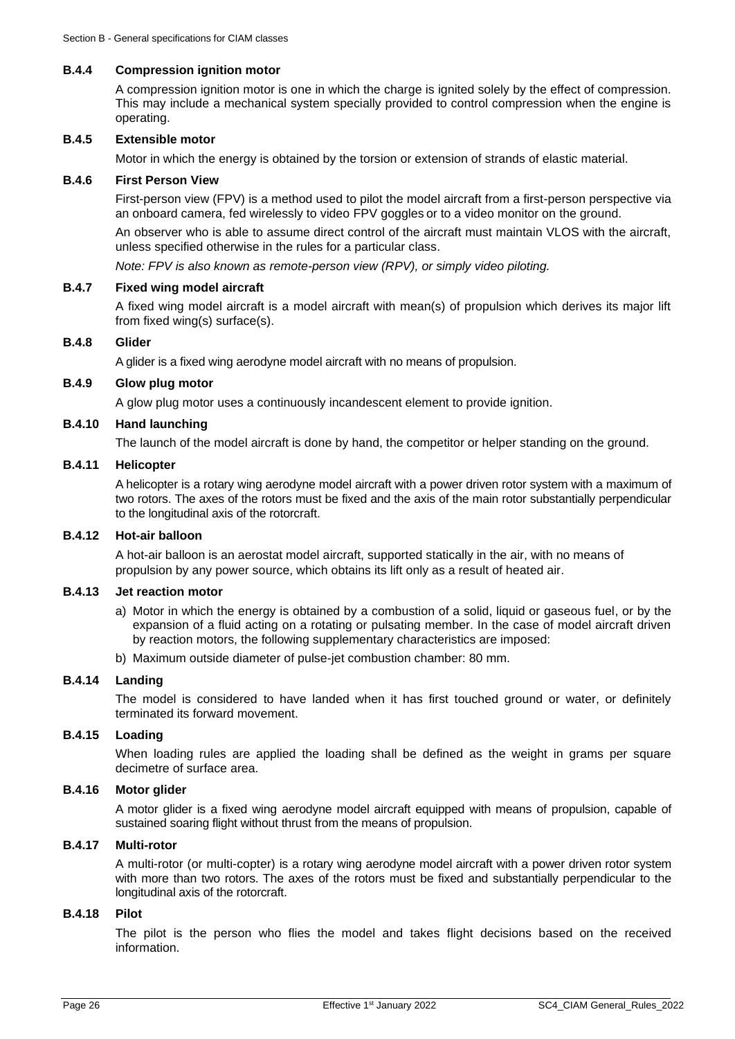### B.4.4 Compression ignition motor

A compression ignition motor is one in which the charge is ignited solely by the effect of compression. This may include a mechanical system specially provided to control compression when the engine is operating.

### B.4.5 Extensible motor

Motor in which the energy is obtained by the torsion or extension of strands of elastic material.

### B.4.6 First Person View

First-person view (FPV) is a method used to pilot the model aircraft from a first-person perspective via an onboard camera, fed wirelessly to video FPV goggles or to a video monitor on the ground.

An observer who is able to assume direct control of the aircraft must maintain VLOS with the aircraft, unless specified otherwise in the rules for a particular class.

*Note: FPV is also known as remote-person view (RPV), or simply video piloting.*

### B.4.7 Fixed wing model aircraft

A fixed wing model aircraft is a model aircraft with mean(s) of propulsion which derives its major lift from fixed wing(s) surface(s).

### B.4.8 Glider

A glider is a fixed wing aerodyne model aircraft with no means of propulsion.

### B.4.9 Glow plug motor

A glow plug motor uses a continuously incandescent element to provide ignition.

### B.4.10 Hand launching

The launch of the model aircraft is done by hand, the competitor or helper standing on the ground.

### B.4.11 Helicopter

A helicopter is a rotary wing aerodyne model aircraft with a power driven rotor system with a maximum of two rotors. The axes of the rotors must be fixed and the axis of the main rotor substantially perpendicular to the longitudinal axis of the rotorcraft.

### B.4.12 Hot-air balloon

A hot-air balloon is an aerostat model aircraft, supported statically in the air, with no means of propulsion by any power source, which obtains its lift only as a result of heated air.

### B.4.13 Jet reaction motor

a) Motor in which the energy is obtained by a combustion of a solid, liquid or gaseous fuel, or by the expansion of a fluid acting on a rotating or pulsating member. In the case of model aircraft driven by reaction motors, the following supplementary characteristics are imposed:

b) Maximum outside diameter of pulse-jet combustion chamber: 80 mm.

### B.4.14 Landing

The model is considered to have landed when it has first touched ground or water, or definitely terminated its forward movement.

### B.4.15 Loading

When loading rules are applied the loading shall be defined as the weight in grams per square decimetre of surface area.

### B.4.16 Motor glider

A motor glider is a fixed wing aerodyne model aircraft equipped with means of propulsion, capable of sustained soaring flight without thrust from the means of propulsion.

### B.4.17 Multi-rotor

A multi-rotor (or multi-copter) is a rotary wing aerodyne model aircraft with a power driven rotor system with more than two rotors. The axes of the rotors must be fixed and substantially perpendicular to the longitudinal axis of the rotorcraft.

### B.4.18 Pilot

The pilot is the person who flies the model and takes flight decisions based on the received information.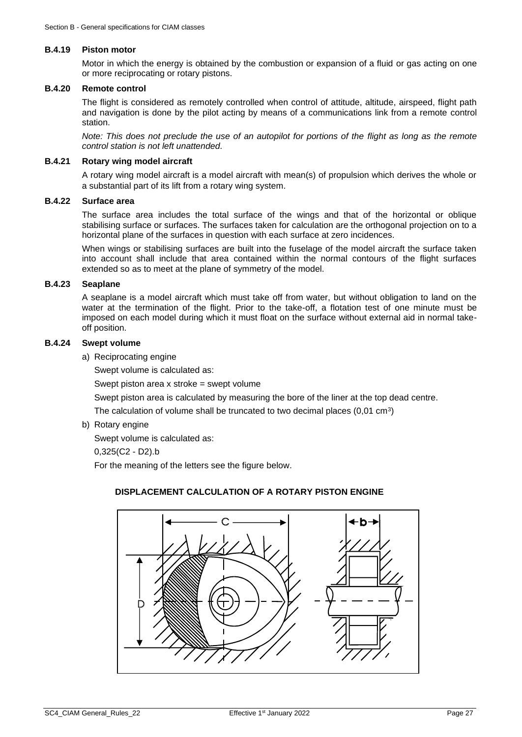### B.4.19 Piston motor

Motor in which the energy is obtained by the combustion or expansion of a fluid or gas acting on one or more reciprocating or rotary pistons.

### B.4.20 Remote control

The flight is considered as remotely controlled when control of attitude, altitude, airspeed, flight path and navigation is done by the pilot acting by means of a communications link from a remote control station.

*Note: This does not preclude the use of an autopilot for portions of the flight as long as the remote control station is not left unattended.*

### B.4.21 Rotary wing model aircraft

A rotary wing model aircraft is a model aircraft with mean(s) of propulsion which derives the whole or a substantial part of its lift from a rotary wing system.

### B.4.22 Surface area

The surface area includes the total surface of the wings and that of the horizontal or oblique stabilising surface or surfaces. The surfaces taken for calculation are the orthogonal projection on to a horizontal plane of the surfaces in question with each surface at zero incidences.

When wings or stabilising surfaces are built into the fuselage of the model aircraft the surface taken into account shall include that area contained within the normal contours of the flight surfaces extended so as to meet at the plane of symmetry of the model.

### B.4.23 Seaplane

A seaplane is a model aircraft which must take off from water, but without obligation to land on the water at the termination of the flight. Prior to the take-off, a flotation test of one minute must be imposed on each model during which it must float on the surface without external aid in normal take-off position.

### B.4.24 Swept volume

a) Reciprocating engine

   Swept volume is calculated as:

   Swept piston area x stroke = swept volume

   Swept piston area is calculated by measuring the bore of the liner at the top dead centre.

   The calculation of volume shall be truncated to two decimal places (0,01 $cm^3$)

b) Rotary engine

   Swept volume is calculated as:

   0,325(C2 - D2).b

   For the meaning of the letters see the figure below.

**DISPLACEMENT CALCULATION OF A ROTARY PISTON ENGINE**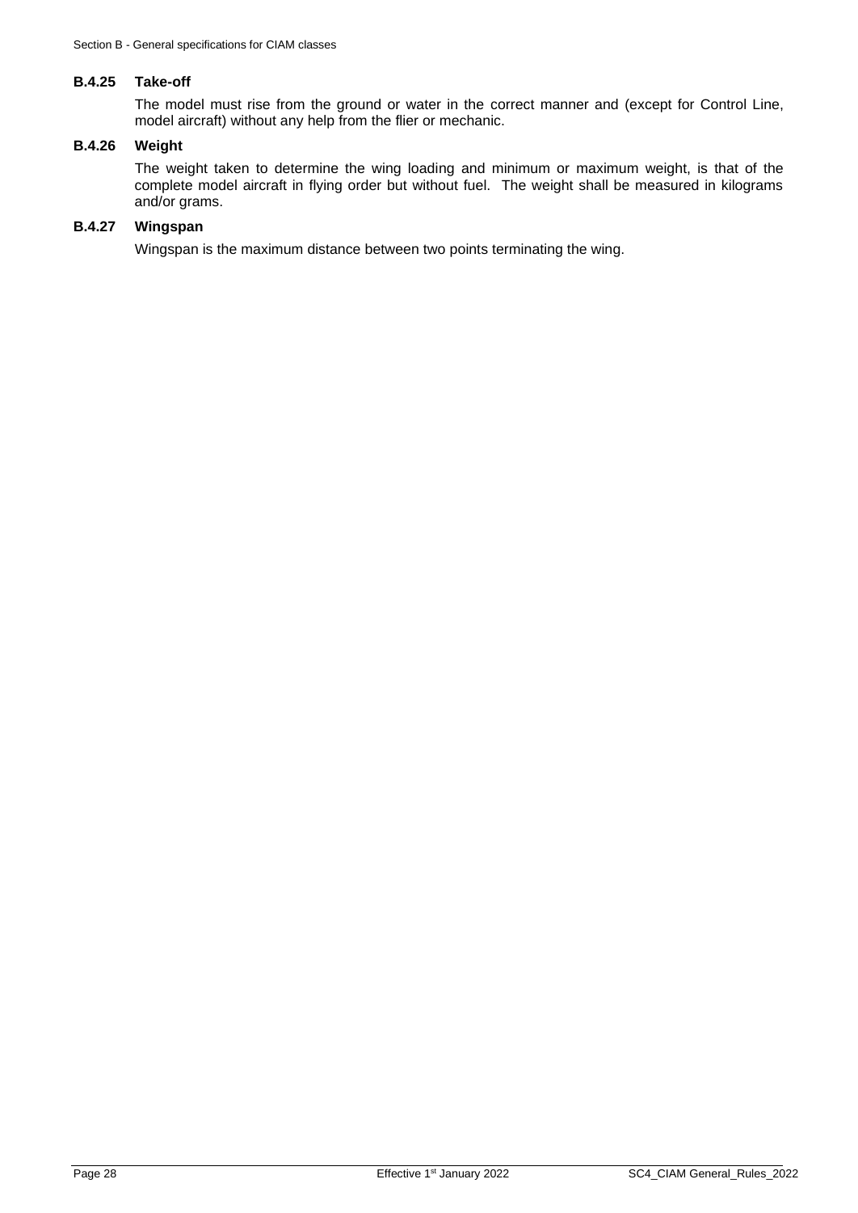### B.4.25 Take-off

The model must rise from the ground or water in the correct manner and (except for Control Line, model aircraft) without any help from the flier or mechanic.

### B.4.26 Weight

The weight taken to determine the wing loading and minimum or maximum weight, is that of the complete model aircraft in flying order but without fuel. The weight shall be measured in kilograms and/or grams.

### B.4.27 Wingspan

Wingspan is the maximum distance between two points terminating the wing.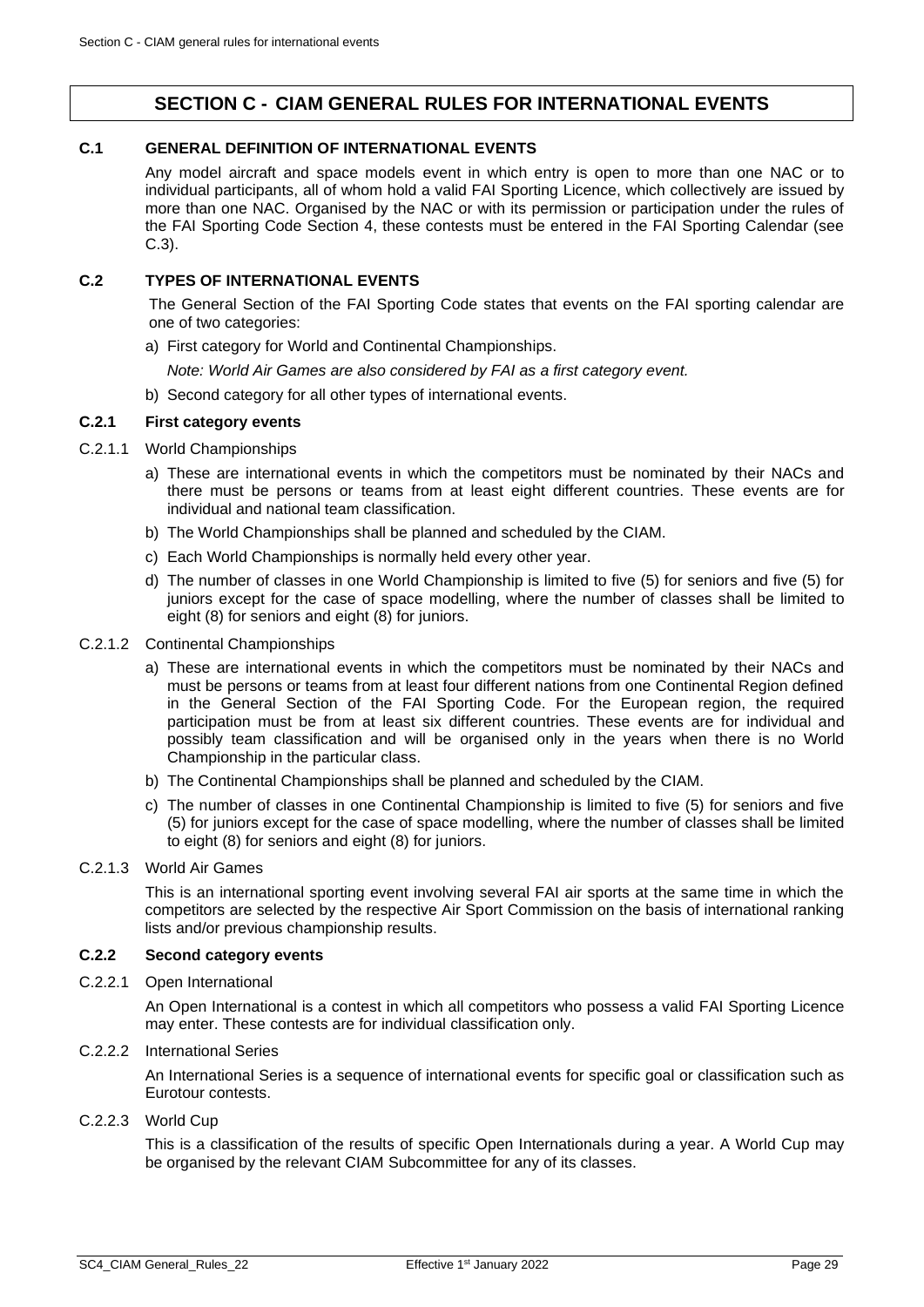# SECTION C - CIAM GENERAL RULES FOR INTERNATIONAL EVENTS

## C.1 GENERAL DEFINITION OF INTERNATIONAL EVENTS

Any model aircraft and space models event in which entry is open to more than one NAC or to individual participants, all of whom hold a valid FAI Sporting Licence, which collectively are issued by more than one NAC. Organised by the NAC or with its permission or participation under the rules of the FAI Sporting Code Section 4, these contests must be entered in the FAI Sporting Calendar (see C.3).

## C.2 TYPES OF INTERNATIONAL EVENTS

The General Section of the FAI Sporting Code states that events on the FAI sporting calendar are one of two categories:

a) First category for World and Continental Championships.

*Note: World Air Games are also considered by FAI as a first category event.*

b) Second category for all other types of international events.

### C.2.1 First category events

C.2.1.1 World Championships

a) These are international events in which the competitors must be nominated by their NACs and there must be persons or teams from at least eight different countries. These events are for individual and national team classification.

b) The World Championships shall be planned and scheduled by the CIAM.

c) Each World Championships is normally held every other year.

d) The number of classes in one World Championship is limited to five (5) for seniors and five (5) for juniors except for the case of space modelling, where the number of classes shall be limited to eight (8) for seniors and eight (8) for juniors.

C.2.1.2 Continental Championships

a) These are international events in which the competitors must be nominated by their NACs and must be persons or teams from at least four different nations from one Continental Region defined in the General Section of the FAI Sporting Code. For the European region, the required participation must be from at least six different countries. These events are for individual and possibly team classification and will be organised only in the years when there is no World Championship in the particular class.

b) The Continental Championships shall be planned and scheduled by the CIAM.

c) The number of classes in one Continental Championship is limited to five (5) for seniors and five (5) for juniors except for the case of space modelling, where the number of classes shall be limited to eight (8) for seniors and eight (8) for juniors.

C.2.1.3 World Air Games

This is an international sporting event involving several FAI air sports at the same time in which the competitors are selected by the respective Air Sport Commission on the basis of international ranking lists and/or previous championship results.

### C.2.2 Second category events

C.2.2.1 Open International

An Open International is a contest in which all competitors who possess a valid FAI Sporting Licence may enter. These contests are for individual classification only.

C.2.2.2 International Series

An International Series is a sequence of international events for specific goal or classification such as Eurotour contests.

C.2.2.3 World Cup

This is a classification of the results of specific Open Internationals during a year. A World Cup may be organised by the relevant CIAM Subcommittee for any of its classes.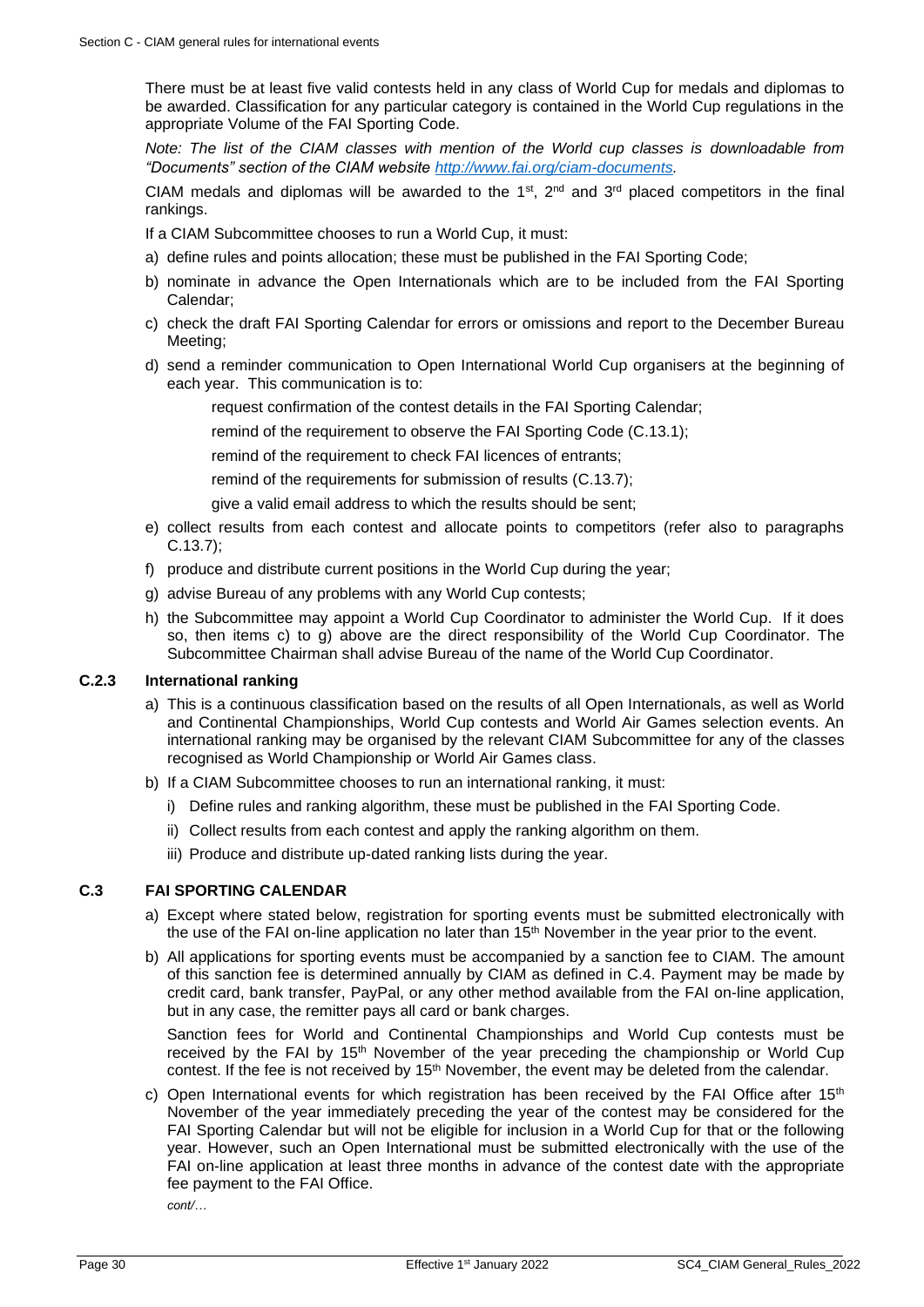There must be at least five valid contests held in any class of World Cup for medals and diplomas to be awarded. Classification for any particular category is contained in the World Cup regulations in the appropriate Volume of the FAI Sporting Code.

*Note: The list of the CIAM classes with mention of the World cup classes is downloadable from "Documents" section of the CIAM website [http://www.fai.org/ciam-documents](http://www.fai.org/ciam-documents).*

CIAM medals and diplomas will be awarded to the 1st, 2nd and 3rd placed competitors in the final rankings.

If a CIAM Subcommittee chooses to run a World Cup, it must:

a) define rules and points allocation; these must be published in the FAI Sporting Code;
b) nominate in advance the Open Internationals which are to be included from the FAI Sporting Calendar;
c) check the draft FAI Sporting Calendar for errors or omissions and report to the December Bureau Meeting;
d) send a reminder communication to Open International World Cup organisers at the beginning of each year. This communication is to:

   request confirmation of the contest details in the FAI Sporting Calendar;

   remind of the requirement to observe the FAI Sporting Code (C.13.1);

   remind of the requirement to check FAI licences of entrants;

   remind of the requirements for submission of results (C.13.7);

   give a valid email address to which the results should be sent;

e) collect results from each contest and allocate points to competitors (refer also to paragraphs C.13.7);
f) produce and distribute current positions in the World Cup during the year;
g) advise Bureau of any problems with any World Cup contests;
h) the Subcommittee may appoint a World Cup Coordinator to administer the World Cup. If it does so, then items c) to g) above are the direct responsibility of the World Cup Coordinator. The Subcommittee Chairman shall advise Bureau of the name of the World Cup Coordinator.

### C.2.3 International ranking

a) This is a continuous classification based on the results of all Open Internationals, as well as World and Continental Championships, World Cup contests and World Air Games selection events. An international ranking may be organised by the relevant CIAM Subcommittee for any of the classes recognised as World Championship or World Air Games class.
b) If a CIAM Subcommittee chooses to run an international ranking, it must:
   i) Define rules and ranking algorithm, these must be published in the FAI Sporting Code.
   ii) Collect results from each contest and apply the ranking algorithm on them.
   iii) Produce and distribute up-dated ranking lists during the year.

## C.3 FAI SPORTING CALENDAR

a) Except where stated below, registration for sporting events must be submitted electronically with the use of the FAI on-line application no later than 15th November in the year prior to the event.
b) All applications for sporting events must be accompanied by a sanction fee to CIAM. The amount of this sanction fee is determined annually by CIAM as defined in C.4. Payment may be made by credit card, bank transfer, PayPal, or any other method available from the FAI on-line application, but in any case, the remitter pays all card or bank charges.

   Sanction fees for World and Continental Championships and World Cup contests must be received by the FAI by 15th November of the year preceding the championship or World Cup contest. If the fee is not received by 15th November, the event may be deleted from the calendar.

c) Open International events for which registration has been received by the FAI Office after 15th November of the year immediately preceding the year of the contest may be considered for the FAI Sporting Calendar but will not be eligible for inclusion in a World Cup for that or the following year. However, such an Open International must be submitted electronically with the use of the FAI on-line application at least three months in advance of the contest date with the appropriate fee payment to the FAI Office.

   *cont/…*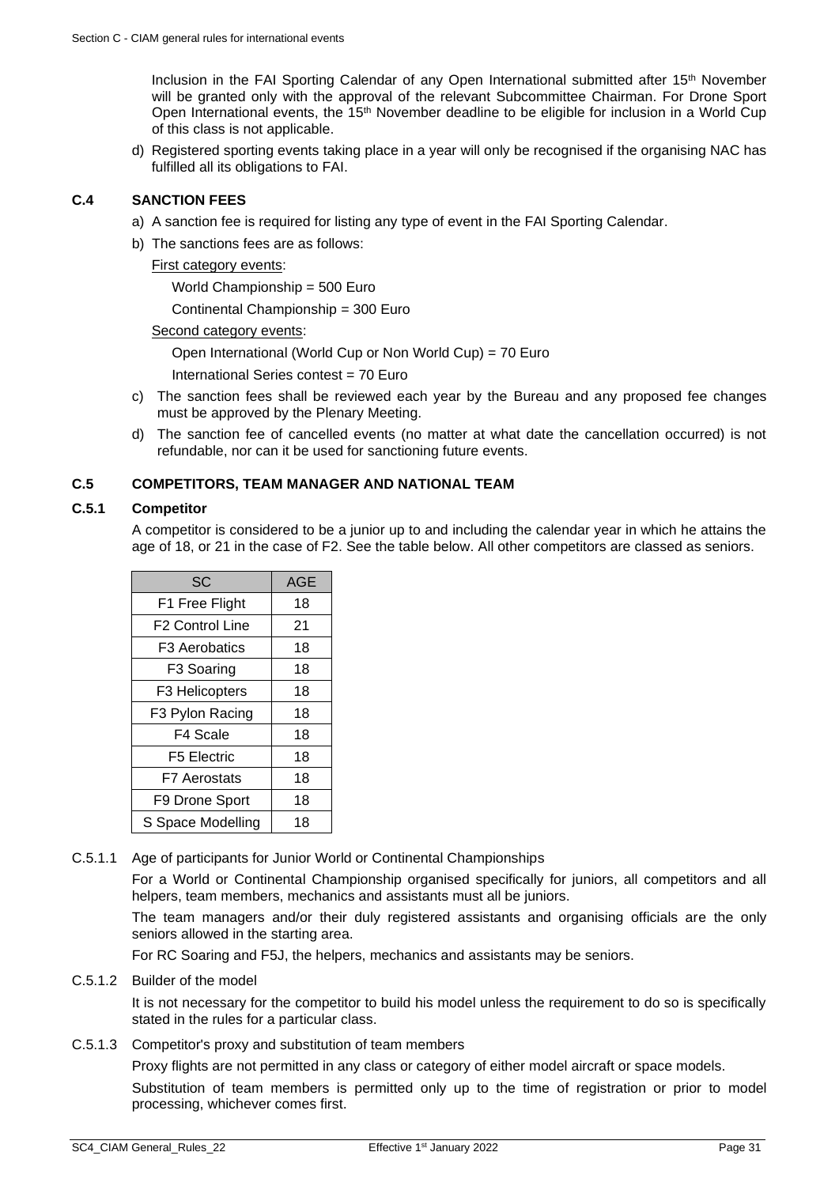Inclusion in the FAI Sporting Calendar of any Open International submitted after 15th November will be granted only with the approval of the relevant Subcommittee Chairman. For Drone Sport Open International events, the 15th November deadline to be eligible for inclusion in a World Cup of this class is not applicable.

d) Registered sporting events taking place in a year will only be recognised if the organising NAC has fulfilled all its obligations to FAI.

## C.4 SANCTION FEES

a) A sanction fee is required for listing any type of event in the FAI Sporting Calendar.

b) The sanctions fees are as follows:

First category events:

World Championship = 500 Euro

Continental Championship = 300 Euro

Second category events:

Open International (World Cup or Non World Cup) = 70 Euro

International Series contest = 70 Euro

c) The sanction fees shall be reviewed each year by the Bureau and any proposed fee changes must be approved by the Plenary Meeting.

d) The sanction fee of cancelled events (no matter at what date the cancellation occurred) is not refundable, nor can it be used for sanctioning future events.

## C.5 COMPETITORS, TEAM MANAGER AND NATIONAL TEAM

### C.5.1 Competitor

A competitor is considered to be a junior up to and including the calendar year in which he attains the age of 18, or 21 in the case of F2. See the table below. All other competitors are classed as seniors.

| SC | AGE |
|---|---|
| F1 Free Flight | 18 |
| F2 Control Line | 21 |
| F3 Aerobatics | 18 |
| F3 Soaring | 18 |
| F3 Helicopters | 18 |
| F3 Pylon Racing | 18 |
| F4 Scale | 18 |
| F5 Electric | 18 |
| F7 Aerostats | 18 |
| F9 Drone Sport | 18 |
| S Space Modelling | 18 |

C.5.1.1 Age of participants for Junior World or Continental Championships

For a World or Continental Championship organised specifically for juniors, all competitors and all helpers, team members, mechanics and assistants must all be juniors.

The team managers and/or their duly registered assistants and organising officials are the only seniors allowed in the starting area.

For RC Soaring and F5J, the helpers, mechanics and assistants may be seniors.

C.5.1.2 Builder of the model

It is not necessary for the competitor to build his model unless the requirement to do so is specifically stated in the rules for a particular class.

C.5.1.3 Competitor's proxy and substitution of team members

Proxy flights are not permitted in any class or category of either model aircraft or space models.

Substitution of team members is permitted only up to the time of registration or prior to model processing, whichever comes first.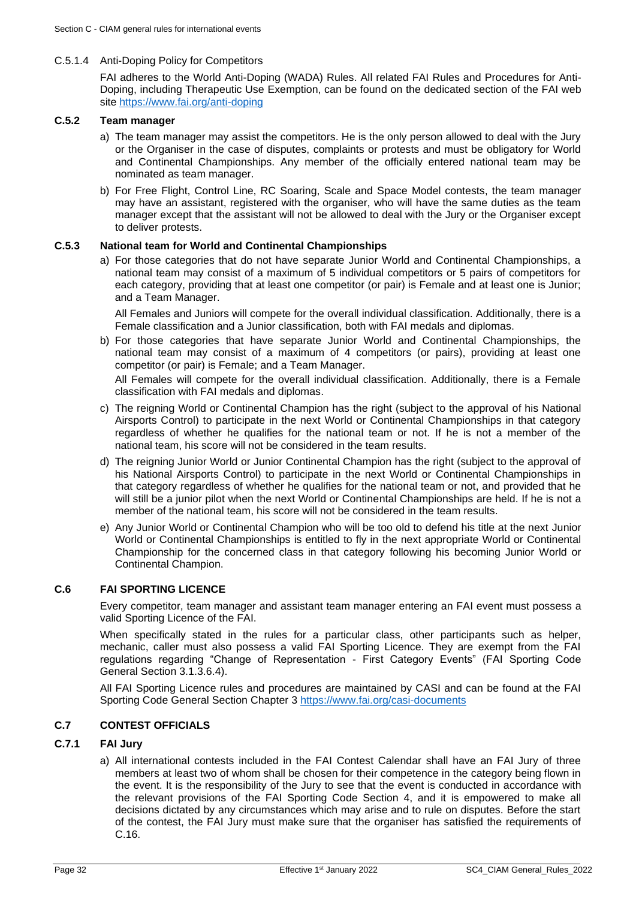#### C.5.1.4 Anti-Doping Policy for Competitors

FAI adheres to the World Anti-Doping (WADA) Rules. All related FAI Rules and Procedures for Anti-Doping, including Therapeutic Use Exemption, can be found on the dedicated section of the FAI web site https://www.fai.org/anti-doping

### C.5.2 Team manager

a) The team manager may assist the competitors. He is the only person allowed to deal with the Jury or the Organiser in the case of disputes, complaints or protests and must be obligatory for World and Continental Championships. Any member of the officially entered national team may be nominated as team manager.

b) For Free Flight, Control Line, RC Soaring, Scale and Space Model contests, the team manager may have an assistant, registered with the organiser, who will have the same duties as the team manager except that the assistant will not be allowed to deal with the Jury or the Organiser except to deliver protests.

### C.5.3 National team for World and Continental Championships

a) For those categories that do not have separate Junior World and Continental Championships, a national team may consist of a maximum of 5 individual competitors or 5 pairs of competitors for each category, providing that at least one competitor (or pair) is Female and at least one is Junior; and a Team Manager.

   All Females and Juniors will compete for the overall individual classification. Additionally, there is a Female classification and a Junior classification, both with FAI medals and diplomas.

b) For those categories that have separate Junior World and Continental Championships, the national team may consist of a maximum of 4 competitors (or pairs), providing at least one competitor (or pair) is Female; and a Team Manager.

   All Females will compete for the overall individual classification. Additionally, there is a Female classification with FAI medals and diplomas.

c) The reigning World or Continental Champion has the right (subject to the approval of his National Airsports Control) to participate in the next World or Continental Championships in that category regardless of whether he qualifies for the national team or not. If he is not a member of the national team, his score will not be considered in the team results.

d) The reigning Junior World or Junior Continental Champion has the right (subject to the approval of his National Airsports Control) to participate in the next World or Continental Championships in that category regardless of whether he qualifies for the national team or not, and provided that he will still be a junior pilot when the next World or Continental Championships are held. If he is not a member of the national team, his score will not be considered in the team results.

e) Any Junior World or Continental Champion who will be too old to defend his title at the next Junior World or Continental Championships is entitled to fly in the next appropriate World or Continental Championship for the concerned class in that category following his becoming Junior World or Continental Champion.

## C.6 FAI SPORTING LICENCE

Every competitor, team manager and assistant team manager entering an FAI event must possess a valid Sporting Licence of the FAI.

When specifically stated in the rules for a particular class, other participants such as helper, mechanic, caller must also possess a valid FAI Sporting Licence. They are exempt from the FAI regulations regarding "Change of Representation - First Category Events" (FAI Sporting Code General Section 3.1.3.6.4).

All FAI Sporting Licence rules and procedures are maintained by CASI and can be found at the FAI Sporting Code General Section Chapter 3 https://www.fai.org/casi-documents

## C.7 CONTEST OFFICIALS

### C.7.1 FAI Jury

a) All international contests included in the FAI Contest Calendar shall have an FAI Jury of three members at least two of whom shall be chosen for their competence in the category being flown in the event. It is the responsibility of the Jury to see that the event is conducted in accordance with the relevant provisions of the FAI Sporting Code Section 4, and it is empowered to make all decisions dictated by any circumstances which may arise and to rule on disputes. Before the start of the contest, the FAI Jury must make sure that the organiser has satisfied the requirements of C.16.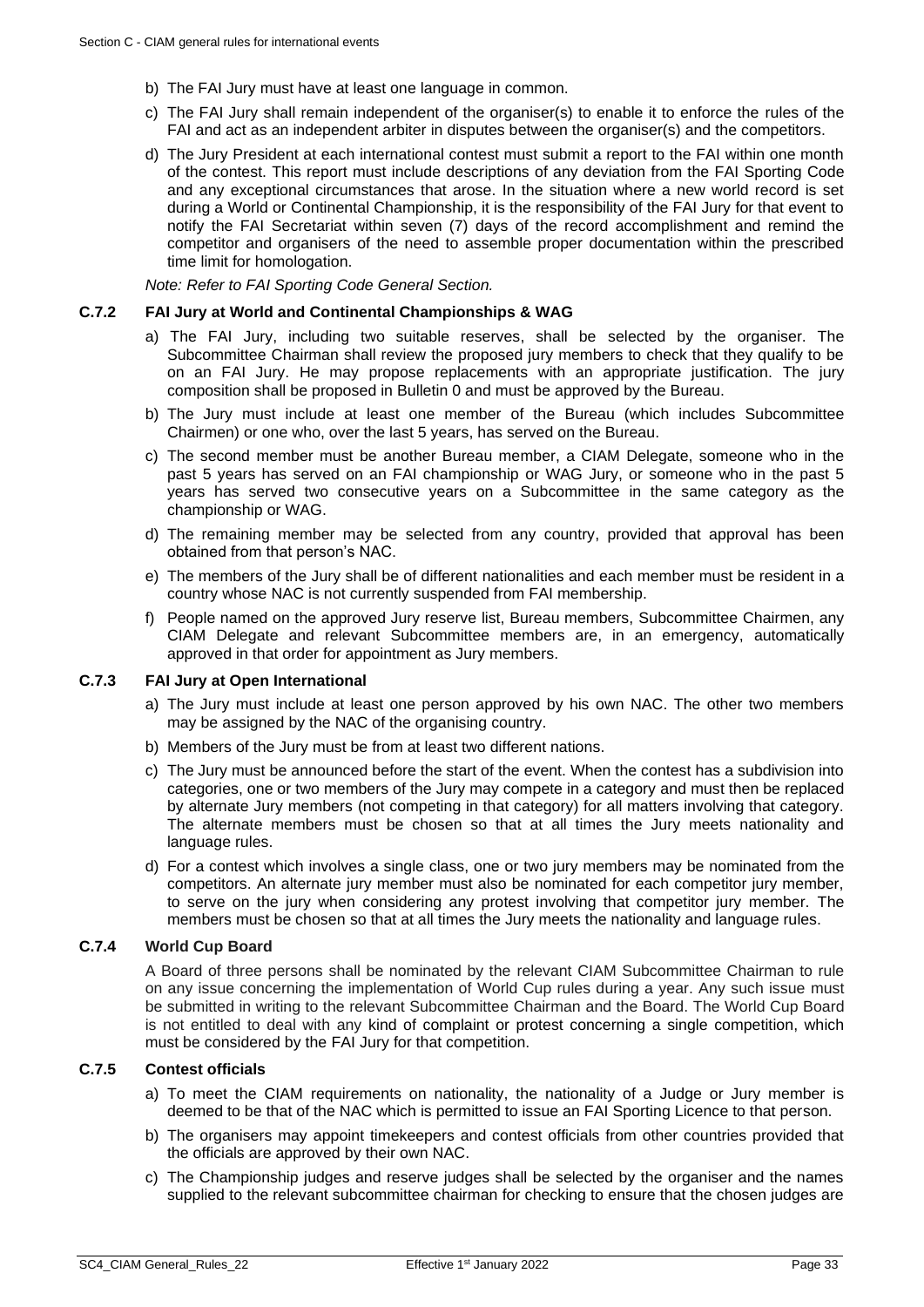b) The FAI Jury must have at least one language in common.

c) The FAI Jury shall remain independent of the organiser(s) to enable it to enforce the rules of the FAI and act as an independent arbiter in disputes between the organiser(s) and the competitors.

d) The Jury President at each international contest must submit a report to the FAI within one month of the contest. This report must include descriptions of any deviation from the FAI Sporting Code and any exceptional circumstances that arose. In the situation where a new world record is set during a World or Continental Championship, it is the responsibility of the FAI Jury for that event to notify the FAI Secretariat within seven (7) days of the record accomplishment and remind the competitor and organisers of the need to assemble proper documentation within the prescribed time limit for homologation.

*Note: Refer to FAI Sporting Code General Section.*

### C.7.2 FAI Jury at World and Continental Championships & WAG

a) The FAI Jury, including two suitable reserves, shall be selected by the organiser. The Subcommittee Chairman shall review the proposed jury members to check that they qualify to be on an FAI Jury. He may propose replacements with an appropriate justification. The jury composition shall be proposed in Bulletin 0 and must be approved by the Bureau.

b) The Jury must include at least one member of the Bureau (which includes Subcommittee Chairmen) or one who, over the last 5 years, has served on the Bureau.

c) The second member must be another Bureau member, a CIAM Delegate, someone who in the past 5 years has served on an FAI championship or WAG Jury, or someone who in the past 5 years has served two consecutive years on a Subcommittee in the same category as the championship or WAG.

d) The remaining member may be selected from any country, provided that approval has been obtained from that person's NAC.

e) The members of the Jury shall be of different nationalities and each member must be resident in a country whose NAC is not currently suspended from FAI membership.

f) People named on the approved Jury reserve list, Bureau members, Subcommittee Chairmen, any CIAM Delegate and relevant Subcommittee members are, in an emergency, automatically approved in that order for appointment as Jury members.

### C.7.3 FAI Jury at Open International

a) The Jury must include at least one person approved by his own NAC. The other two members may be assigned by the NAC of the organising country.

b) Members of the Jury must be from at least two different nations.

c) The Jury must be announced before the start of the event. When the contest has a subdivision into categories, one or two members of the Jury may compete in a category and must then be replaced by alternate Jury members (not competing in that category) for all matters involving that category. The alternate members must be chosen so that at all times the Jury meets nationality and language rules.

d) For a contest which involves a single class, one or two jury members may be nominated from the competitors. An alternate jury member must also be nominated for each competitor jury member, to serve on the jury when considering any protest involving that competitor jury member. The members must be chosen so that at all times the Jury meets the nationality and language rules.

### C.7.4 World Cup Board

A Board of three persons shall be nominated by the relevant CIAM Subcommittee Chairman to rule on any issue concerning the implementation of World Cup rules during a year. Any such issue must be submitted in writing to the relevant Subcommittee Chairman and the Board. The World Cup Board is not entitled to deal with any kind of complaint or protest concerning a single competition, which must be considered by the FAI Jury for that competition.

### C.7.5 Contest officials

a) To meet the CIAM requirements on nationality, the nationality of a Judge or Jury member is deemed to be that of the NAC which is permitted to issue an FAI Sporting Licence to that person.

b) The organisers may appoint timekeepers and contest officials from other countries provided that the officials are approved by their own NAC.

c) The Championship judges and reserve judges shall be selected by the organiser and the names supplied to the relevant subcommittee chairman for checking to ensure that the chosen judges are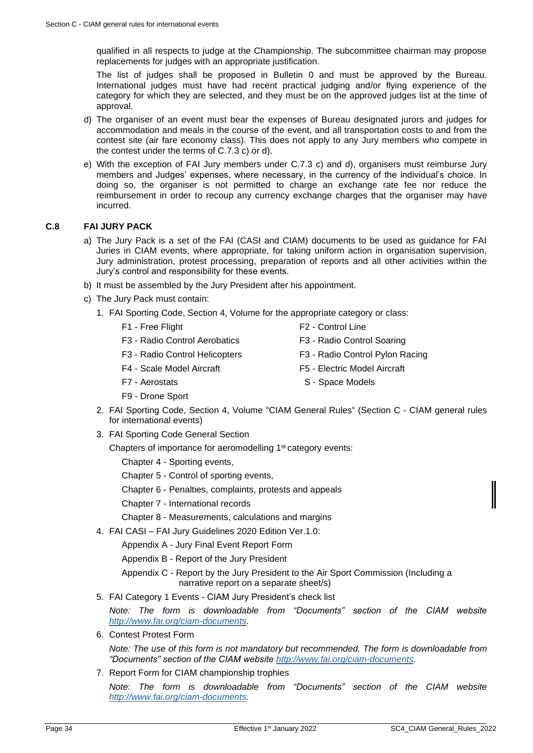qualified in all respects to judge at the Championship. The subcommittee chairman may propose replacements for judges with an appropriate justification.

The list of judges shall be proposed in Bulletin 0 and must be approved by the Bureau. International judges must have had recent practical judging and/or flying experience of the category for which they are selected, and they must be on the approved judges list at the time of approval.

d) The organiser of an event must bear the expenses of Bureau designated jurors and judges for accommodation and meals in the course of the event, and all transportation costs to and from the contest site (air fare economy class). This does not apply to any Jury members who compete in the contest under the terms of C.7.3 c) or d).

e) With the exception of FAI Jury members under C.7.3 c) and d), organisers must reimburse Jury members and Judges' expenses, where necessary, in the currency of the individual's choice. In doing so, the organiser is not permitted to charge an exchange rate fee nor reduce the reimbursement in order to recoup any currency exchange charges that the organiser may have incurred.

## C.8 FAI JURY PACK

a) The Jury Pack is a set of the FAI (CASI and CIAM) documents to be used as guidance for FAI Juries in CIAM events, where appropriate, for taking uniform action in organisation supervision, Jury administration, protest processing, preparation of reports and all other activities within the Jury's control and responsibility for these events.

b) It must be assembled by the Jury President after his appointment.

c) The Jury Pack must contain:

1. FAI Sporting Code, Section 4, Volume for the appropriate category or class:

   F1 - Free Flight
   F2 - Control Line
   F3 - Radio Control Aerobatics
   F3 - Radio Control Soaring
   F3 - Radio Control Helicopters
   F3 - Radio Control Pylon Racing
   F4 - Scale Model Aircraft
   F5 - Electric Model Aircraft
   F7 - Aerostats
   S - Space Models
   F9 - Drone Sport

2. FAI Sporting Code, Section 4, Volume "CIAM General Rules" (Section C - CIAM general rules for international events)

3. FAI Sporting Code General Section

   Chapters of importance for aeromodelling 1st category events:

   Chapter 4 - Sporting events,
   Chapter 5 - Control of sporting events,
   Chapter 6 - Penalties, complaints, protests and appeals
   Chapter 7 - International records
   Chapter 8 - Measurements, calculations and margins

4. FAI CASI – FAI Jury Guidelines 2020 Edition Ver.1.0:

   Appendix A - Jury Final Event Report Form
   Appendix B - Report of the Jury President
   Appendix C - Report by the Jury President to the Air Sport Commission (Including a narrative report on a separate sheet/s)

5. FAI Category 1 Events - CIAM Jury President's check list

   *Note: The form is downloadable from "Documents" section of the CIAM website [http://www.fai.org/ciam-documents](http://www.fai.org/ciam-documents).*

6. Contest Protest Form

   *Note: The use of this form is not mandatory but recommended. The form is downloadable from "Documents" section of the CIAM website [http://www.fai.org/ciam-documents](http://www.fai.org/ciam-documents).*

7. Report Form for CIAM championship trophies

   *Note: The form is downloadable from "Documents" section of the CIAM website [http://www.fai.org/ciam-documents](http://www.fai.org/ciam-documents).*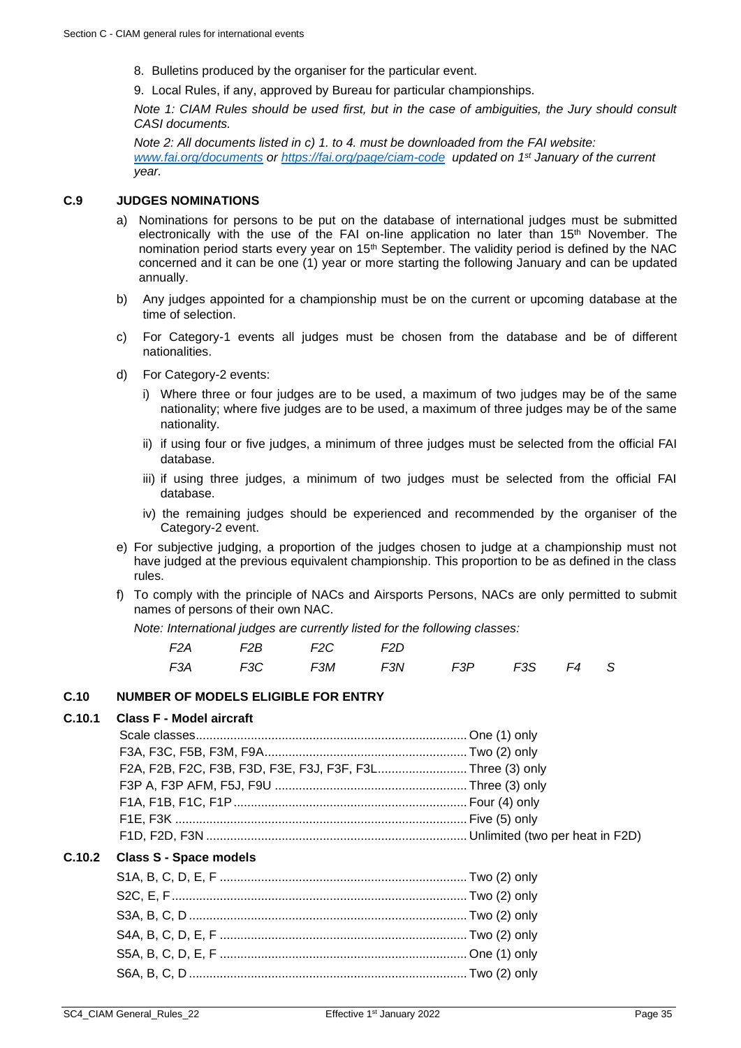8. Bulletins produced by the organiser for the particular event.
9. Local Rules, if any, approved by Bureau for particular championships.

*Note 1: CIAM Rules should be used first, but in the case of ambiguities, the Jury should consult CASI documents.*

*Note 2: All documents listed in c) 1. to 4. must be downloaded from the FAI website: www.fai.org/documents or https://fai.org/page/ciam-code updated on 1st January of the current year.*

### C.9 JUDGES NOMINATIONS

a) Nominations for persons to be put on the database of international judges must be submitted electronically with the use of the FAI on-line application no later than 15th November. The nomination period starts every year on 15th September. The validity period is defined by the NAC concerned and it can be one (1) year or more starting the following January and can be updated annually.

b) Any judges appointed for a championship must be on the current or upcoming database at the time of selection.

c) For Category-1 events all judges must be chosen from the database and be of different nationalities.

d) For Category-2 events:

   i) Where three or four judges are to be used, a maximum of two judges may be of the same nationality; where five judges are to be used, a maximum of three judges may be of the same nationality.

   ii) if using four or five judges, a minimum of three judges must be selected from the official FAI database.

   iii) if using three judges, a minimum of two judges must be selected from the official FAI database.

   iv) the remaining judges should be experienced and recommended by the organiser of the Category-2 event.

e) For subjective judging, a proportion of the judges chosen to judge at a championship must not have judged at the previous equivalent championship. This proportion to be as defined in the class rules.

f) To comply with the principle of NACs and Airsports Persons, NACs are only permitted to submit names of persons of their own NAC.

*Note: International judges are currently listed for the following classes:*

*F2A F2B F2C F2D*
*F3A F3C F3M F3N F3P F3S F4 S*

### C.10 NUMBER OF MODELS ELIGIBLE FOR ENTRY

#### C.10.1 Class F - Model aircraft

| | |
|---|---|
| Scale classes | One (1) only |
| F3A, F3C, F5B, F3M, F9A | Two (2) only |
| F2A, F2B, F2C, F3B, F3D, F3E, F3J, F3F, F3L | Three (3) only |
| F3P A, F3P AFM, F5J, F9U | Three (3) only |
| F1A, F1B, F1C, F1P | Four (4) only |
| F1E, F3K | Five (5) only |
| F1D, F2D, F3N | Unlimited (two per heat in F2D) |

#### C.10.2 Class S - Space models

| | |
|---|---|
| S1A, B, C, D, E, F | Two (2) only |
| S2C, E, F | Two (2) only |
| S3A, B, C, D | Two (2) only |
| S4A, B, C, D, E, F | Two (2) only |
| S5A, B, C, D, E, F | One (1) only |
| S6A, B, C, D | Two (2) only |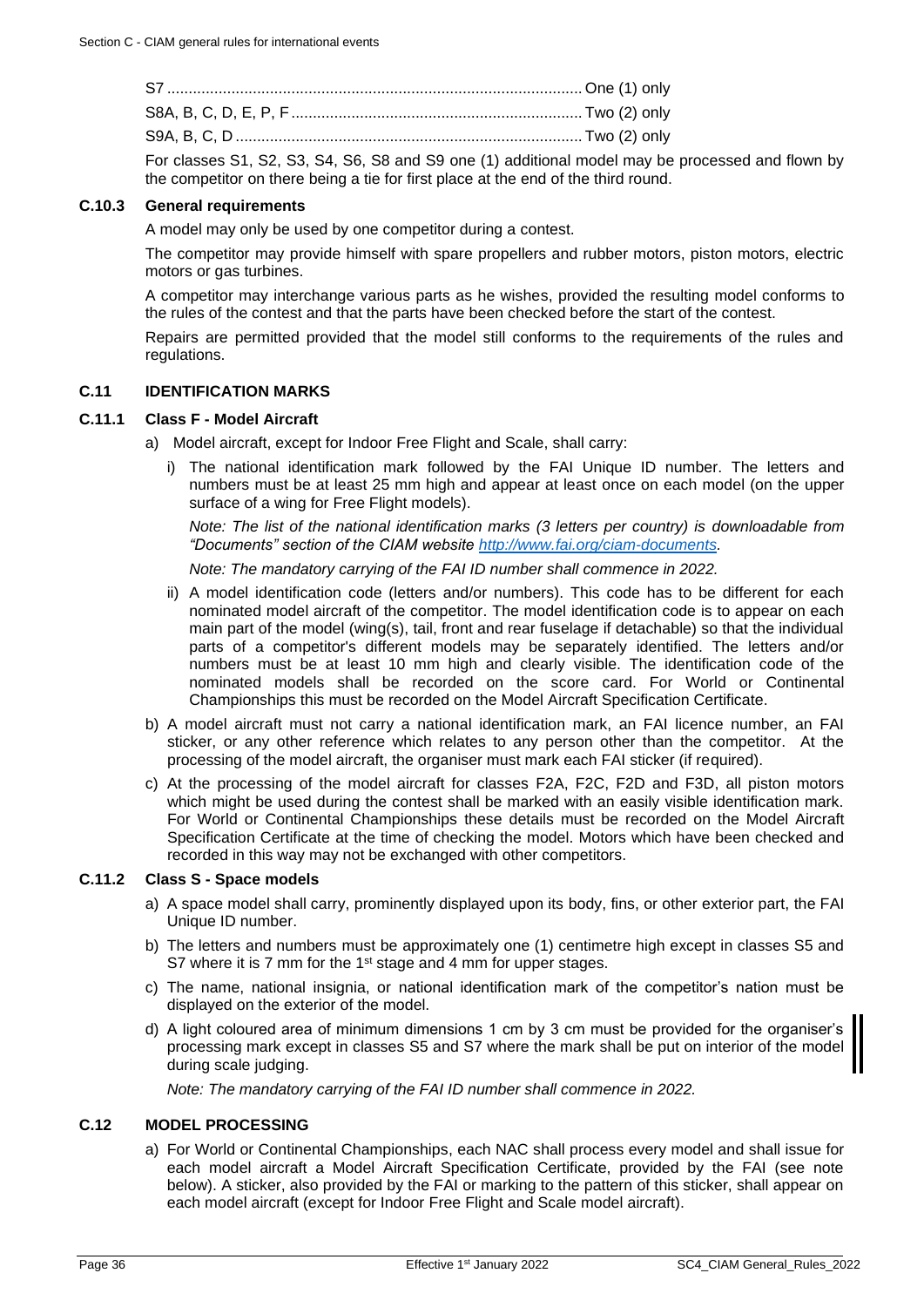S7 .................................................................................... One (1) only

S8A, B, C, D, E, P, F .................................................................... Two (2) only

S9A, B, C, D ................................................................................. Two (2) only

For classes S1, S2, S3, S4, S6, S8 and S9 one (1) additional model may be processed and flown by the competitor on there being a tie for first place at the end of the third round.

### C.10.3 General requirements

A model may only be used by one competitor during a contest.

The competitor may provide himself with spare propellers and rubber motors, piston motors, electric motors or gas turbines.

A competitor may interchange various parts as he wishes, provided the resulting model conforms to the rules of the contest and that the parts have been checked before the start of the contest.

Repairs are permitted provided that the model still conforms to the requirements of the rules and regulations.

## C.11 IDENTIFICATION MARKS

### C.11.1 Class F - Model Aircraft

a) Model aircraft, except for Indoor Free Flight and Scale, shall carry:

   i) The national identification mark followed by the FAI Unique ID number. The letters and numbers must be at least 25 mm high and appear at least once on each model (on the upper surface of a wing for Free Flight models).

   *Note: The list of the national identification marks (3 letters per country) is downloadable from "Documents" section of the CIAM website [http://www.fai.org/ciam-documents](http://www.fai.org/ciam-documents).*

   *Note: The mandatory carrying of the FAI ID number shall commence in 2022.*

   ii) A model identification code (letters and/or numbers). This code has to be different for each nominated model aircraft of the competitor. The model identification code is to appear on each main part of the model (wing(s), tail, front and rear fuselage if detachable) so that the individual parts of a competitor's different models may be separately identified. The letters and/or numbers must be at least 10 mm high and clearly visible. The identification code of the nominated models shall be recorded on the score card. For World or Continental Championships this must be recorded on the Model Aircraft Specification Certificate.

b) A model aircraft must not carry a national identification mark, an FAI licence number, an FAI sticker, or any other reference which relates to any person other than the competitor. At the processing of the model aircraft, the organiser must mark each FAI sticker (if required).

c) At the processing of the model aircraft for classes F2A, F2C, F2D and F3D, all piston motors which might be used during the contest shall be marked with an easily visible identification mark. For World or Continental Championships these details must be recorded on the Model Aircraft Specification Certificate at the time of checking the model. Motors which have been checked and recorded in this way may not be exchanged with other competitors.

### C.11.2 Class S - Space models

a) A space model shall carry, prominently displayed upon its body, fins, or other exterior part, the FAI Unique ID number.

b) The letters and numbers must be approximately one (1) centimetre high except in classes S5 and S7 where it is 7 mm for the 1st stage and 4 mm for upper stages.

c) The name, national insignia, or national identification mark of the competitor's nation must be displayed on the exterior of the model.

d) A light coloured area of minimum dimensions 1 cm by 3 cm must be provided for the organiser's processing mark except in classes S5 and S7 where the mark shall be put on interior of the model during scale judging.

*Note: The mandatory carrying of the FAI ID number shall commence in 2022.*

## C.12 MODEL PROCESSING

a) For World or Continental Championships, each NAC shall process every model and shall issue for each model aircraft a Model Aircraft Specification Certificate, provided by the FAI (see note below). A sticker, also provided by the FAI or marking to the pattern of this sticker, shall appear on each model aircraft (except for Indoor Free Flight and Scale model aircraft).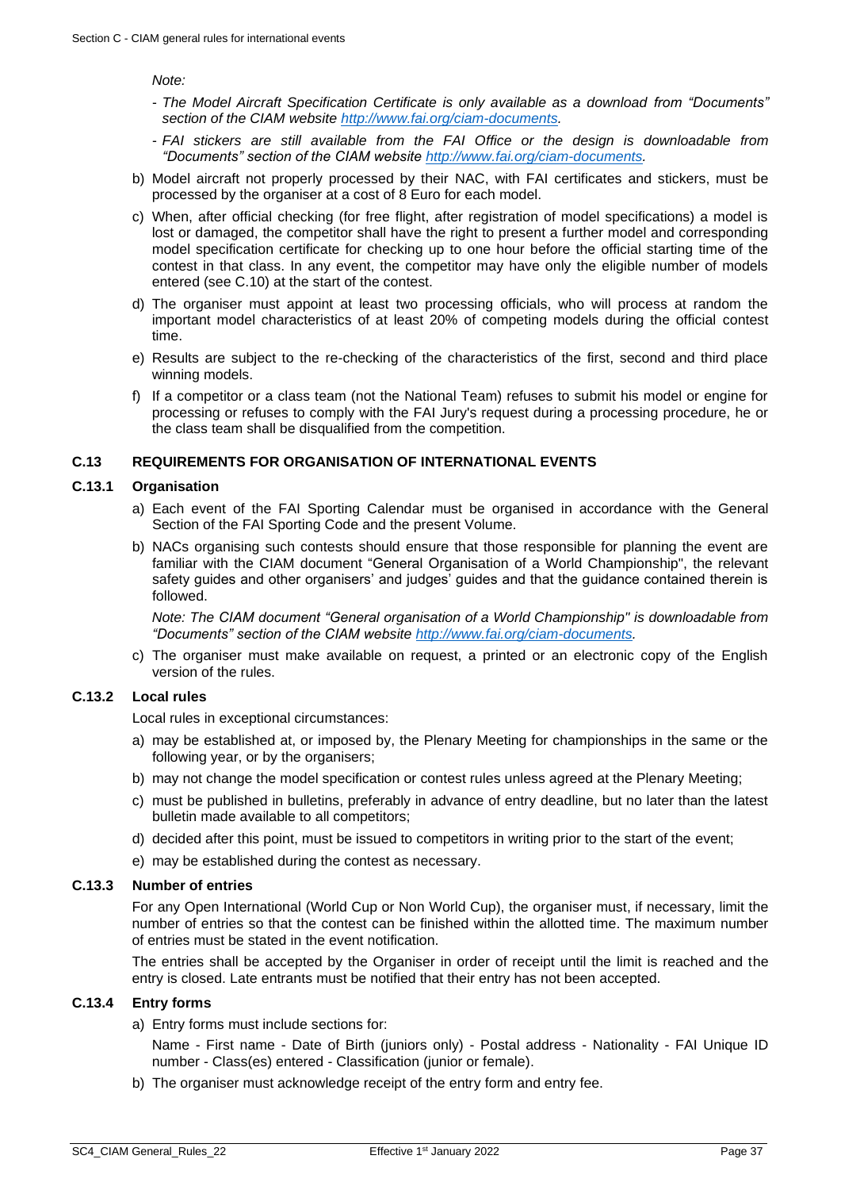*Note:*

- *The Model Aircraft Specification Certificate is only available as a download from "Documents" section of the CIAM website http://www.fai.org/ciam-documents.*
- *FAI stickers are still available from the FAI Office or the design is downloadable from "Documents" section of the CIAM website http://www.fai.org/ciam-documents.*

b) Model aircraft not properly processed by their NAC, with FAI certificates and stickers, must be processed by the organiser at a cost of 8 Euro for each model.

c) When, after official checking (for free flight, after registration of model specifications) a model is lost or damaged, the competitor shall have the right to present a further model and corresponding model specification certificate for checking up to one hour before the official starting time of the contest in that class. In any event, the competitor may have only the eligible number of models entered (see C.10) at the start of the contest.

d) The organiser must appoint at least two processing officials, who will process at random the important model characteristics of at least 20% of competing models during the official contest time.

e) Results are subject to the re-checking of the characteristics of the first, second and third place winning models.

f) If a competitor or a class team (not the National Team) refuses to submit his model or engine for processing or refuses to comply with the FAI Jury's request during a processing procedure, he or the class team shall be disqualified from the competition.

## C.13 REQUIREMENTS FOR ORGANISATION OF INTERNATIONAL EVENTS

### C.13.1 Organisation

a) Each event of the FAI Sporting Calendar must be organised in accordance with the General Section of the FAI Sporting Code and the present Volume.

b) NACs organising such contests should ensure that those responsible for planning the event are familiar with the CIAM document "General Organisation of a World Championship", the relevant safety guides and other organisers' and judges' guides and that the guidance contained therein is followed.

*Note: The CIAM document "General organisation of a World Championship" is downloadable from "Documents" section of the CIAM website http://www.fai.org/ciam-documents.*

c) The organiser must make available on request, a printed or an electronic copy of the English version of the rules.

### C.13.2 Local rules

Local rules in exceptional circumstances:

a) may be established at, or imposed by, the Plenary Meeting for championships in the same or the following year, or by the organisers;

b) may not change the model specification or contest rules unless agreed at the Plenary Meeting;

c) must be published in bulletins, preferably in advance of entry deadline, but no later than the latest bulletin made available to all competitors;

d) decided after this point, must be issued to competitors in writing prior to the start of the event;

e) may be established during the contest as necessary.

### C.13.3 Number of entries

For any Open International (World Cup or Non World Cup), the organiser must, if necessary, limit the number of entries so that the contest can be finished within the allotted time. The maximum number of entries must be stated in the event notification.

The entries shall be accepted by the Organiser in order of receipt until the limit is reached and the entry is closed. Late entrants must be notified that their entry has not been accepted.

### C.13.4 Entry forms

a) Entry forms must include sections for:

Name - First name - Date of Birth (juniors only) - Postal address - Nationality - FAI Unique ID number - Class(es) entered - Classification (junior or female).

b) The organiser must acknowledge receipt of the entry form and entry fee.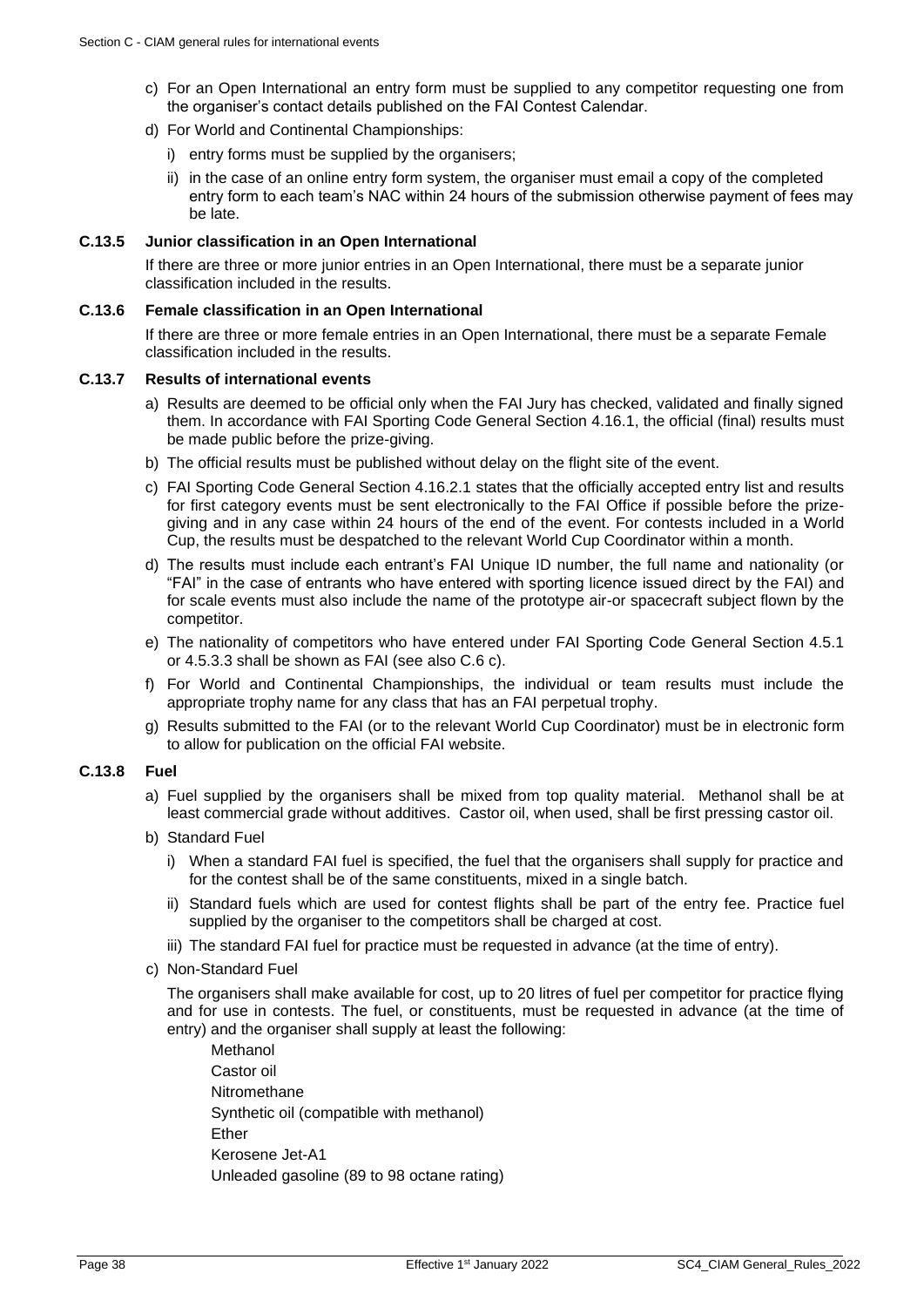c) For an Open International an entry form must be supplied to any competitor requesting one from the organiser's contact details published on the FAI Contest Calendar.

d) For World and Continental Championships:

   i) entry forms must be supplied by the organisers;

   ii) in the case of an online entry form system, the organiser must email a copy of the completed entry form to each team's NAC within 24 hours of the submission otherwise payment of fees may be late.

### C.13.5 Junior classification in an Open International

If there are three or more junior entries in an Open International, there must be a separate junior classification included in the results.

### C.13.6 Female classification in an Open International

If there are three or more female entries in an Open International, there must be a separate Female classification included in the results.

### C.13.7 Results of international events

a) Results are deemed to be official only when the FAI Jury has checked, validated and finally signed them. In accordance with FAI Sporting Code General Section 4.16.1, the official (final) results must be made public before the prize-giving.

b) The official results must be published without delay on the flight site of the event.

c) FAI Sporting Code General Section 4.16.2.1 states that the officially accepted entry list and results for first category events must be sent electronically to the FAI Office if possible before the prize-giving and in any case within 24 hours of the end of the event. For contests included in a World Cup, the results must be despatched to the relevant World Cup Coordinator within a month.

d) The results must include each entrant's FAI Unique ID number, the full name and nationality (or "FAI" in the case of entrants who have entered with sporting licence issued direct by the FAI) and for scale events must also include the name of the prototype air-or spacecraft subject flown by the competitor.

e) The nationality of competitors who have entered under FAI Sporting Code General Section 4.5.1 or 4.5.3.3 shall be shown as FAI (see also C.6 c).

f) For World and Continental Championships, the individual or team results must include the appropriate trophy name for any class that has an FAI perpetual trophy.

g) Results submitted to the FAI (or to the relevant World Cup Coordinator) must be in electronic form to allow for publication on the official FAI website.

### C.13.8 Fuel

a) Fuel supplied by the organisers shall be mixed from top quality material. Methanol shall be at least commercial grade without additives. Castor oil, when used, shall be first pressing castor oil.

b) Standard Fuel

   i) When a standard FAI fuel is specified, the fuel that the organisers shall supply for practice and for the contest shall be of the same constituents, mixed in a single batch.

   ii) Standard fuels which are used for contest flights shall be part of the entry fee. Practice fuel supplied by the organiser to the competitors shall be charged at cost.

   iii) The standard FAI fuel for practice must be requested in advance (at the time of entry).

c) Non-Standard Fuel

The organisers shall make available for cost, up to 20 litres of fuel per competitor for practice flying and for use in contests. The fuel, or constituents, must be requested in advance (at the time of entry) and the organiser shall supply at least the following:

Methanol
Castor oil
Nitromethane
Synthetic oil (compatible with methanol)
Ether
Kerosene Jet-A1
Unleaded gasoline (89 to 98 octane rating)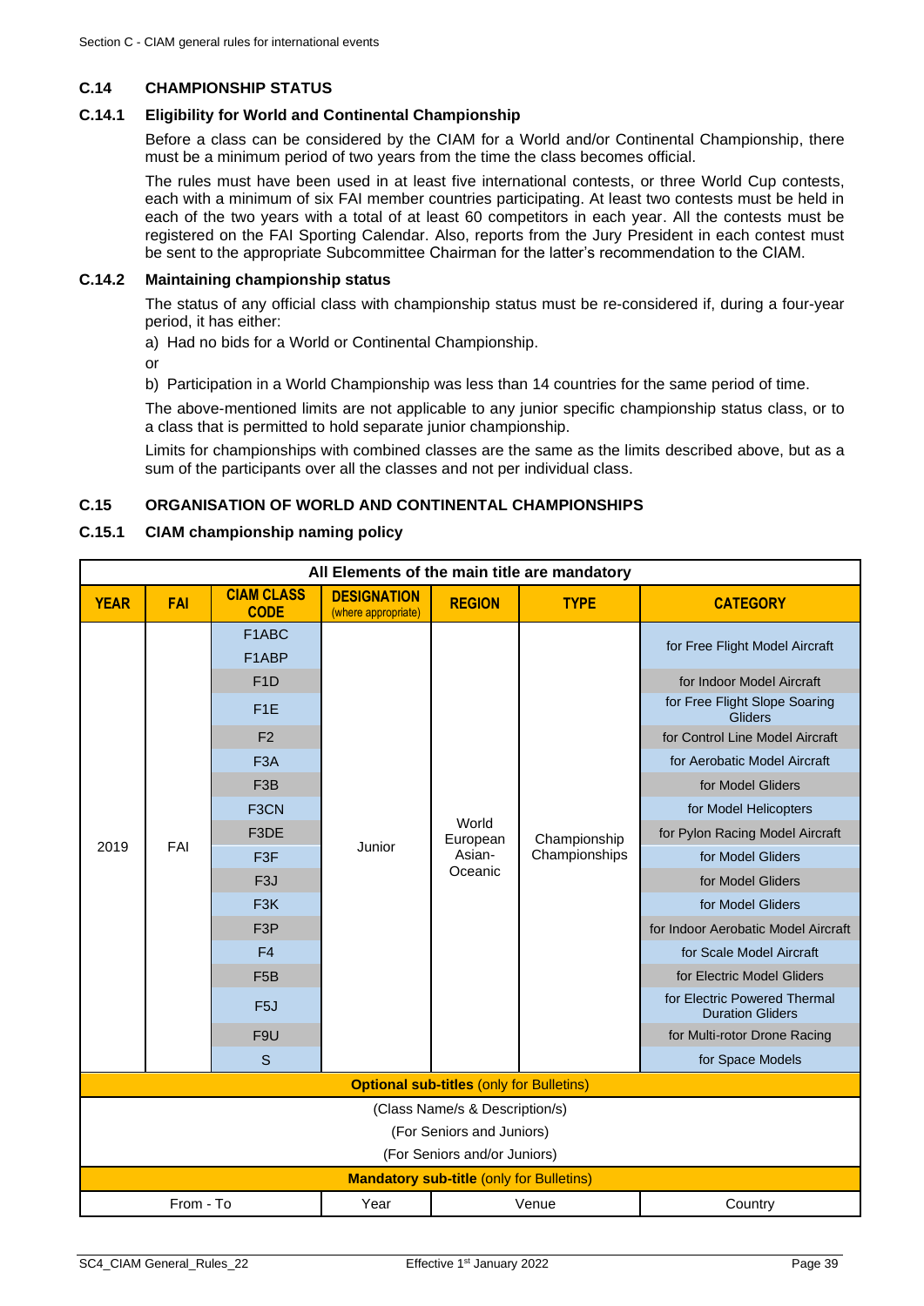### C.14 CHAMPIONSHIP STATUS

#### C.14.1 Eligibility for World and Continental Championship

Before a class can be considered by the CIAM for a World and/or Continental Championship, there must be a minimum period of two years from the time the class becomes official.

The rules must have been used in at least five international contests, or three World Cup contests, each with a minimum of six FAI member countries participating. At least two contests must be held in each of the two years with a total of at least 60 competitors in each year. All the contests must be registered on the FAI Sporting Calendar. Also, reports from the Jury President in each contest must be sent to the appropriate Subcommittee Chairman for the latter's recommendation to the CIAM.

#### C.14.2 Maintaining championship status

The status of any official class with championship status must be re-considered if, during a four-year period, it has either:

a) Had no bids for a World or Continental Championship.

or

b) Participation in a World Championship was less than 14 countries for the same period of time.

The above-mentioned limits are not applicable to any junior specific championship status class, or to a class that is permitted to hold separate junior championship.

Limits for championships with combined classes are the same as the limits described above, but as a sum of the participants over all the classes and not per individual class.

### C.15 ORGANISATION OF WORLD AND CONTINENTAL CHAMPIONSHIPS

#### C.15.1 CIAM championship naming policy

| All Elements of the main title are mandatory | | | | | | |
|---|---|---|---|---|---|---|
| **YEAR** | **FAI** | **CIAM CLASS CODE** | **DESIGNATION** (where appropriate) | **REGION** | **TYPE** | **CATEGORY** |
| 2019 | FAI | F1ABC | Junior | World European Asian-Oceanic | Championship Championships | for Free Flight Model Aircraft |
| | | F1ABP | | | | |
| | | F1D | | | | for Indoor Model Aircraft |
| | | F1E | | | | for Free Flight Slope Soaring Gliders |
| | | F2 | | | | for Control Line Model Aircraft |
| | | F3A | | | | for Aerobatic Model Aircraft |
| | | F3B | | | | for Model Gliders |
| | | F3CN | | | | for Model Helicopters |
| | | F3DE | | | | for Pylon Racing Model Aircraft |
| | | F3F | | | | for Model Gliders |
| | | F3J | | | | for Model Gliders |
| | | F3K | | | | for Model Gliders |
| | | F3P | | | | for Indoor Aerobatic Model Aircraft |
| | | F4 | | | | for Scale Model Aircraft |
| | | F5B | | | | for Electric Model Gliders |
| | | F5J | | | | for Electric Powered Thermal Duration Gliders |
| | | F9U | | | | for Multi-rotor Drone Racing |
| | | S | | | | for Space Models |
| **Optional sub-titles** (only for Bulletins) | | | | | | |
| (Class Name/s & Description/s) | | | | | | |
| (For Seniors and Juniors) | | | | | | |
| (For Seniors and/or Juniors) | | | | | | |
| **Mandatory sub-title** (only for Bulletins) | | | | | | |
| From - To | | | Year | Venue | | Country |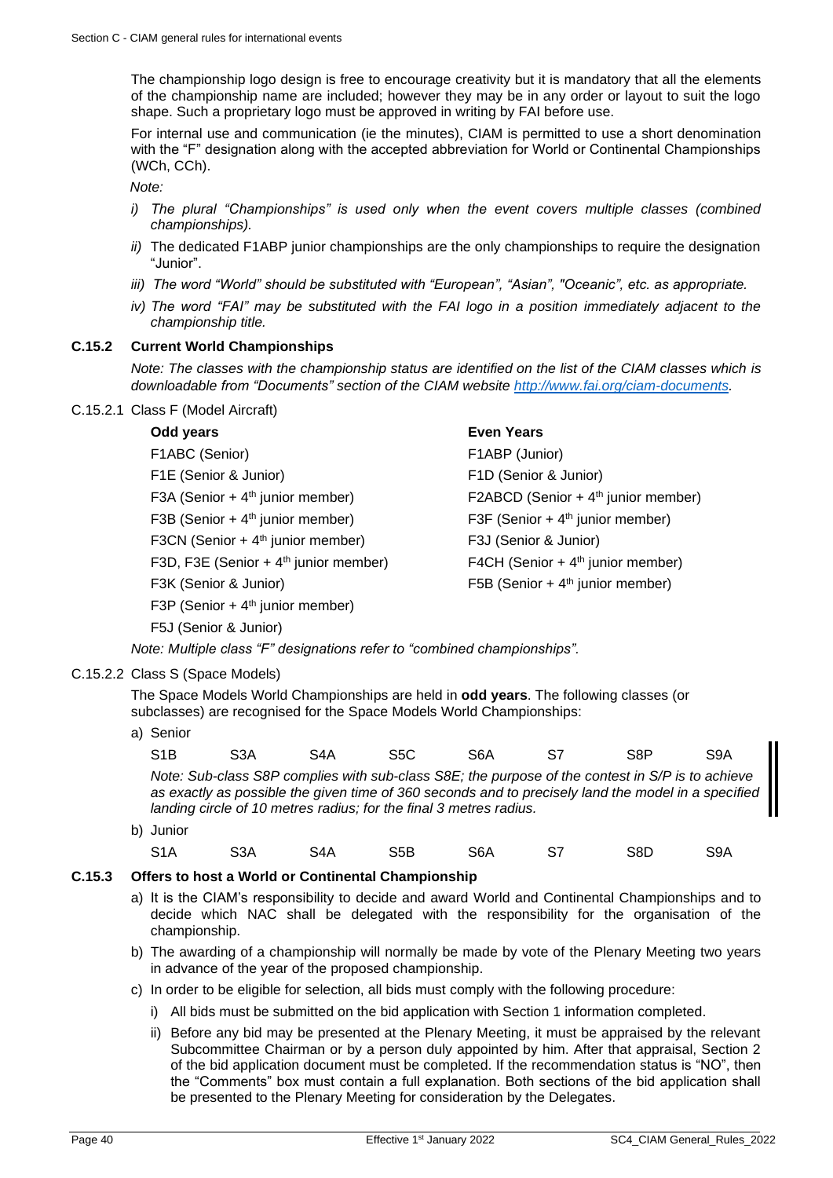The championship logo design is free to encourage creativity but it is mandatory that all the elements of the championship name are included; however they may be in any order or layout to suit the logo shape. Such a proprietary logo must be approved in writing by FAI before use.

For internal use and communication (ie the minutes), CIAM is permitted to use a short denomination with the "F" designation along with the accepted abbreviation for World or Continental Championships (WCh, CCh).

*Note:*

*i) The plural "Championships" is used only when the event covers multiple classes (combined championships).*

*ii)* The dedicated F1ABP junior championships are the only championships to require the designation "Junior".

*iii) The word "World" should be substituted with "European", "Asian", "Oceanic", etc. as appropriate.*

*iv) The word "FAI" may be substituted with the FAI logo in a position immediately adjacent to the championship title.*

### C.15.2 Current World Championships

*Note: The classes with the championship status are identified on the list of the CIAM classes which is downloadable from "Documents" section of the CIAM website http://www.fai.org/ciam-documents.*

C.15.2.1 Class F (Model Aircraft)

| **Odd years** | **Even Years** |
|---|---|
| F1ABC (Senior) | F1ABP (Junior) |
| F1E (Senior & Junior) | F1D (Senior & Junior) |
| F3A (Senior + 4th junior member) | F2ABCD (Senior + 4th junior member) |
| F3B (Senior + 4th junior member) | F3F (Senior + 4th junior member) |
| F3CN (Senior + 4th junior member) | F3J (Senior & Junior) |
| F3D, F3E (Senior + 4th junior member) | F4CH (Senior + 4th junior member) |
| F3K (Senior & Junior) | F5B (Senior + 4th junior member) |
| F3P (Senior + 4th junior member) | |
| F5J (Senior & Junior) | |

*Note: Multiple class "F" designations refer to "combined championships".*

C.15.2.2 Class S (Space Models)

The Space Models World Championships are held in **odd years**. The following classes (or subclasses) are recognised for the Space Models World Championships:

a) Senior

S1B S3A S4A S5C S6A S7 S8P S9A

*Note: Sub-class S8P complies with sub-class S8E; the purpose of the contest in S/P is to achieve as exactly as possible the given time of 360 seconds and to precisely land the model in a specified landing circle of 10 metres radius; for the final 3 metres radius.*

b) Junior

S1A S3A S4A S5B S6A S7 S8D S9A

### C.15.3 Offers to host a World or Continental Championship

a) It is the CIAM's responsibility to decide and award World and Continental Championships and to decide which NAC shall be delegated with the responsibility for the organisation of the championship.

b) The awarding of a championship will normally be made by vote of the Plenary Meeting two years in advance of the year of the proposed championship.

c) In order to be eligible for selection, all bids must comply with the following procedure:

i) All bids must be submitted on the bid application with Section 1 information completed.

ii) Before any bid may be presented at the Plenary Meeting, it must be appraised by the relevant Subcommittee Chairman or by a person duly appointed by him. After that appraisal, Section 2 of the bid application document must be completed. If the recommendation status is "NO", then the "Comments" box must contain a full explanation. Both sections of the bid application shall be presented to the Plenary Meeting for consideration by the Delegates.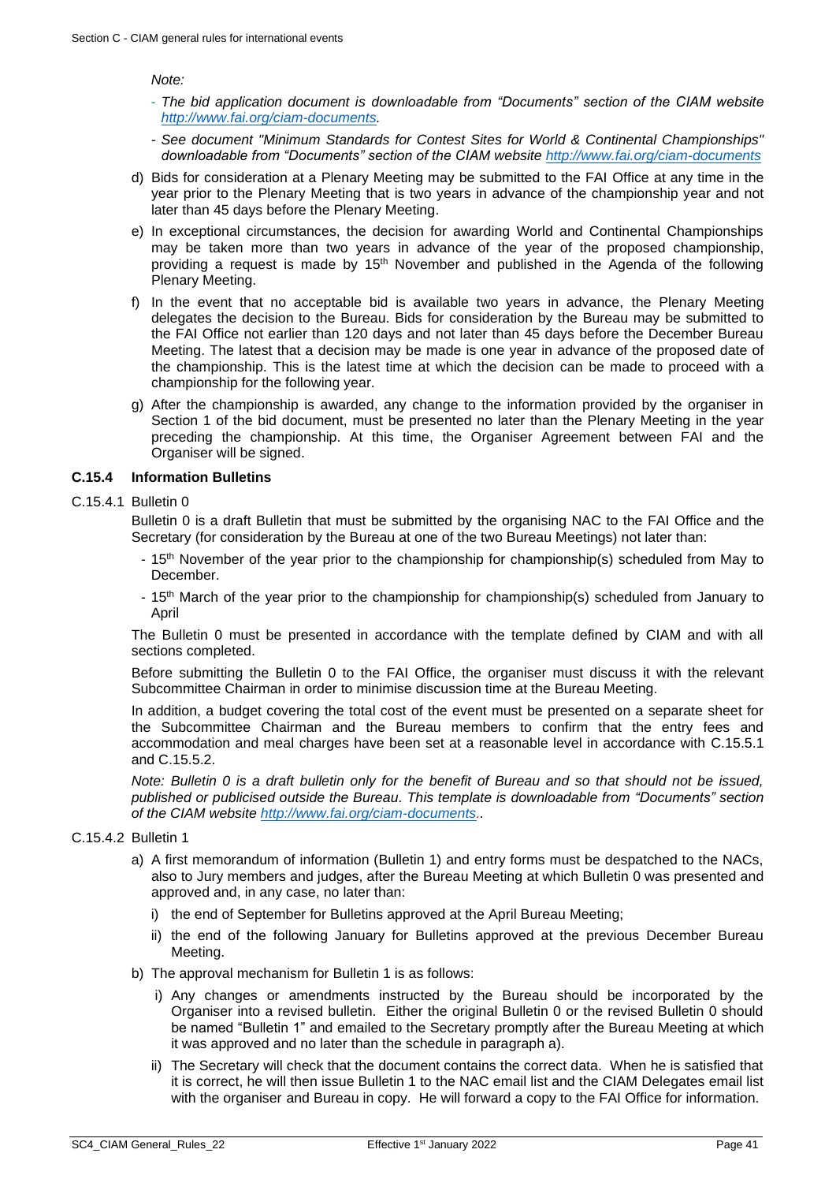*Note:*

- *The bid application document is downloadable from "Documents" section of the CIAM website [http://www.fai.org/ciam-documents](http://www.fai.org/ciam-documents).*
- *See document "Minimum Standards for Contest Sites for World & Continental Championships" downloadable from "Documents" section of the CIAM website [http://www.fai.org/ciam-documents](http://www.fai.org/ciam-documents)*

d) Bids for consideration at a Plenary Meeting may be submitted to the FAI Office at any time in the year prior to the Plenary Meeting that is two years in advance of the championship year and not later than 45 days before the Plenary Meeting.

e) In exceptional circumstances, the decision for awarding World and Continental Championships may be taken more than two years in advance of the year of the proposed championship, providing a request is made by 15th November and published in the Agenda of the following Plenary Meeting.

f) In the event that no acceptable bid is available two years in advance, the Plenary Meeting delegates the decision to the Bureau. Bids for consideration by the Bureau may be submitted to the FAI Office not earlier than 120 days and not later than 45 days before the December Bureau Meeting. The latest that a decision may be made is one year in advance of the proposed date of the championship. This is the latest time at which the decision can be made to proceed with a championship for the following year.

g) After the championship is awarded, any change to the information provided by the organiser in Section 1 of the bid document, must be presented no later than the Plenary Meeting in the year preceding the championship. At this time, the Organiser Agreement between FAI and the Organiser will be signed.

### C.15.4 Information Bulletins

C.15.4.1 Bulletin 0

Bulletin 0 is a draft Bulletin that must be submitted by the organising NAC to the FAI Office and the Secretary (for consideration by the Bureau at one of the two Bureau Meetings) not later than:

- 15th November of the year prior to the championship for championship(s) scheduled from May to December.
- 15th March of the year prior to the championship for championship(s) scheduled from January to April

The Bulletin 0 must be presented in accordance with the template defined by CIAM and with all sections completed.

Before submitting the Bulletin 0 to the FAI Office, the organiser must discuss it with the relevant Subcommittee Chairman in order to minimise discussion time at the Bureau Meeting.

In addition, a budget covering the total cost of the event must be presented on a separate sheet for the Subcommittee Chairman and the Bureau members to confirm that the entry fees and accommodation and meal charges have been set at a reasonable level in accordance with C.15.5.1 and C.15.5.2.

*Note: Bulletin 0 is a draft bulletin only for the benefit of Bureau and so that should not be issued, published or publicised outside the Bureau. This template is downloadable from "Documents" section of the CIAM website [http://www.fai.org/ciam-documents](http://www.fai.org/ciam-documents).*.

C.15.4.2 Bulletin 1

a) A first memorandum of information (Bulletin 1) and entry forms must be despatched to the NACs, also to Jury members and judges, after the Bureau Meeting at which Bulletin 0 was presented and approved and, in any case, no later than:

   i) the end of September for Bulletins approved at the April Bureau Meeting;

   ii) the end of the following January for Bulletins approved at the previous December Bureau Meeting.

b) The approval mechanism for Bulletin 1 is as follows:

   i) Any changes or amendments instructed by the Bureau should be incorporated by the Organiser into a revised bulletin. Either the original Bulletin 0 or the revised Bulletin 0 should be named "Bulletin 1" and emailed to the Secretary promptly after the Bureau Meeting at which it was approved and no later than the schedule in paragraph a).

   ii) The Secretary will check that the document contains the correct data. When he is satisfied that it is correct, he will then issue Bulletin 1 to the NAC email list and the CIAM Delegates email list with the organiser and Bureau in copy. He will forward a copy to the FAI Office for information.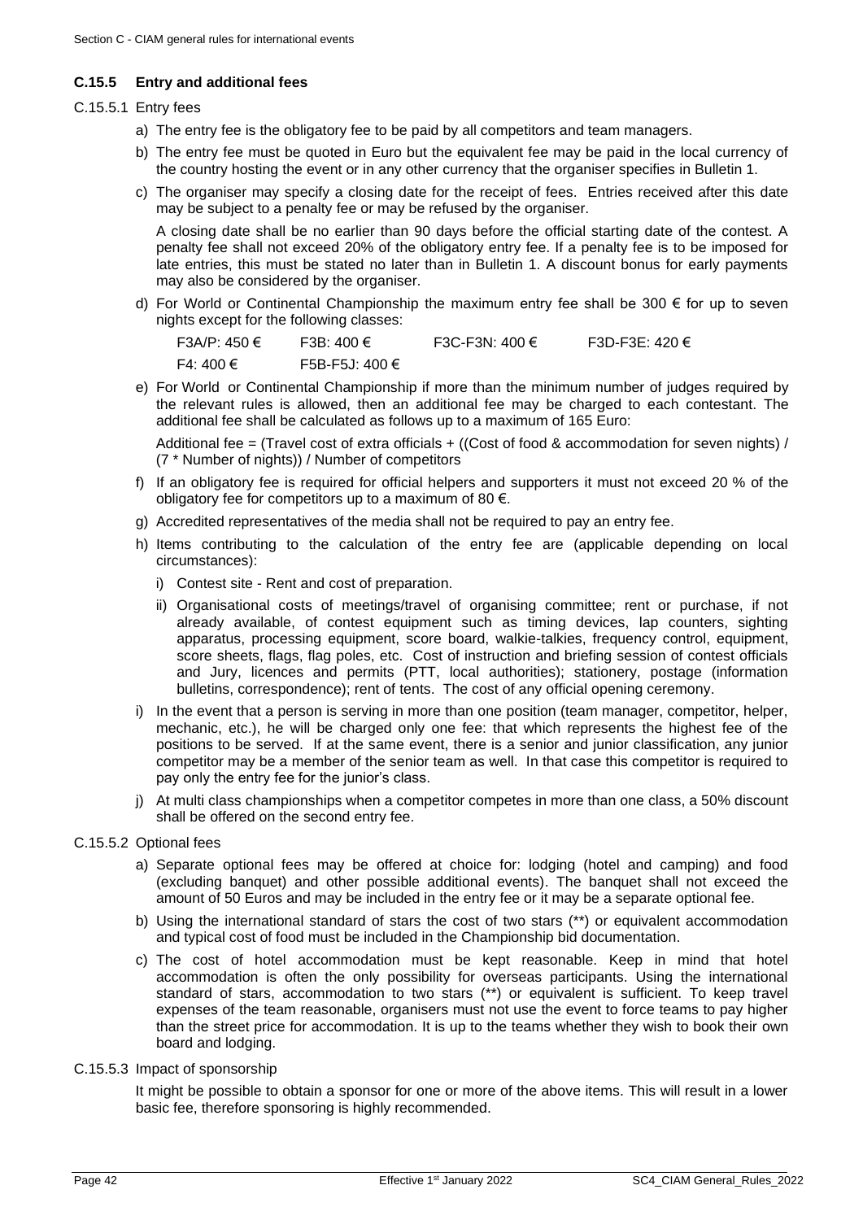### C.15.5 Entry and additional fees

C.15.5.1 Entry fees

a) The entry fee is the obligatory fee to be paid by all competitors and team managers.

b) The entry fee must be quoted in Euro but the equivalent fee may be paid in the local currency of the country hosting the event or in any other currency that the organiser specifies in Bulletin 1.

c) The organiser may specify a closing date for the receipt of fees. Entries received after this date may be subject to a penalty fee or may be refused by the organiser.

   A closing date shall be no earlier than 90 days before the official starting date of the contest. A penalty fee shall not exceed 20% of the obligatory entry fee. If a penalty fee is to be imposed for late entries, this must be stated no later than in Bulletin 1. A discount bonus for early payments may also be considered by the organiser.

d) For World or Continental Championship the maximum entry fee shall be 300 € for up to seven nights except for the following classes:

   F3A/P: 450 € F3B: 400 € F3C-F3N: 400 € F3D-F3E: 420 €

   F4: 400 € F5B-F5J: 400 €

e) For World or Continental Championship if more than the minimum number of judges required by the relevant rules is allowed, then an additional fee may be charged to each contestant. The additional fee shall be calculated as follows up to a maximum of 165 Euro:

   Additional fee = (Travel cost of extra officials + ((Cost of food & accommodation for seven nights) / (7 * Number of nights)) / Number of competitors

f) If an obligatory fee is required for official helpers and supporters it must not exceed 20 % of the obligatory fee for competitors up to a maximum of 80 €.

g) Accredited representatives of the media shall not be required to pay an entry fee.

h) Items contributing to the calculation of the entry fee are (applicable depending on local circumstances):

   i) Contest site - Rent and cost of preparation.

   ii) Organisational costs of meetings/travel of organising committee; rent or purchase, if not already available, of contest equipment such as timing devices, lap counters, sighting apparatus, processing equipment, score board, walkie-talkies, frequency control, equipment, score sheets, flags, flag poles, etc. Cost of instruction and briefing session of contest officials and Jury, licences and permits (PTT, local authorities); stationery, postage (information bulletins, correspondence); rent of tents. The cost of any official opening ceremony.

i) In the event that a person is serving in more than one position (team manager, competitor, helper, mechanic, etc.), he will be charged only one fee: that which represents the highest fee of the positions to be served. If at the same event, there is a senior and junior classification, any junior competitor may be a member of the senior team as well. In that case this competitor is required to pay only the entry fee for the junior's class.

j) At multi class championships when a competitor competes in more than one class, a 50% discount shall be offered on the second entry fee.

C.15.5.2 Optional fees

a) Separate optional fees may be offered at choice for: lodging (hotel and camping) and food (excluding banquet) and other possible additional events). The banquet shall not exceed the amount of 50 Euros and may be included in the entry fee or it may be a separate optional fee.

b) Using the international standard of stars the cost of two stars (**) or equivalent accommodation and typical cost of food must be included in the Championship bid documentation.

c) The cost of hotel accommodation must be kept reasonable. Keep in mind that hotel accommodation is often the only possibility for overseas participants. Using the international standard of stars, accommodation to two stars (**) or equivalent is sufficient. To keep travel expenses of the team reasonable, organisers must not use the event to force teams to pay higher than the street price for accommodation. It is up to the teams whether they wish to book their own board and lodging.

C.15.5.3 Impact of sponsorship

It might be possible to obtain a sponsor for one or more of the above items. This will result in a lower basic fee, therefore sponsoring is highly recommended.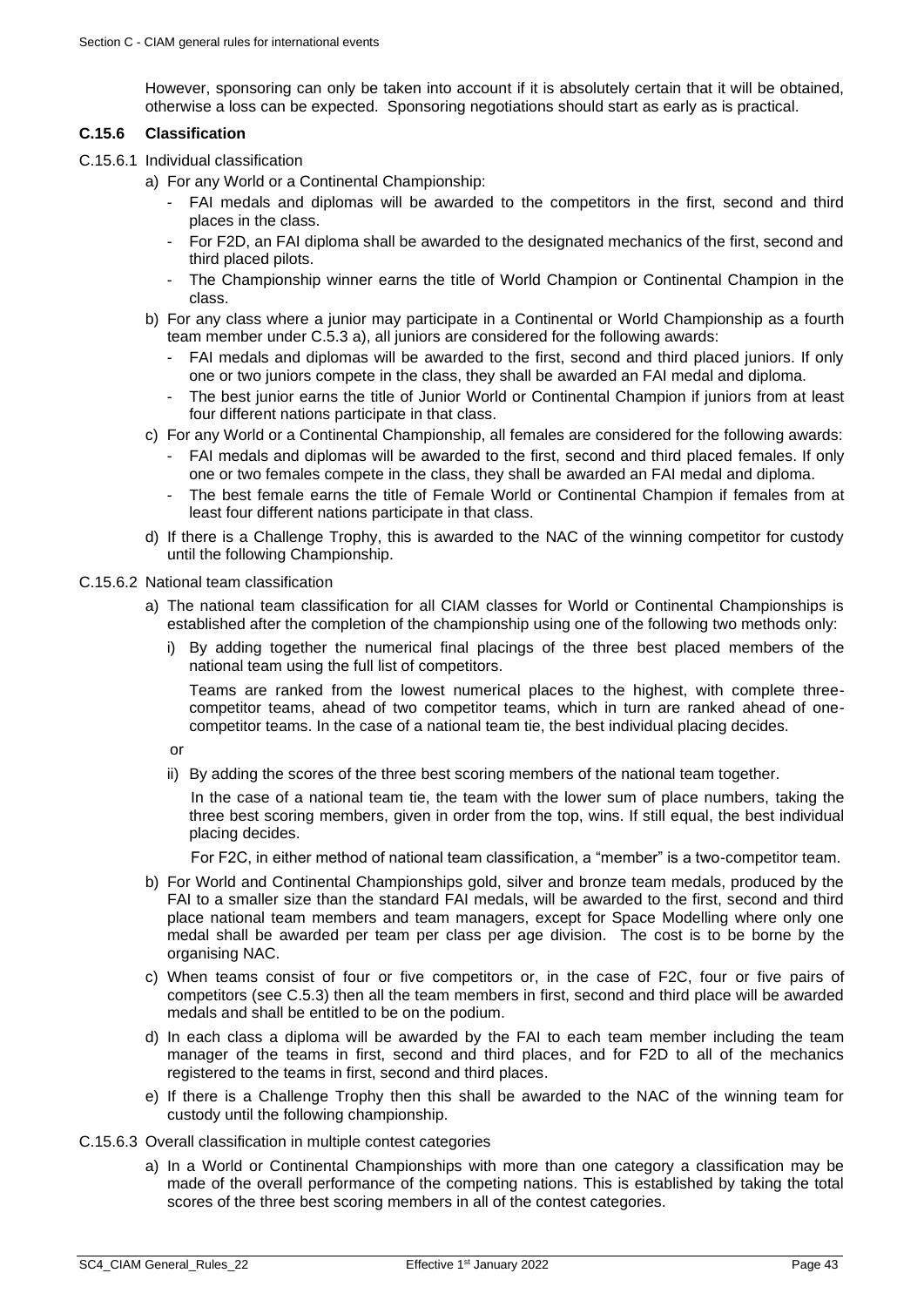However, sponsoring can only be taken into account if it is absolutely certain that it will be obtained, otherwise a loss can be expected. Sponsoring negotiations should start as early as is practical.

### C.15.6 Classification

C.15.6.1 Individual classification

a) For any World or a Continental Championship:

- FAI medals and diplomas will be awarded to the competitors in the first, second and third places in the class.
- For F2D, an FAI diploma shall be awarded to the designated mechanics of the first, second and third placed pilots.
- The Championship winner earns the title of World Champion or Continental Champion in the class.

b) For any class where a junior may participate in a Continental or World Championship as a fourth team member under C.5.3 a), all juniors are considered for the following awards:

- FAI medals and diplomas will be awarded to the first, second and third placed juniors. If only one or two juniors compete in the class, they shall be awarded an FAI medal and diploma.
- The best junior earns the title of Junior World or Continental Champion if juniors from at least four different nations participate in that class.

c) For any World or a Continental Championship, all females are considered for the following awards:

- FAI medals and diplomas will be awarded to the first, second and third placed females. If only one or two females compete in the class, they shall be awarded an FAI medal and diploma.
- The best female earns the title of Female World or Continental Champion if females from at least four different nations participate in that class.

d) If there is a Challenge Trophy, this is awarded to the NAC of the winning competitor for custody until the following Championship.

C.15.6.2 National team classification

a) The national team classification for all CIAM classes for World or Continental Championships is established after the completion of the championship using one of the following two methods only:

i) By adding together the numerical final placings of the three best placed members of the national team using the full list of competitors.

Teams are ranked from the lowest numerical places to the highest, with complete three-competitor teams, ahead of two competitor teams, which in turn are ranked ahead of one-competitor teams. In the case of a national team tie, the best individual placing decides.

or

ii) By adding the scores of the three best scoring members of the national team together.

In the case of a national team tie, the team with the lower sum of place numbers, taking the three best scoring members, given in order from the top, wins. If still equal, the best individual placing decides.

For F2C, in either method of national team classification, a "member" is a two-competitor team.

b) For World and Continental Championships gold, silver and bronze team medals, produced by the FAI to a smaller size than the standard FAI medals, will be awarded to the first, second and third place national team members and team managers, except for Space Modelling where only one medal shall be awarded per team per class per age division. The cost is to be borne by the organising NAC.

c) When teams consist of four or five competitors or, in the case of F2C, four or five pairs of competitors (see C.5.3) then all the team members in first, second and third place will be awarded medals and shall be entitled to be on the podium.

d) In each class a diploma will be awarded by the FAI to each team member including the team manager of the teams in first, second and third places, and for F2D to all of the mechanics registered to the teams in first, second and third places.

e) If there is a Challenge Trophy then this shall be awarded to the NAC of the winning team for custody until the following championship.

C.15.6.3 Overall classification in multiple contest categories

a) In a World or Continental Championships with more than one category a classification may be made of the overall performance of the competing nations. This is established by taking the total scores of the three best scoring members in all of the contest categories.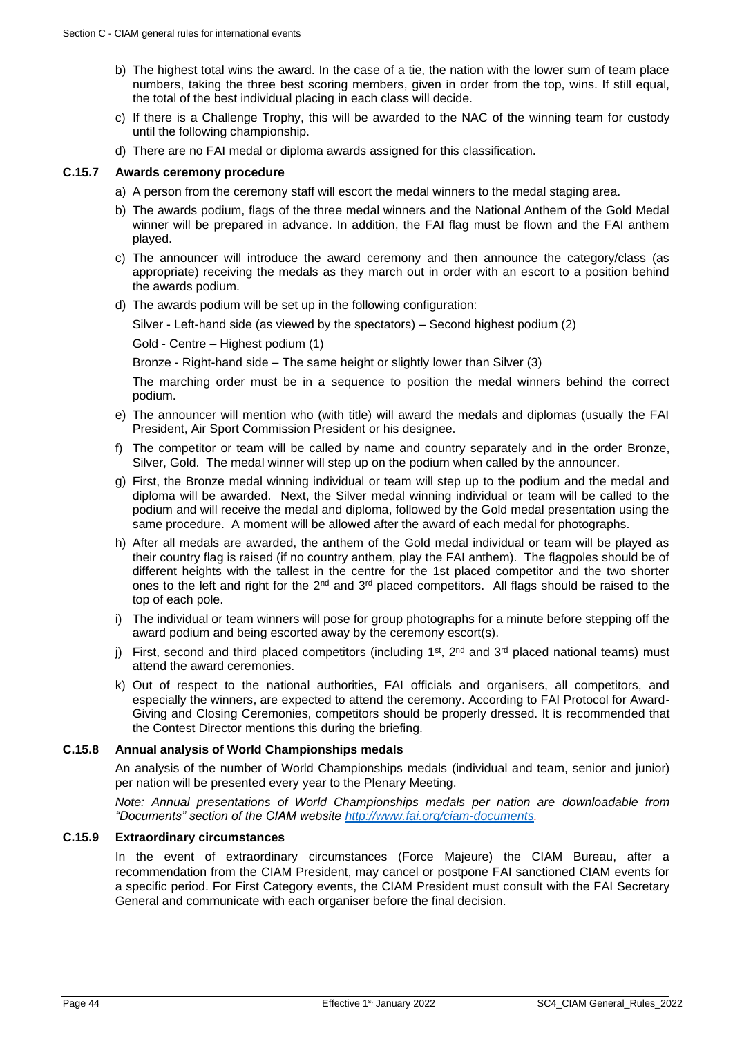b) The highest total wins the award. In the case of a tie, the nation with the lower sum of team place numbers, taking the three best scoring members, given in order from the top, wins. If still equal, the total of the best individual placing in each class will decide.

c) If there is a Challenge Trophy, this will be awarded to the NAC of the winning team for custody until the following championship.

d) There are no FAI medal or diploma awards assigned for this classification.

### C.15.7 Awards ceremony procedure

a) A person from the ceremony staff will escort the medal winners to the medal staging area.

b) The awards podium, flags of the three medal winners and the National Anthem of the Gold Medal winner will be prepared in advance. In addition, the FAI flag must be flown and the FAI anthem played.

c) The announcer will introduce the award ceremony and then announce the category/class (as appropriate) receiving the medals as they march out in order with an escort to a position behind the awards podium.

d) The awards podium will be set up in the following configuration:

Silver - Left-hand side (as viewed by the spectators) – Second highest podium (2)

Gold - Centre – Highest podium (1)

Bronze - Right-hand side – The same height or slightly lower than Silver (3)

The marching order must be in a sequence to position the medal winners behind the correct podium.

e) The announcer will mention who (with title) will award the medals and diplomas (usually the FAI President, Air Sport Commission President or his designee.

f) The competitor or team will be called by name and country separately and in the order Bronze, Silver, Gold. The medal winner will step up on the podium when called by the announcer.

g) First, the Bronze medal winning individual or team will step up to the podium and the medal and diploma will be awarded. Next, the Silver medal winning individual or team will be called to the podium and will receive the medal and diploma, followed by the Gold medal presentation using the same procedure. A moment will be allowed after the award of each medal for photographs.

h) After all medals are awarded, the anthem of the Gold medal individual or team will be played as their country flag is raised (if no country anthem, play the FAI anthem). The flagpoles should be of different heights with the tallest in the centre for the 1st placed competitor and the two shorter ones to the left and right for the 2nd and 3rd placed competitors. All flags should be raised to the top of each pole.

i) The individual or team winners will pose for group photographs for a minute before stepping off the award podium and being escorted away by the ceremony escort(s).

j) First, second and third placed competitors (including 1st, 2nd and 3rd placed national teams) must attend the award ceremonies.

k) Out of respect to the national authorities, FAI officials and organisers, all competitors, and especially the winners, are expected to attend the ceremony. According to FAI Protocol for Award-Giving and Closing Ceremonies, competitors should be properly dressed. It is recommended that the Contest Director mentions this during the briefing.

### C.15.8 Annual analysis of World Championships medals

An analysis of the number of World Championships medals (individual and team, senior and junior) per nation will be presented every year to the Plenary Meeting.

*Note: Annual presentations of World Championships medals per nation are downloadable from "Documents" section of the CIAM website [http://www.fai.org/ciam-documents](http://www.fai.org/ciam-documents).*

### C.15.9 Extraordinary circumstances

In the event of extraordinary circumstances (Force Majeure) the CIAM Bureau, after a recommendation from the CIAM President, may cancel or postpone FAI sanctioned CIAM events for a specific period. For First Category events, the CIAM President must consult with the FAI Secretary General and communicate with each organiser before the final decision.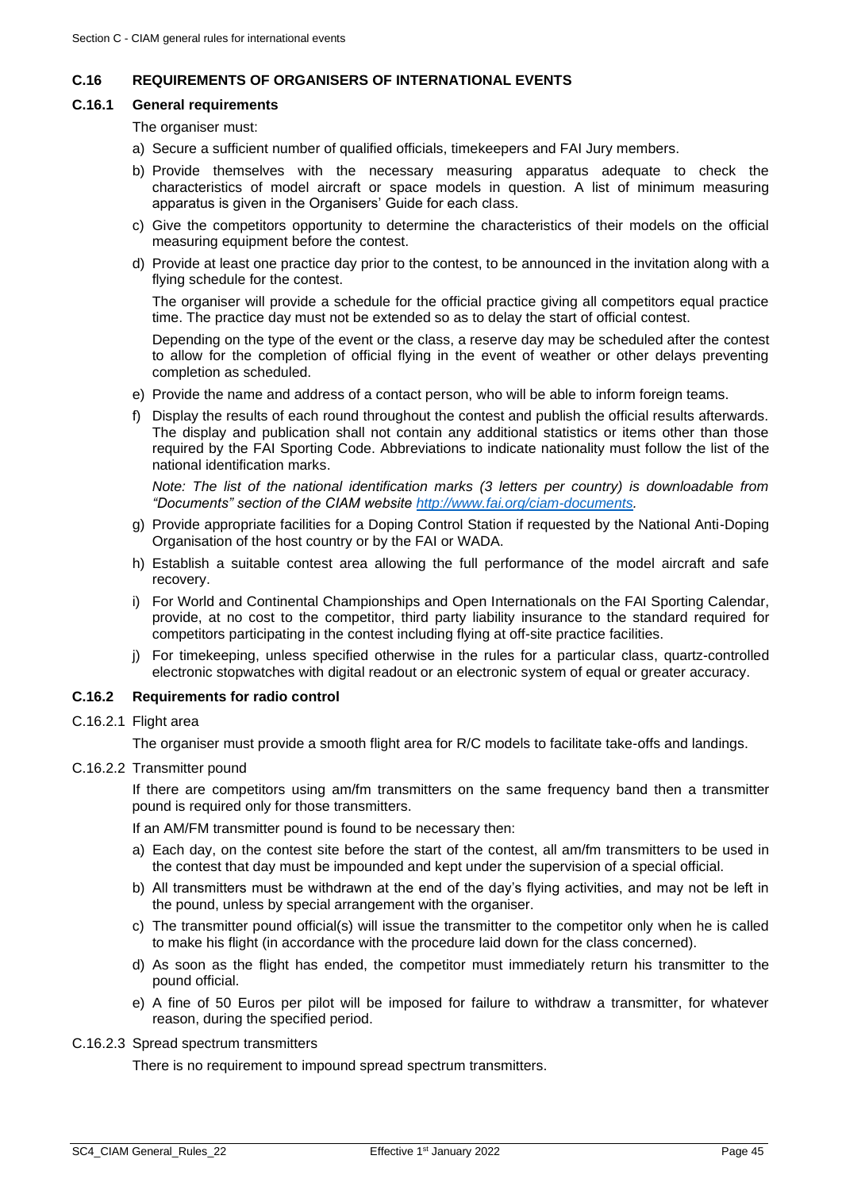## C.16 REQUIREMENTS OF ORGANISERS OF INTERNATIONAL EVENTS

### C.16.1 General requirements

The organiser must:

a) Secure a sufficient number of qualified officials, timekeepers and FAI Jury members.

b) Provide themselves with the necessary measuring apparatus adequate to check the characteristics of model aircraft or space models in question. A list of minimum measuring apparatus is given in the Organisers' Guide for each class.

c) Give the competitors opportunity to determine the characteristics of their models on the official measuring equipment before the contest.

d) Provide at least one practice day prior to the contest, to be announced in the invitation along with a flying schedule for the contest.

The organiser will provide a schedule for the official practice giving all competitors equal practice time. The practice day must not be extended so as to delay the start of official contest.

Depending on the type of the event or the class, a reserve day may be scheduled after the contest to allow for the completion of official flying in the event of weather or other delays preventing completion as scheduled.

e) Provide the name and address of a contact person, who will be able to inform foreign teams.

f) Display the results of each round throughout the contest and publish the official results afterwards. The display and publication shall not contain any additional statistics or items other than those required by the FAI Sporting Code. Abbreviations to indicate nationality must follow the list of the national identification marks.

*Note: The list of the national identification marks (3 letters per country) is downloadable from "Documents" section of the CIAM website [http://www.fai.org/ciam-documents](http://www.fai.org/ciam-documents).*

g) Provide appropriate facilities for a Doping Control Station if requested by the National Anti-Doping Organisation of the host country or by the FAI or WADA.

h) Establish a suitable contest area allowing the full performance of the model aircraft and safe recovery.

i) For World and Continental Championships and Open Internationals on the FAI Sporting Calendar, provide, at no cost to the competitor, third party liability insurance to the standard required for competitors participating in the contest including flying at off-site practice facilities.

j) For timekeeping, unless specified otherwise in the rules for a particular class, quartz-controlled electronic stopwatches with digital readout or an electronic system of equal or greater accuracy.

### C.16.2 Requirements for radio control

C.16.2.1 Flight area

The organiser must provide a smooth flight area for R/C models to facilitate take-offs and landings.

C.16.2.2 Transmitter pound

If there are competitors using am/fm transmitters on the same frequency band then a transmitter pound is required only for those transmitters.

If an AM/FM transmitter pound is found to be necessary then:

a) Each day, on the contest site before the start of the contest, all am/fm transmitters to be used in the contest that day must be impounded and kept under the supervision of a special official.

b) All transmitters must be withdrawn at the end of the day's flying activities, and may not be left in the pound, unless by special arrangement with the organiser.

c) The transmitter pound official(s) will issue the transmitter to the competitor only when he is called to make his flight (in accordance with the procedure laid down for the class concerned).

d) As soon as the flight has ended, the competitor must immediately return his transmitter to the pound official.

e) A fine of 50 Euros per pilot will be imposed for failure to withdraw a transmitter, for whatever reason, during the specified period.

C.16.2.3 Spread spectrum transmitters

There is no requirement to impound spread spectrum transmitters.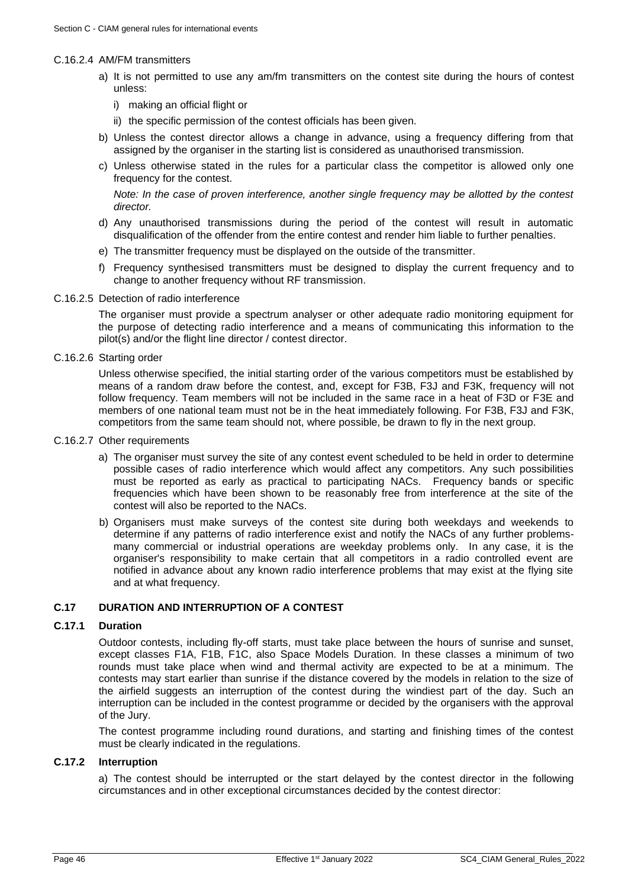#### C.16.2.4 AM/FM transmitters

a) It is not permitted to use any am/fm transmitters on the contest site during the hours of contest unless:

   i) making an official flight or

   ii) the specific permission of the contest officials has been given.

b) Unless the contest director allows a change in advance, using a frequency differing from that assigned by the organiser in the starting list is considered as unauthorised transmission.

c) Unless otherwise stated in the rules for a particular class the competitor is allowed only one frequency for the contest.

   *Note: In the case of proven interference, another single frequency may be allotted by the contest director.*

d) Any unauthorised transmissions during the period of the contest will result in automatic disqualification of the offender from the entire contest and render him liable to further penalties.

e) The transmitter frequency must be displayed on the outside of the transmitter.

f) Frequency synthesised transmitters must be designed to display the current frequency and to change to another frequency without RF transmission.

#### C.16.2.5 Detection of radio interference

The organiser must provide a spectrum analyser or other adequate radio monitoring equipment for the purpose of detecting radio interference and a means of communicating this information to the pilot(s) and/or the flight line director / contest director.

#### C.16.2.6 Starting order

Unless otherwise specified, the initial starting order of the various competitors must be established by means of a random draw before the contest, and, except for F3B, F3J and F3K, frequency will not follow frequency. Team members will not be included in the same race in a heat of F3D or F3E and members of one national team must not be in the heat immediately following. For F3B, F3J and F3K, competitors from the same team should not, where possible, be drawn to fly in the next group.

#### C.16.2.7 Other requirements

a) The organiser must survey the site of any contest event scheduled to be held in order to determine possible cases of radio interference which would affect any competitors. Any such possibilities must be reported as early as practical to participating NACs. Frequency bands or specific frequencies which have been shown to be reasonably free from interference at the site of the contest will also be reported to the NACs.

b) Organisers must make surveys of the contest site during both weekdays and weekends to determine if any patterns of radio interference exist and notify the NACs of any further problems-many commercial or industrial operations are weekday problems only. In any case, it is the organiser's responsibility to make certain that all competitors in a radio controlled event are notified in advance about any known radio interference problems that may exist at the flying site and at what frequency.

## C.17 DURATION AND INTERRUPTION OF A CONTEST

### C.17.1 Duration

Outdoor contests, including fly-off starts, must take place between the hours of sunrise and sunset, except classes F1A, F1B, F1C, also Space Models Duration. In these classes a minimum of two rounds must take place when wind and thermal activity are expected to be at a minimum. The contests may start earlier than sunrise if the distance covered by the models in relation to the size of the airfield suggests an interruption of the contest during the windiest part of the day. Such an interruption can be included in the contest programme or decided by the organisers with the approval of the Jury.

The contest programme including round durations, and starting and finishing times of the contest must be clearly indicated in the regulations.

### C.17.2 Interruption

a) The contest should be interrupted or the start delayed by the contest director in the following circumstances and in other exceptional circumstances decided by the contest director: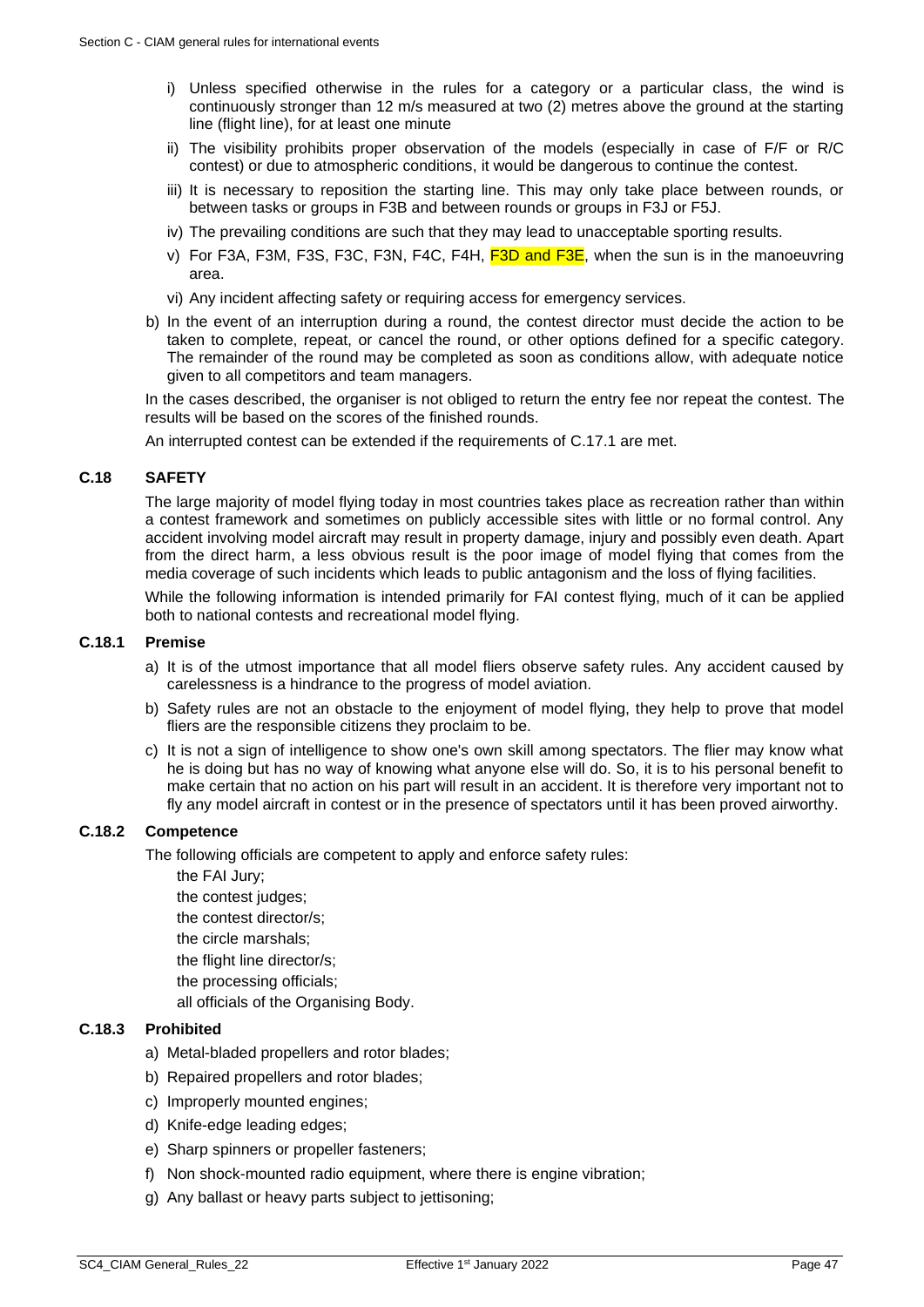i) Unless specified otherwise in the rules for a category or a particular class, the wind is continuously stronger than 12 m/s measured at two (2) metres above the ground at the starting line (flight line), for at least one minute

ii) The visibility prohibits proper observation of the models (especially in case of F/F or R/C contest) or due to atmospheric conditions, it would be dangerous to continue the contest.

iii) It is necessary to reposition the starting line. This may only take place between rounds, or between tasks or groups in F3B and between rounds or groups in F3J or F5J.

iv) The prevailing conditions are such that they may lead to unacceptable sporting results.

v) For F3A, F3M, F3S, F3C, F3N, F4C, F4H, F3D and F3E, when the sun is in the manoeuvring area.

vi) Any incident affecting safety or requiring access for emergency services.

b) In the event of an interruption during a round, the contest director must decide the action to be taken to complete, repeat, or cancel the round, or other options defined for a specific category. The remainder of the round may be completed as soon as conditions allow, with adequate notice given to all competitors and team managers.

In the cases described, the organiser is not obliged to return the entry fee nor repeat the contest. The results will be based on the scores of the finished rounds.

An interrupted contest can be extended if the requirements of C.17.1 are met.

## C.18 SAFETY

The large majority of model flying today in most countries takes place as recreation rather than within a contest framework and sometimes on publicly accessible sites with little or no formal control. Any accident involving model aircraft may result in property damage, injury and possibly even death. Apart from the direct harm, a less obvious result is the poor image of model flying that comes from the media coverage of such incidents which leads to public antagonism and the loss of flying facilities.

While the following information is intended primarily for FAI contest flying, much of it can be applied both to national contests and recreational model flying.

### C.18.1 Premise

a) It is of the utmost importance that all model fliers observe safety rules. Any accident caused by carelessness is a hindrance to the progress of model aviation.

b) Safety rules are not an obstacle to the enjoyment of model flying, they help to prove that model fliers are the responsible citizens they proclaim to be.

c) It is not a sign of intelligence to show one's own skill among spectators. The flier may know what he is doing but has no way of knowing what anyone else will do. So, it is to his personal benefit to make certain that no action on his part will result in an accident. It is therefore very important not to fly any model aircraft in contest or in the presence of spectators until it has been proved airworthy.

### C.18.2 Competence

The following officials are competent to apply and enforce safety rules:

the FAI Jury;
the contest judges;
the contest director/s;
the circle marshals;
the flight line director/s;
the processing officials;
all officials of the Organising Body.

### C.18.3 Prohibited

a) Metal-bladed propellers and rotor blades;

b) Repaired propellers and rotor blades;

c) Improperly mounted engines;

d) Knife-edge leading edges;

e) Sharp spinners or propeller fasteners;

f) Non shock-mounted radio equipment, where there is engine vibration;

g) Any ballast or heavy parts subject to jettisoning;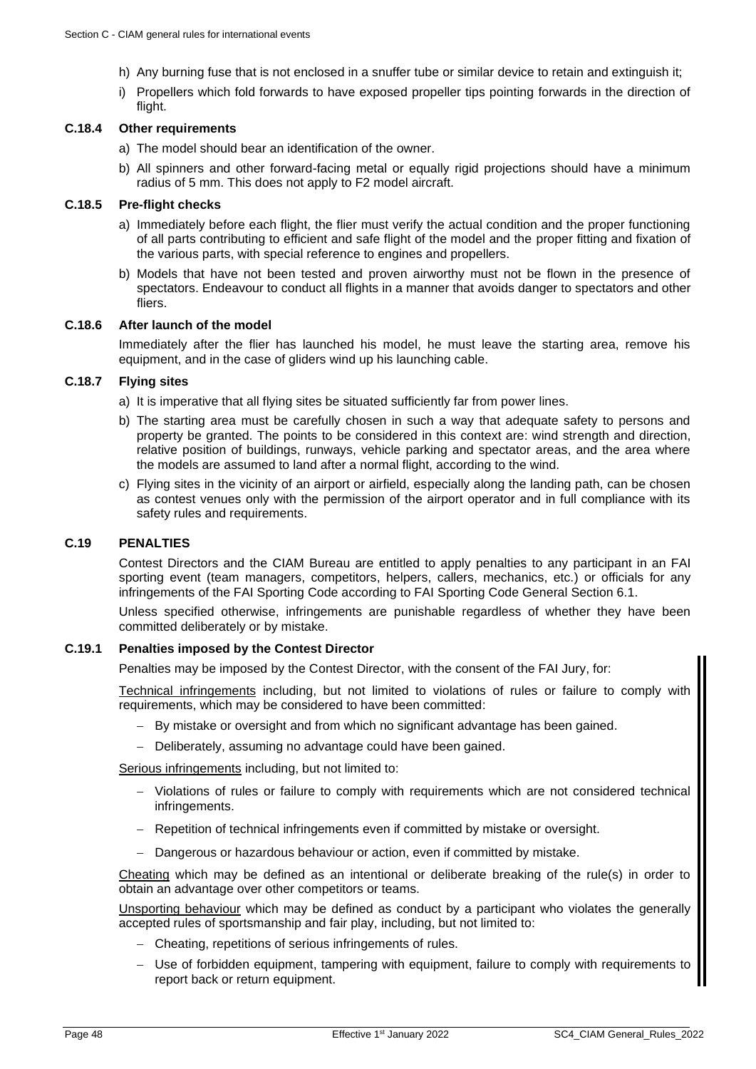h) Any burning fuse that is not enclosed in a snuffer tube or similar device to retain and extinguish it;

i) Propellers which fold forwards to have exposed propeller tips pointing forwards in the direction of flight.

### C.18.4 Other requirements

a) The model should bear an identification of the owner.

b) All spinners and other forward-facing metal or equally rigid projections should have a minimum radius of 5 mm. This does not apply to F2 model aircraft.

### C.18.5 Pre-flight checks

a) Immediately before each flight, the flier must verify the actual condition and the proper functioning of all parts contributing to efficient and safe flight of the model and the proper fitting and fixation of the various parts, with special reference to engines and propellers.

b) Models that have not been tested and proven airworthy must not be flown in the presence of spectators. Endeavour to conduct all flights in a manner that avoids danger to spectators and other fliers.

### C.18.6 After launch of the model

Immediately after the flier has launched his model, he must leave the starting area, remove his equipment, and in the case of gliders wind up his launching cable.

### C.18.7 Flying sites

a) It is imperative that all flying sites be situated sufficiently far from power lines.

b) The starting area must be carefully chosen in such a way that adequate safety to persons and property be granted. The points to be considered in this context are: wind strength and direction, relative position of buildings, runways, vehicle parking and spectator areas, and the area where the models are assumed to land after a normal flight, according to the wind.

c) Flying sites in the vicinity of an airport or airfield, especially along the landing path, can be chosen as contest venues only with the permission of the airport operator and in full compliance with its safety rules and requirements.

## C.19 PENALTIES

Contest Directors and the CIAM Bureau are entitled to apply penalties to any participant in an FAI sporting event (team managers, competitors, helpers, callers, mechanics, etc.) or officials for any infringements of the FAI Sporting Code according to FAI Sporting Code General Section 6.1.

Unless specified otherwise, infringements are punishable regardless of whether they have been committed deliberately or by mistake.

### C.19.1 Penalties imposed by the Contest Director

Penalties may be imposed by the Contest Director, with the consent of the FAI Jury, for:

Technical infringements including, but not limited to violations of rules or failure to comply with requirements, which may be considered to have been committed:

- By mistake or oversight and from which no significant advantage has been gained.
- Deliberately, assuming no advantage could have been gained.

Serious infringements including, but not limited to:

- Violations of rules or failure to comply with requirements which are not considered technical infringements.
- Repetition of technical infringements even if committed by mistake or oversight.
- Dangerous or hazardous behaviour or action, even if committed by mistake.

Cheating which may be defined as an intentional or deliberate breaking of the rule(s) in order to obtain an advantage over other competitors or teams.

Unsporting behaviour which may be defined as conduct by a participant who violates the generally accepted rules of sportsmanship and fair play, including, but not limited to:

- Cheating, repetitions of serious infringements of rules.
- Use of forbidden equipment, tampering with equipment, failure to comply with requirements to report back or return equipment.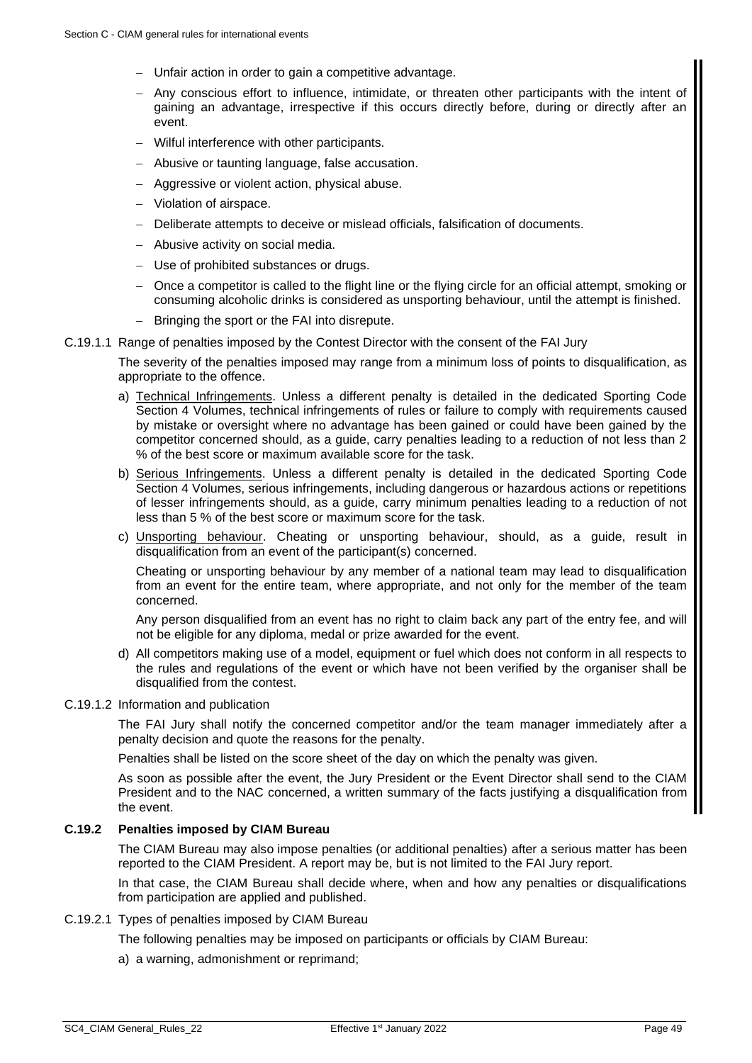- Unfair action in order to gain a competitive advantage.
- Any conscious effort to influence, intimidate, or threaten other participants with the intent of gaining an advantage, irrespective if this occurs directly before, during or directly after an event.
- Wilful interference with other participants.
- Abusive or taunting language, false accusation.
- Aggressive or violent action, physical abuse.
- Violation of airspace.
- Deliberate attempts to deceive or mislead officials, falsification of documents.
- Abusive activity on social media.
- Use of prohibited substances or drugs.
- Once a competitor is called to the flight line or the flying circle for an official attempt, smoking or consuming alcoholic drinks is considered as unsporting behaviour, until the attempt is finished.
- Bringing the sport or the FAI into disrepute.

C.19.1.1 Range of penalties imposed by the Contest Director with the consent of the FAI Jury

The severity of the penalties imposed may range from a minimum loss of points to disqualification, as appropriate to the offence.

a) Technical Infringements. Unless a different penalty is detailed in the dedicated Sporting Code Section 4 Volumes, technical infringements of rules or failure to comply with requirements caused by mistake or oversight where no advantage has been gained or could have been gained by the competitor concerned should, as a guide, carry penalties leading to a reduction of not less than 2 % of the best score or maximum available score for the task.

b) Serious Infringements. Unless a different penalty is detailed in the dedicated Sporting Code Section 4 Volumes, serious infringements, including dangerous or hazardous actions or repetitions of lesser infringements should, as a guide, carry minimum penalties leading to a reduction of not less than 5 % of the best score or maximum score for the task.

c) Unsporting behaviour. Cheating or unsporting behaviour, should, as a guide, result in disqualification from an event of the participant(s) concerned.

Cheating or unsporting behaviour by any member of a national team may lead to disqualification from an event for the entire team, where appropriate, and not only for the member of the team concerned.

Any person disqualified from an event has no right to claim back any part of the entry fee, and will not be eligible for any diploma, medal or prize awarded for the event.

d) All competitors making use of a model, equipment or fuel which does not conform in all respects to the rules and regulations of the event or which have not been verified by the organiser shall be disqualified from the contest.

C.19.1.2 Information and publication

The FAI Jury shall notify the concerned competitor and/or the team manager immediately after a penalty decision and quote the reasons for the penalty.

Penalties shall be listed on the score sheet of the day on which the penalty was given.

As soon as possible after the event, the Jury President or the Event Director shall send to the CIAM President and to the NAC concerned, a written summary of the facts justifying a disqualification from the event.

### C.19.2 Penalties imposed by CIAM Bureau

The CIAM Bureau may also impose penalties (or additional penalties) after a serious matter has been reported to the CIAM President. A report may be, but is not limited to the FAI Jury report.

In that case, the CIAM Bureau shall decide where, when and how any penalties or disqualifications from participation are applied and published.

C.19.2.1 Types of penalties imposed by CIAM Bureau

The following penalties may be imposed on participants or officials by CIAM Bureau:

a) a warning, admonishment or reprimand;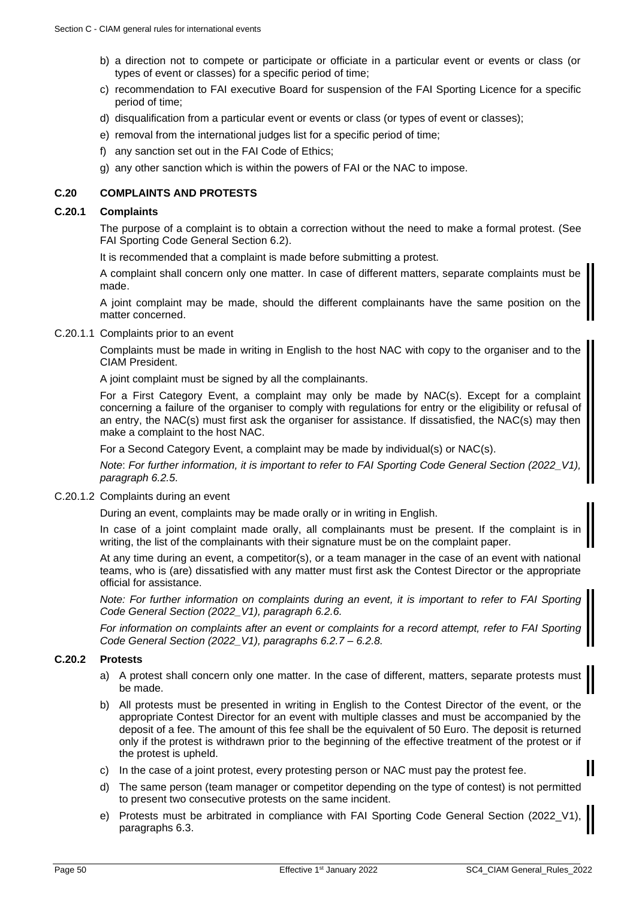b) a direction not to compete or participate or officiate in a particular event or events or class (or types of event or classes) for a specific period of time;
c) recommendation to FAI executive Board for suspension of the FAI Sporting Licence for a specific period of time;
d) disqualification from a particular event or events or class (or types of event or classes);
e) removal from the international judges list for a specific period of time;
f) any sanction set out in the FAI Code of Ethics;
g) any other sanction which is within the powers of FAI or the NAC to impose.

## C.20 COMPLAINTS AND PROTESTS

### C.20.1 Complaints

The purpose of a complaint is to obtain a correction without the need to make a formal protest. (See FAI Sporting Code General Section 6.2).

It is recommended that a complaint is made before submitting a protest.

A complaint shall concern only one matter. In case of different matters, separate complaints must be made.

A joint complaint may be made, should the different complainants have the same position on the matter concerned.

#### C.20.1.1 Complaints prior to an event

Complaints must be made in writing in English to the host NAC with copy to the organiser and to the CIAM President.

A joint complaint must be signed by all the complainants.

For a First Category Event, a complaint may only be made by NAC(s). Except for a complaint concerning a failure of the organiser to comply with regulations for entry or the eligibility or refusal of an entry, the NAC(s) must first ask the organiser for assistance. If dissatisfied, the NAC(s) may then make a complaint to the host NAC.

For a Second Category Event, a complaint may be made by individual(s) or NAC(s).

*Note*: *For further information, it is important to refer to FAI Sporting Code General Section (2022_V1), paragraph 6.2.5.*

#### C.20.1.2 Complaints during an event

During an event, complaints may be made orally or in writing in English.

In case of a joint complaint made orally, all complainants must be present. If the complaint is in writing, the list of the complainants with their signature must be on the complaint paper.

At any time during an event, a competitor(s), or a team manager in the case of an event with national teams, who is (are) dissatisfied with any matter must first ask the Contest Director or the appropriate official for assistance.

*Note: For further information on complaints during an event, it is important to refer to FAI Sporting Code General Section (2022_V1), paragraph 6.2.6.*

*For information on complaints after an event or complaints for a record attempt, refer to FAI Sporting Code General Section (2022_V1), paragraphs 6.2.7 – 6.2.8.*

### C.20.2 Protests

a) A protest shall concern only one matter. In the case of different, matters, separate protests must be made.
b) All protests must be presented in writing in English to the Contest Director of the event, or the appropriate Contest Director for an event with multiple classes and must be accompanied by the deposit of a fee. The amount of this fee shall be the equivalent of 50 Euro. The deposit is returned only if the protest is withdrawn prior to the beginning of the effective treatment of the protest or if the protest is upheld.
c) In the case of a joint protest, every protesting person or NAC must pay the protest fee.
d) The same person (team manager or competitor depending on the type of contest) is not permitted to present two consecutive protests on the same incident.
e) Protests must be arbitrated in compliance with FAI Sporting Code General Section (2022_V1), paragraphs 6.3.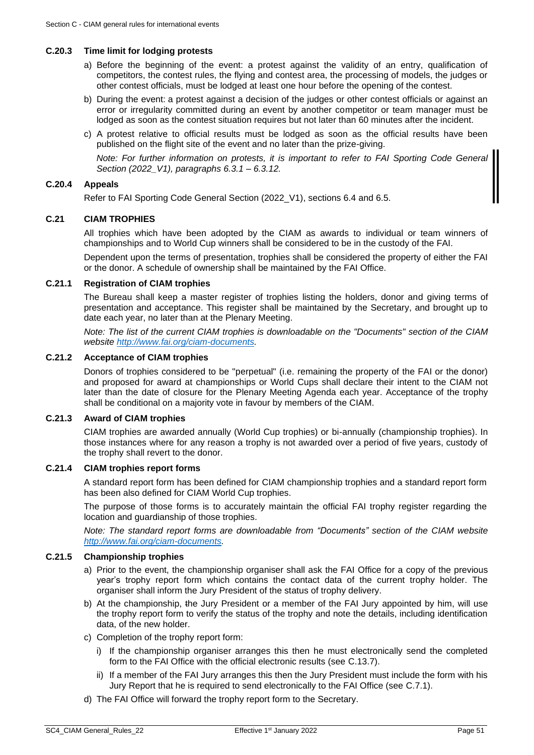### C.20.3 Time limit for lodging protests

a) Before the beginning of the event: a protest against the validity of an entry, qualification of competitors, the contest rules, the flying and contest area, the processing of models, the judges or other contest officials, must be lodged at least one hour before the opening of the contest.

b) During the event: a protest against a decision of the judges or other contest officials or against an error or irregularity committed during an event by another competitor or team manager must be lodged as soon as the contest situation requires but not later than 60 minutes after the incident.

c) A protest relative to official results must be lodged as soon as the official results have been published on the flight site of the event and no later than the prize-giving.

*Note: For further information on protests, it is important to refer to FAI Sporting Code General Section (2022_V1), paragraphs 6.3.1 – 6.3.12.*

### C.20.4 Appeals

Refer to FAI Sporting Code General Section (2022_V1), sections 6.4 and 6.5.

## C.21 CIAM TROPHIES

All trophies which have been adopted by the CIAM as awards to individual or team winners of championships and to World Cup winners shall be considered to be in the custody of the FAI.

Dependent upon the terms of presentation, trophies shall be considered the property of either the FAI or the donor. A schedule of ownership shall be maintained by the FAI Office.

### C.21.1 Registration of CIAM trophies

The Bureau shall keep a master register of trophies listing the holders, donor and giving terms of presentation and acceptance. This register shall be maintained by the Secretary, and brought up to date each year, no later than at the Plenary Meeting.

*Note: The list of the current CIAM trophies is downloadable on the "Documents" section of the CIAM website http://www.fai.org/ciam-documents.*

### C.21.2 Acceptance of CIAM trophies

Donors of trophies considered to be "perpetual" (i.e. remaining the property of the FAI or the donor) and proposed for award at championships or World Cups shall declare their intent to the CIAM not later than the date of closure for the Plenary Meeting Agenda each year. Acceptance of the trophy shall be conditional on a majority vote in favour by members of the CIAM.

### C.21.3 Award of CIAM trophies

CIAM trophies are awarded annually (World Cup trophies) or bi-annually (championship trophies). In those instances where for any reason a trophy is not awarded over a period of five years, custody of the trophy shall revert to the donor.

### C.21.4 CIAM trophies report forms

A standard report form has been defined for CIAM championship trophies and a standard report form has been also defined for CIAM World Cup trophies.

The purpose of those forms is to accurately maintain the official FAI trophy register regarding the location and guardianship of those trophies.

*Note: The standard report forms are downloadable from "Documents" section of the CIAM website http://www.fai.org/ciam-documents.*

### C.21.5 Championship trophies

a) Prior to the event, the championship organiser shall ask the FAI Office for a copy of the previous year's trophy report form which contains the contact data of the current trophy holder. The organiser shall inform the Jury President of the status of trophy delivery.

b) At the championship, the Jury President or a member of the FAI Jury appointed by him, will use the trophy report form to verify the status of the trophy and note the details, including identification data, of the new holder.

c) Completion of the trophy report form:

   i) If the championship organiser arranges this then he must electronically send the completed form to the FAI Office with the official electronic results (see C.13.7).

   ii) If a member of the FAI Jury arranges this then the Jury President must include the form with his Jury Report that he is required to send electronically to the FAI Office (see C.7.1).

d) The FAI Office will forward the trophy report form to the Secretary.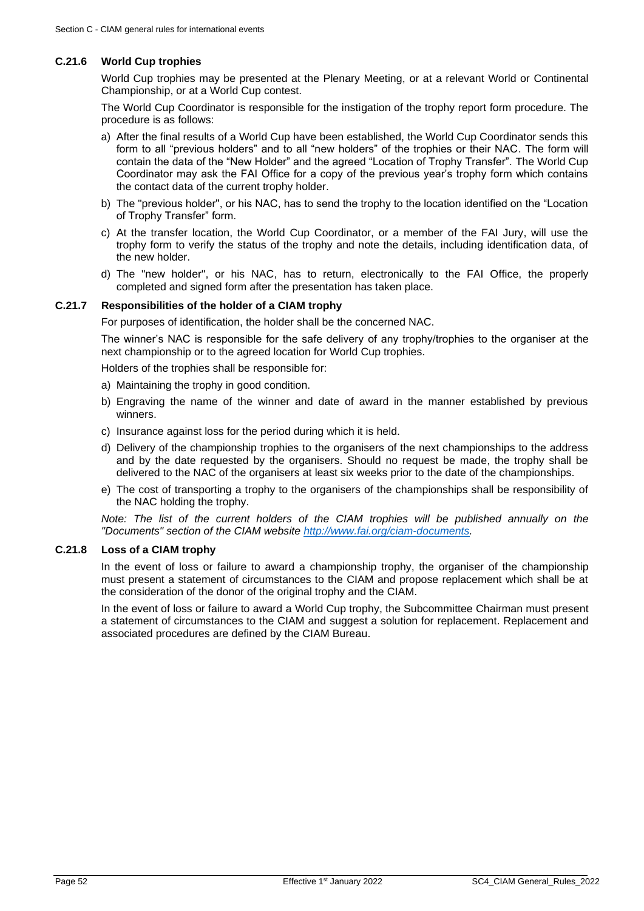### C.21.6 World Cup trophies

World Cup trophies may be presented at the Plenary Meeting, or at a relevant World or Continental Championship, or at a World Cup contest.

The World Cup Coordinator is responsible for the instigation of the trophy report form procedure. The procedure is as follows:

a) After the final results of a World Cup have been established, the World Cup Coordinator sends this form to all "previous holders" and to all "new holders" of the trophies or their NAC. The form will contain the data of the "New Holder" and the agreed "Location of Trophy Transfer". The World Cup Coordinator may ask the FAI Office for a copy of the previous year's trophy form which contains the contact data of the current trophy holder.

b) The "previous holder", or his NAC, has to send the trophy to the location identified on the "Location of Trophy Transfer" form.

c) At the transfer location, the World Cup Coordinator, or a member of the FAI Jury, will use the trophy form to verify the status of the trophy and note the details, including identification data, of the new holder.

d) The "new holder", or his NAC, has to return, electronically to the FAI Office, the properly completed and signed form after the presentation has taken place.

### C.21.7 Responsibilities of the holder of a CIAM trophy

For purposes of identification, the holder shall be the concerned NAC.

The winner's NAC is responsible for the safe delivery of any trophy/trophies to the organiser at the next championship or to the agreed location for World Cup trophies.

Holders of the trophies shall be responsible for:

a) Maintaining the trophy in good condition.

b) Engraving the name of the winner and date of award in the manner established by previous winners.

c) Insurance against loss for the period during which it is held.

d) Delivery of the championship trophies to the organisers of the next championships to the address and by the date requested by the organisers. Should no request be made, the trophy shall be delivered to the NAC of the organisers at least six weeks prior to the date of the championships.

e) The cost of transporting a trophy to the organisers of the championships shall be responsibility of the NAC holding the trophy.

*Note: The list of the current holders of the CIAM trophies will be published annually on the "Documents" section of the CIAM website [http://www.fai.org/ciam-documents](http://www.fai.org/ciam-documents).*

### C.21.8 Loss of a CIAM trophy

In the event of loss or failure to award a championship trophy, the organiser of the championship must present a statement of circumstances to the CIAM and propose replacement which shall be at the consideration of the donor of the original trophy and the CIAM.

In the event of loss or failure to award a World Cup trophy, the Subcommittee Chairman must present a statement of circumstances to the CIAM and suggest a solution for replacement. Replacement and associated procedures are defined by the CIAM Bureau.